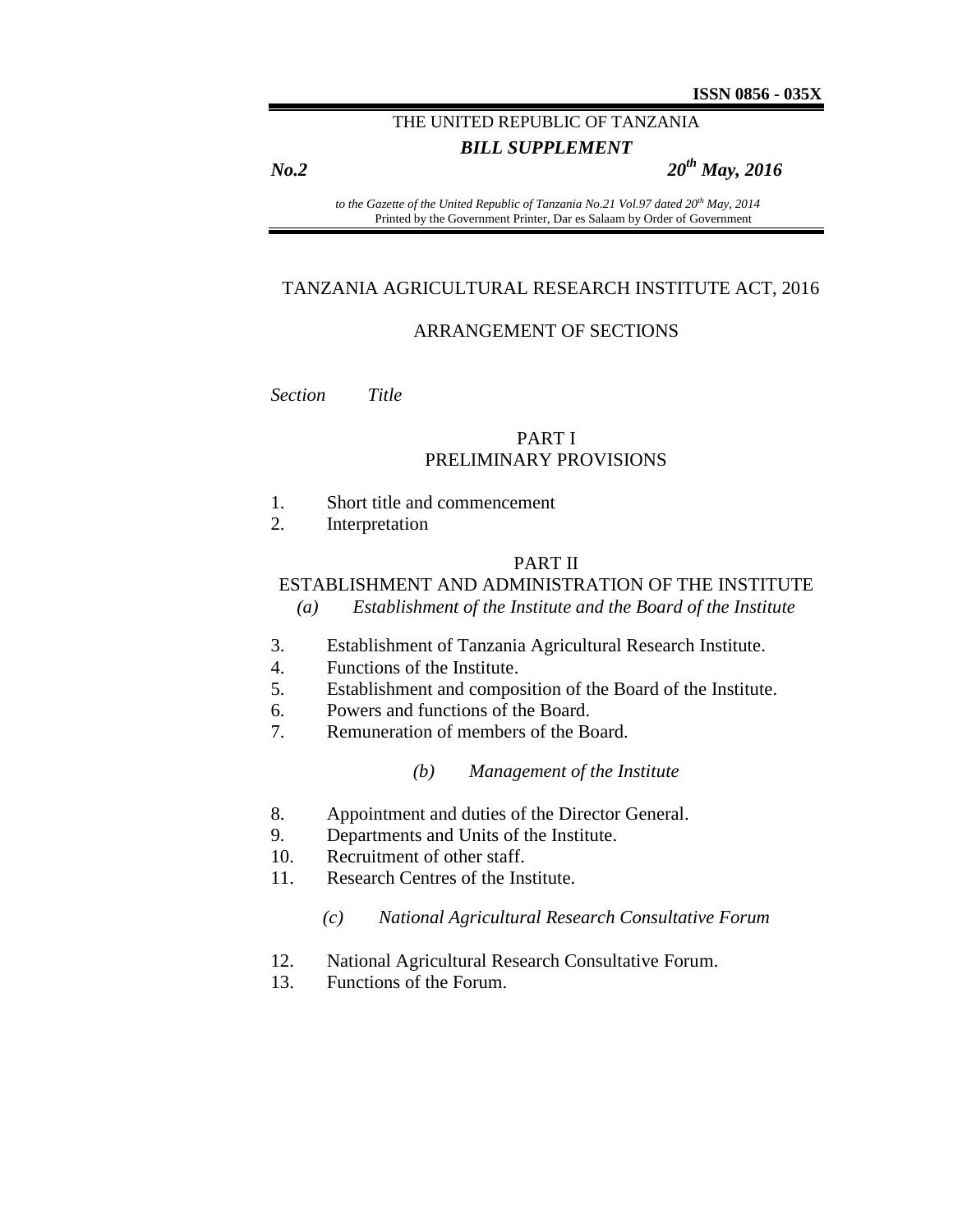**ISSN 0856 - 035X**

THE UNITED REPUBLIC OF TANZANIA

***BILL SUPPLEMENT***

***No.2*** ***20th May, 2016***

*to the Gazette of the United Republic of Tanzania No.21 Vol.97 dated 20th May, 2014*
Printed by the Government Printer, Dar es Salaam by Order of Government

# TANZANIA AGRICULTURAL RESEARCH INSTITUTE ACT, 2016

## ARRANGEMENT OF SECTIONS

*Section* *Title*

### PART I
### PRELIMINARY PROVISIONS

1. Short title and commencement
2. Interpretation

### PART II
### ESTABLISHMENT AND ADMINISTRATION OF THE INSTITUTE

*(a) Establishment of the Institute and the Board of the Institute*

3. Establishment of Tanzania Agricultural Research Institute.
4. Functions of the Institute.
5. Establishment and composition of the Board of the Institute.
6. Powers and functions of the Board.
7. Remuneration of members of the Board.

*(b) Management of the Institute*

8. Appointment and duties of the Director General.
9. Departments and Units of the Institute.
10. Recruitment of other staff.
11. Research Centres of the Institute.

*(c) National Agricultural Research Consultative Forum*

12. National Agricultural Research Consultative Forum.
13. Functions of the Forum.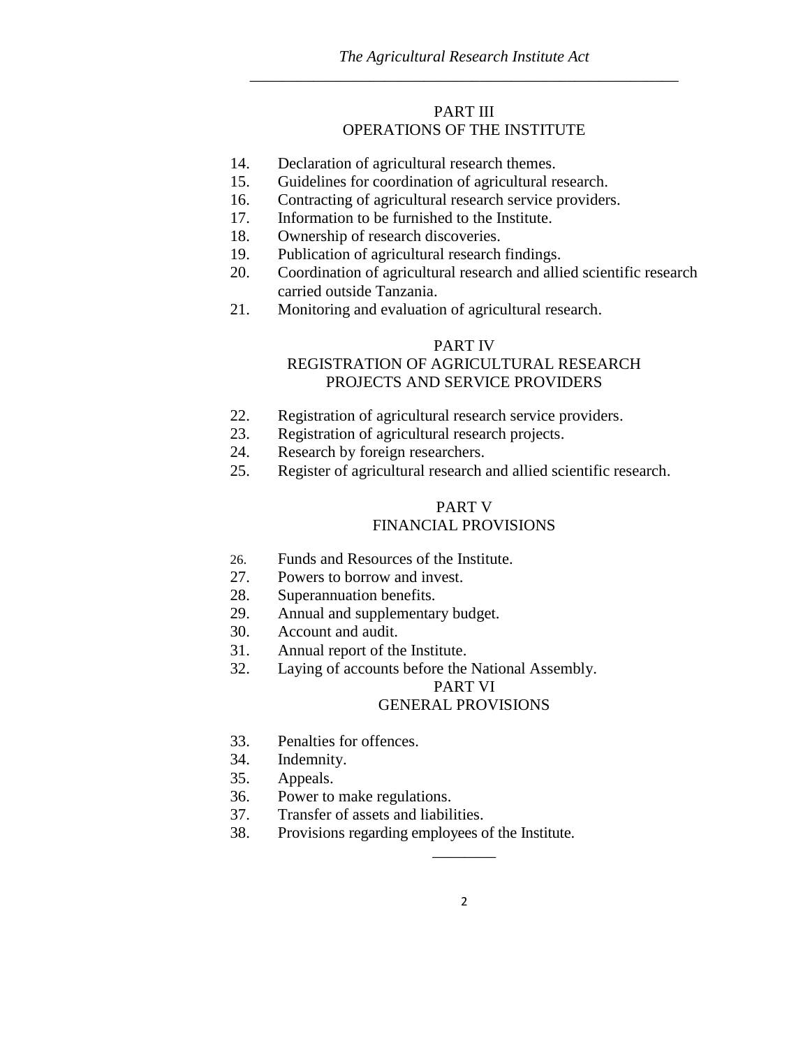## PART III
## OPERATIONS OF THE INSTITUTE

14. Declaration of agricultural research themes.
15. Guidelines for coordination of agricultural research.
16. Contracting of agricultural research service providers.
17. Information to be furnished to the Institute.
18. Ownership of research discoveries.
19. Publication of agricultural research findings.
20. Coordination of agricultural research and allied scientific research carried outside Tanzania.
21. Monitoring and evaluation of agricultural research.

## PART IV
## REGISTRATION OF AGRICULTURAL RESEARCH PROJECTS AND SERVICE PROVIDERS

22. Registration of agricultural research service providers.
23. Registration of agricultural research projects.
24. Research by foreign researchers.
25. Register of agricultural research and allied scientific research.

## PART V
## FINANCIAL PROVISIONS

26. Funds and Resources of the Institute.
27. Powers to borrow and invest.
28. Superannuation benefits.
29. Annual and supplementary budget.
30. Account and audit.
31. Annual report of the Institute.
32. Laying of accounts before the National Assembly.

## PART VI
## GENERAL PROVISIONS

33. Penalties for offences.
34. Indemnity.
35. Appeals.
36. Power to make regulations.
37. Transfer of assets and liabilities.
38. Provisions regarding employees of the Institute.

________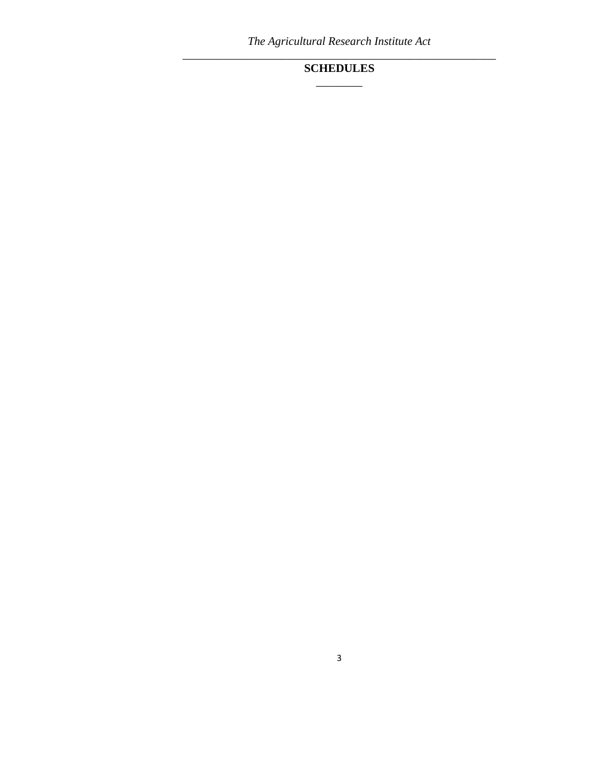**SCHEDULES**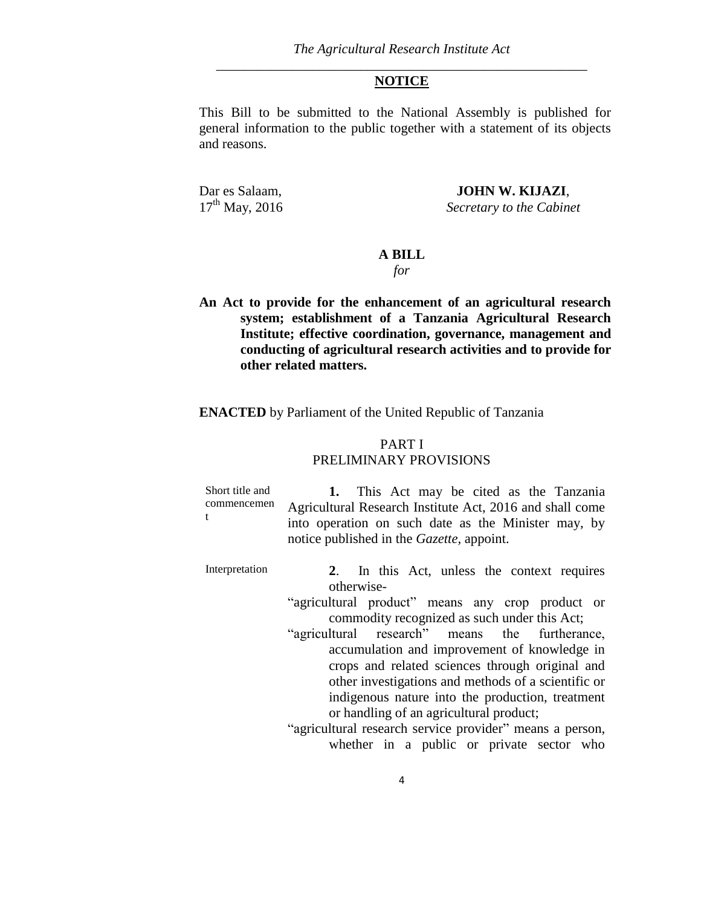## NOTICE

This Bill to be submitted to the National Assembly is published for general information to the public together with a statement of its objects and reasons.

Dar es Salaam,
17th May, 2016

**JOHN W. KIJAZI**,
*Secretary to the Cabinet*

**A BILL**
*for*

**An Act to provide for the enhancement of an agricultural research system; establishment of a Tanzania Agricultural Research Institute; effective coordination, governance, management and conducting of agricultural research activities and to provide for other related matters.**

**ENACTED** by Parliament of the United Republic of Tanzania

PART I
PRELIMINARY PROVISIONS

Short title and commencement

**1.** This Act may be cited as the Tanzania Agricultural Research Institute Act, 2016 and shall come into operation on such date as the Minister may, by notice published in the *Gazette*, appoint.

Interpretation

**2**. In this Act, unless the context requires otherwise-

"agricultural product" means any crop product or commodity recognized as such under this Act;

"agricultural research" means the furtherance, accumulation and improvement of knowledge in crops and related sciences through original and other investigations and methods of a scientific or indigenous nature into the production, treatment or handling of an agricultural product;

"agricultural research service provider" means a person, whether in a public or private sector who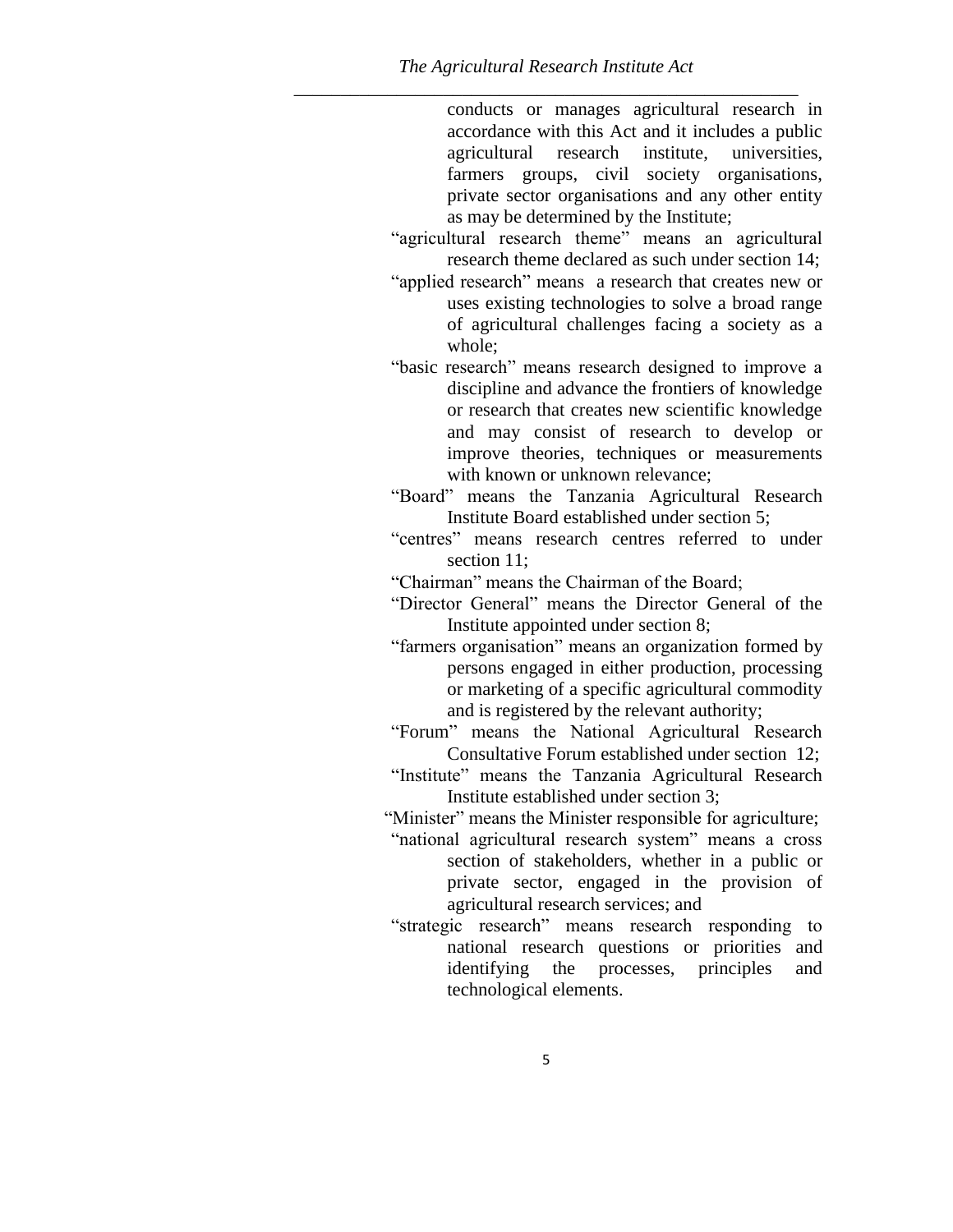conducts or manages agricultural research in accordance with this Act and it includes a public agricultural research institute, universities, farmers groups, civil society organisations, private sector organisations and any other entity as may be determined by the Institute;

"agricultural research theme" means an agricultural research theme declared as such under section 14;

"applied research" means a research that creates new or uses existing technologies to solve a broad range of agricultural challenges facing a society as a whole;

"basic research" means research designed to improve a discipline and advance the frontiers of knowledge or research that creates new scientific knowledge and may consist of research to develop or improve theories, techniques or measurements with known or unknown relevance;

"Board" means the Tanzania Agricultural Research Institute Board established under section 5;

"centres" means research centres referred to under section 11;

"Chairman" means the Chairman of the Board;

"Director General" means the Director General of the Institute appointed under section 8;

"farmers organisation" means an organization formed by persons engaged in either production, processing or marketing of a specific agricultural commodity and is registered by the relevant authority;

"Forum" means the National Agricultural Research Consultative Forum established under section 12;

"Institute" means the Tanzania Agricultural Research Institute established under section 3;

"Minister" means the Minister responsible for agriculture;

"national agricultural research system" means a cross section of stakeholders, whether in a public or private sector, engaged in the provision of agricultural research services; and

"strategic research" means research responding to national research questions or priorities and identifying the processes, principles and technological elements.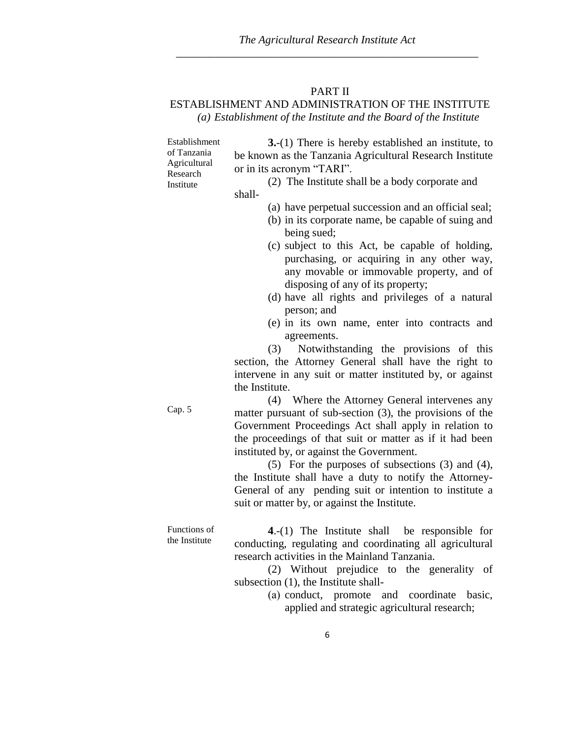## PART II

## ESTABLISHMENT AND ADMINISTRATION OF THE INSTITUTE

### *(a) Establishment of the Institute and the Board of the Institute*

Establishment of Tanzania Agricultural Research Institute

**3.**-(1) There is hereby established an institute, to be known as the Tanzania Agricultural Research Institute or in its acronym "TARI".

(2) The Institute shall be a body corporate and shall-

(a) have perpetual succession and an official seal;

(b) in its corporate name, be capable of suing and being sued;

(c) subject to this Act, be capable of holding, purchasing, or acquiring in any other way, any movable or immovable property, and of disposing of any of its property;

(d) have all rights and privileges of a natural person; and

(e) in its own name, enter into contracts and agreements.

(3) Notwithstanding the provisions of this section, the Attorney General shall have the right to intervene in any suit or matter instituted by, or against the Institute.

Cap. 5

(4) Where the Attorney General intervenes any matter pursuant of sub-section (3), the provisions of the Government Proceedings Act shall apply in relation to the proceedings of that suit or matter as if it had been instituted by, or against the Government.

(5) For the purposes of subsections (3) and (4), the Institute shall have a duty to notify the Attorney-General of any pending suit or intention to institute a suit or matter by, or against the Institute.

Functions of the Institute

**4**.-(1) The Institute shall be responsible for conducting, regulating and coordinating all agricultural research activities in the Mainland Tanzania.

(2) Without prejudice to the generality of subsection (1), the Institute shall-

(a) conduct, promote and coordinate basic, applied and strategic agricultural research;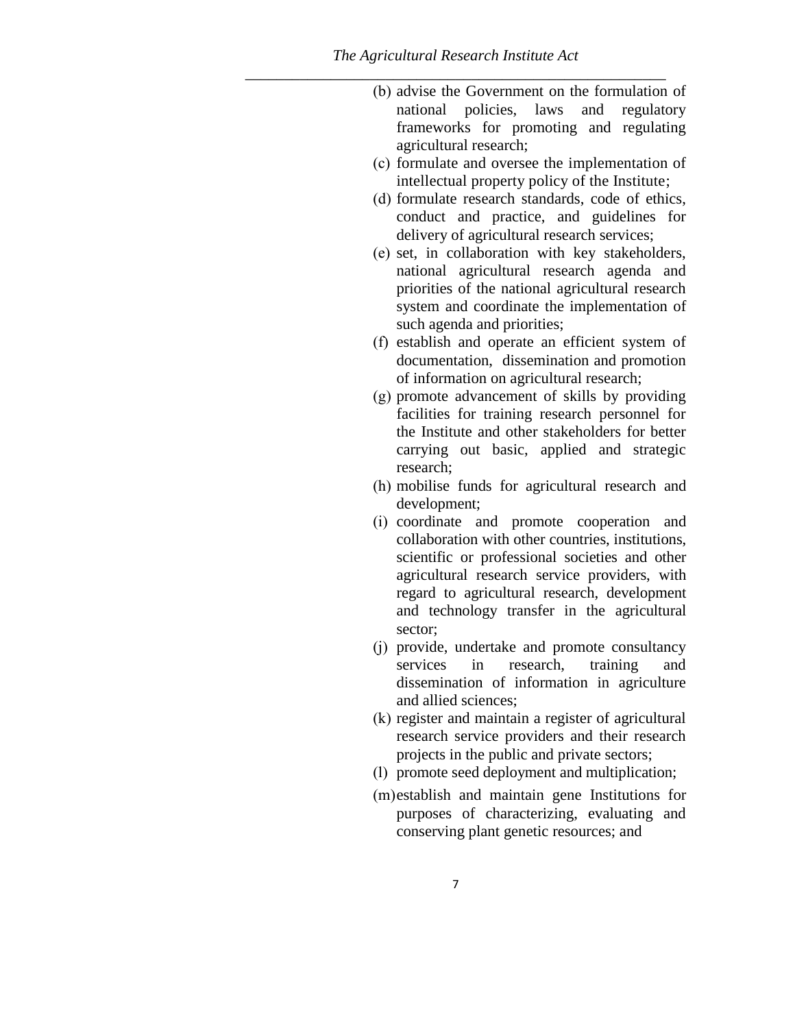(b) advise the Government on the formulation of national policies, laws and regulatory frameworks for promoting and regulating agricultural research;

(c) formulate and oversee the implementation of intellectual property policy of the Institute;

(d) formulate research standards, code of ethics, conduct and practice, and guidelines for delivery of agricultural research services;

(e) set, in collaboration with key stakeholders, national agricultural research agenda and priorities of the national agricultural research system and coordinate the implementation of such agenda and priorities;

(f) establish and operate an efficient system of documentation, dissemination and promotion of information on agricultural research;

(g) promote advancement of skills by providing facilities for training research personnel for the Institute and other stakeholders for better carrying out basic, applied and strategic research;

(h) mobilise funds for agricultural research and development;

(i) coordinate and promote cooperation and collaboration with other countries, institutions, scientific or professional societies and other agricultural research service providers, with regard to agricultural research, development and technology transfer in the agricultural sector;

(j) provide, undertake and promote consultancy services in research, training and dissemination of information in agriculture and allied sciences;

(k) register and maintain a register of agricultural research service providers and their research projects in the public and private sectors;

(l) promote seed deployment and multiplication;

(m) establish and maintain gene Institutions for purposes of characterizing, evaluating and conserving plant genetic resources; and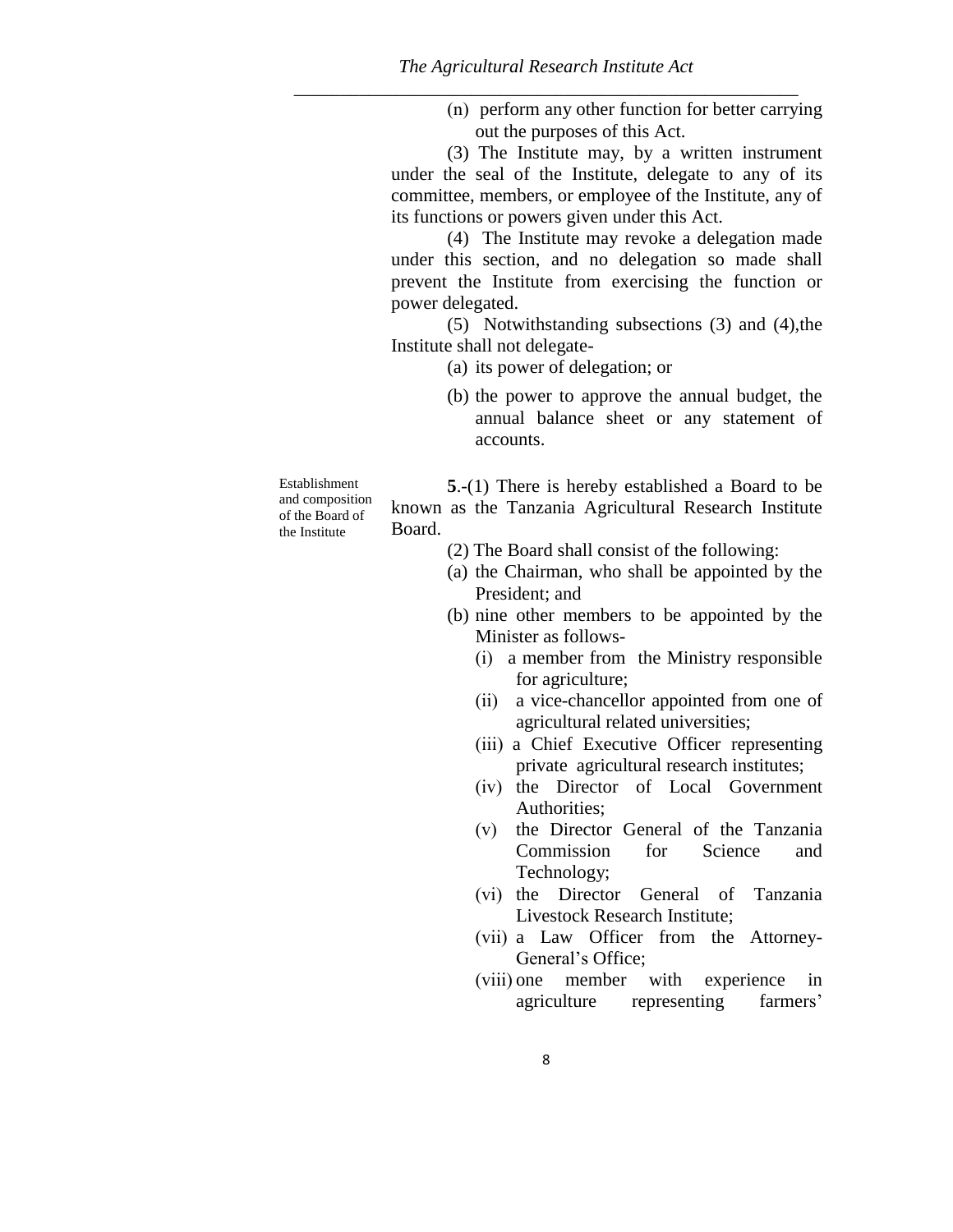(n) perform any other function for better carrying out the purposes of this Act.

(3) The Institute may, by a written instrument under the seal of the Institute, delegate to any of its committee, members, or employee of the Institute, any of its functions or powers given under this Act.

(4) The Institute may revoke a delegation made under this section, and no delegation so made shall prevent the Institute from exercising the function or power delegated.

(5) Notwithstanding subsections (3) and (4),the Institute shall not delegate-

(a) its power of delegation; or

(b) the power to approve the annual budget, the annual balance sheet or any statement of accounts.

Establishment and composition of the Board of the Institute

**5**.-(1) There is hereby established a Board to be known as the Tanzania Agricultural Research Institute Board.

(2) The Board shall consist of the following:

(a) the Chairman, who shall be appointed by the President; and

(b) nine other members to be appointed by the Minister as follows-

(i) a member from the Ministry responsible for agriculture;

(ii) a vice-chancellor appointed from one of agricultural related universities;

(iii) a Chief Executive Officer representing private agricultural research institutes;

(iv) the Director of Local Government Authorities;

(v) the Director General of the Tanzania Commission for Science and Technology;

(vi) the Director General of Tanzania Livestock Research Institute;

(vii) a Law Officer from the Attorney-General's Office;

(viii) one member with experience in agriculture representing farmers'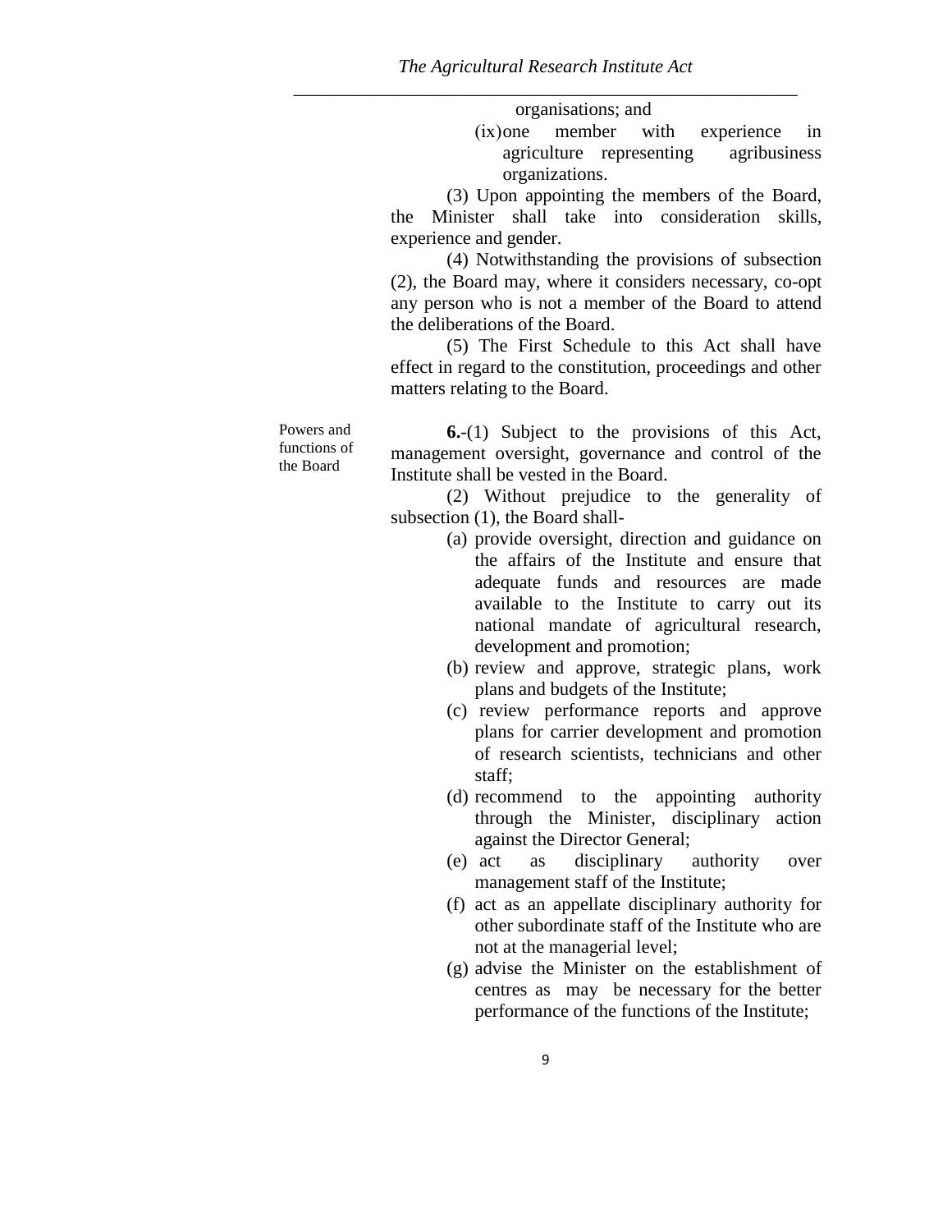organisations; and

(ix) one member with experience in agriculture representing agribusiness organizations.

(3) Upon appointing the members of the Board, the Minister shall take into consideration skills, experience and gender.

(4) Notwithstanding the provisions of subsection (2), the Board may, where it considers necessary, co-opt any person who is not a member of the Board to attend the deliberations of the Board.

(5) The First Schedule to this Act shall have effect in regard to the constitution, proceedings and other matters relating to the Board.

Powers and functions of the Board

**6.**-(1) Subject to the provisions of this Act, management oversight, governance and control of the Institute shall be vested in the Board.

(2) Without prejudice to the generality of subsection (1), the Board shall-

(a) provide oversight, direction and guidance on the affairs of the Institute and ensure that adequate funds and resources are made available to the Institute to carry out its national mandate of agricultural research, development and promotion;

(b) review and approve, strategic plans, work plans and budgets of the Institute;

(c) review performance reports and approve plans for carrier development and promotion of research scientists, technicians and other staff;

(d) recommend to the appointing authority through the Minister, disciplinary action against the Director General;

(e) act as disciplinary authority over management staff of the Institute;

(f) act as an appellate disciplinary authority for other subordinate staff of the Institute who are not at the managerial level;

(g) advise the Minister on the establishment of centres as may be necessary for the better performance of the functions of the Institute;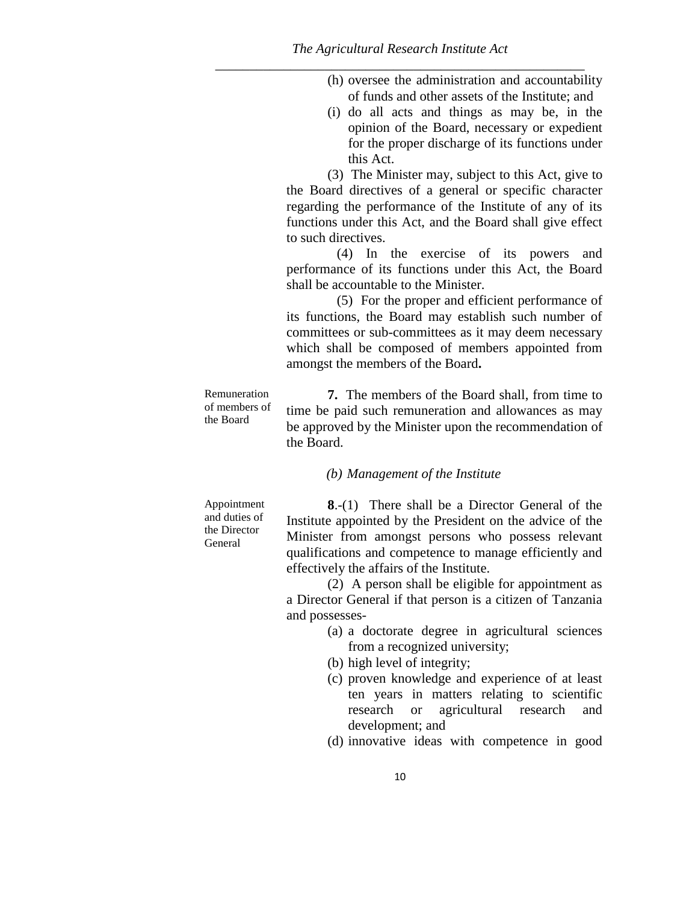(h) oversee the administration and accountability of funds and other assets of the Institute; and

(i) do all acts and things as may be, in the opinion of the Board, necessary or expedient for the proper discharge of its functions under this Act.

(3) The Minister may, subject to this Act, give to the Board directives of a general or specific character regarding the performance of the Institute of any of its functions under this Act, and the Board shall give effect to such directives.

(4) In the exercise of its powers and performance of its functions under this Act, the Board shall be accountable to the Minister.

(5) For the proper and efficient performance of its functions, the Board may establish such number of committees or sub-committees as it may deem necessary which shall be composed of members appointed from amongst the members of the Board**.**

Remuneration of members of the Board

**7.** The members of the Board shall, from time to time be paid such remuneration and allowances as may be approved by the Minister upon the recommendation of the Board.

*(b) Management of the Institute*

Appointment and duties of the Director General

**8**.-(1) There shall be a Director General of the Institute appointed by the President on the advice of the Minister from amongst persons who possess relevant qualifications and competence to manage efficiently and effectively the affairs of the Institute.

(2) A person shall be eligible for appointment as a Director General if that person is a citizen of Tanzania and possesses-

(a) a doctorate degree in agricultural sciences from a recognized university;

(b) high level of integrity;

(c) proven knowledge and experience of at least ten years in matters relating to scientific research or agricultural research and development; and

(d) innovative ideas with competence in good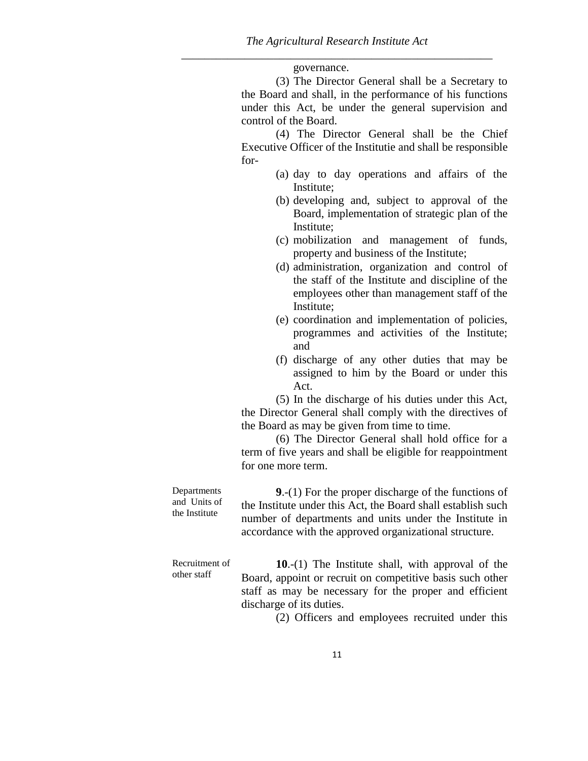governance.

(3) The Director General shall be a Secretary to the Board and shall, in the performance of his functions under this Act, be under the general supervision and control of the Board.

(4) The Director General shall be the Chief Executive Officer of the Institutie and shall be responsible for-

(a) day to day operations and affairs of the Institute;

(b) developing and, subject to approval of the Board, implementation of strategic plan of the Institute;

(c) mobilization and management of funds, property and business of the Institute;

(d) administration, organization and control of the staff of the Institute and discipline of the employees other than management staff of the Institute;

(e) coordination and implementation of policies, programmes and activities of the Institute; and

(f) discharge of any other duties that may be assigned to him by the Board or under this Act.

(5) In the discharge of his duties under this Act, the Director General shall comply with the directives of the Board as may be given from time to time.

(6) The Director General shall hold office for a term of five years and shall be eligible for reappointment for one more term.

Departments and Units of the Institute

**9**.-(1) For the proper discharge of the functions of the Institute under this Act, the Board shall establish such number of departments and units under the Institute in accordance with the approved organizational structure.

Recruitment of other staff

**10**.-(1) The Institute shall, with approval of the Board, appoint or recruit on competitive basis such other staff as may be necessary for the proper and efficient discharge of its duties.

(2) Officers and employees recruited under this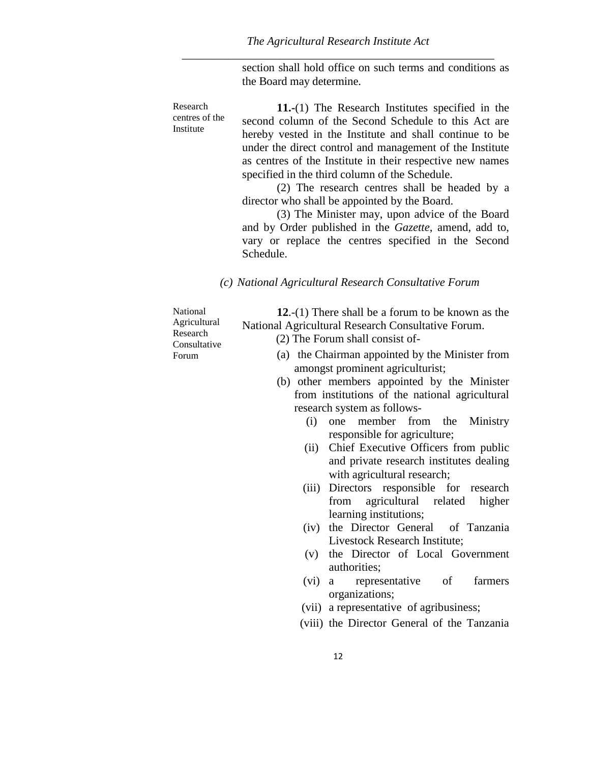section shall hold office on such terms and conditions as the Board may determine.

Research centres of the Institute

**11.-**(1) The Research Institutes specified in the second column of the Second Schedule to this Act are hereby vested in the Institute and shall continue to be under the direct control and management of the Institute as centres of the Institute in their respective new names specified in the third column of the Schedule.

(2) The research centres shall be headed by a director who shall be appointed by the Board.

(3) The Minister may, upon advice of the Board and by Order published in the *Gazette*, amend, add to, vary or replace the centres specified in the Second Schedule.

### *(c) National Agricultural Research Consultative Forum*

National Agricultural Research Consultative Forum

**12**.-(1) There shall be a forum to be known as the National Agricultural Research Consultative Forum.

(2) The Forum shall consist of-

(a) the Chairman appointed by the Minister from amongst prominent agriculturist;

(b) other members appointed by the Minister from institutions of the national agricultural research system as follows-

(i) one member from the Ministry responsible for agriculture;

(ii) Chief Executive Officers from public and private research institutes dealing with agricultural research;

(iii) Directors responsible for research from agricultural related higher learning institutions;

(iv) the Director General of Tanzania Livestock Research Institute;

(v) the Director of Local Government authorities;

(vi) a representative of farmers organizations;

(vii) a representative of agribusiness;

(viii) the Director General of the Tanzania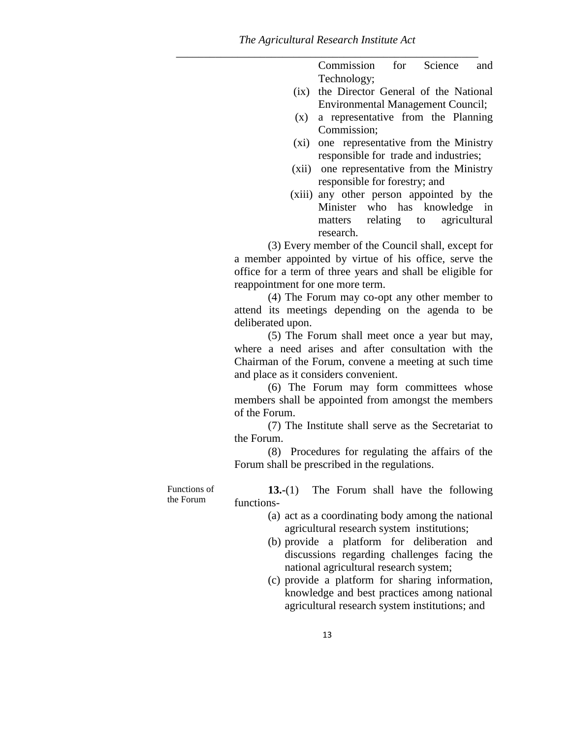Commission for Science and Technology;

(ix) the Director General of the National Environmental Management Council;

(x) a representative from the Planning Commission;

(xi) one representative from the Ministry responsible for trade and industries;

(xii) one representative from the Ministry responsible for forestry; and

(xiii) any other person appointed by the Minister who has knowledge in matters relating to agricultural research.

(3) Every member of the Council shall, except for a member appointed by virtue of his office, serve the office for a term of three years and shall be eligible for reappointment for one more term.

(4) The Forum may co-opt any other member to attend its meetings depending on the agenda to be deliberated upon.

(5) The Forum shall meet once a year but may, where a need arises and after consultation with the Chairman of the Forum, convene a meeting at such time and place as it considers convenient.

(6) The Forum may form committees whose members shall be appointed from amongst the members of the Forum.

(7) The Institute shall serve as the Secretariat to the Forum.

(8) Procedures for regulating the affairs of the Forum shall be prescribed in the regulations.

Functions of the Forum

**13.**-(1) The Forum shall have the following functions-

(a) act as a coordinating body among the national agricultural research system institutions;

(b) provide a platform for deliberation and discussions regarding challenges facing the national agricultural research system;

(c) provide a platform for sharing information, knowledge and best practices among national agricultural research system institutions; and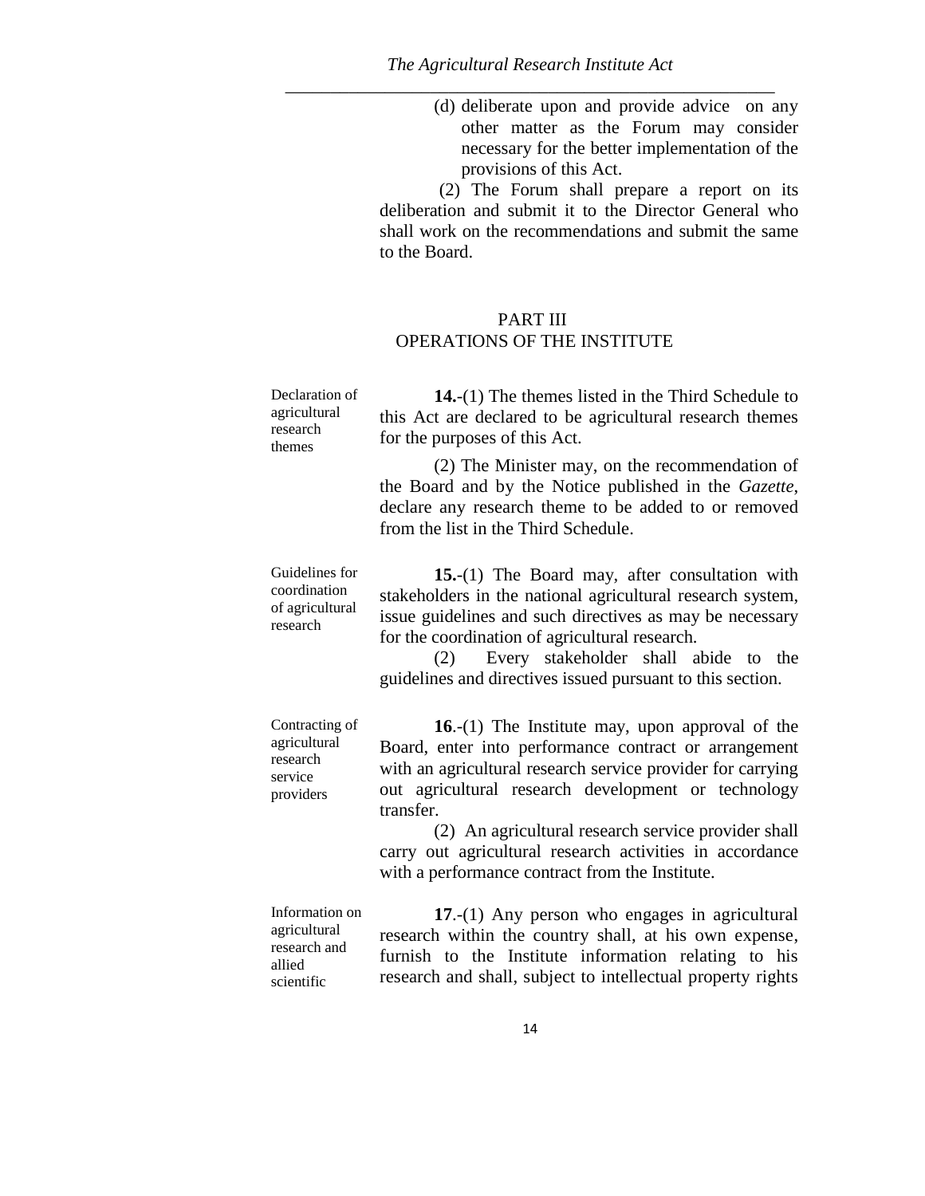(d) deliberate upon and provide advice on any other matter as the Forum may consider necessary for the better implementation of the provisions of this Act.

(2) The Forum shall prepare a report on its deliberation and submit it to the Director General who shall work on the recommendations and submit the same to the Board.

## PART III
## OPERATIONS OF THE INSTITUTE

Declaration of agricultural research themes

**14.**-(1) The themes listed in the Third Schedule to this Act are declared to be agricultural research themes for the purposes of this Act.

(2) The Minister may, on the recommendation of the Board and by the Notice published in the *Gazette*, declare any research theme to be added to or removed from the list in the Third Schedule.

Guidelines for coordination of agricultural research

**15.**-(1) The Board may, after consultation with stakeholders in the national agricultural research system, issue guidelines and such directives as may be necessary for the coordination of agricultural research.

(2) Every stakeholder shall abide to the guidelines and directives issued pursuant to this section.

Contracting of agricultural research service providers

**16**.-(1) The Institute may, upon approval of the Board, enter into performance contract or arrangement with an agricultural research service provider for carrying out agricultural research development or technology transfer.

(2) An agricultural research service provider shall carry out agricultural research activities in accordance with a performance contract from the Institute.

Information on agricultural research and allied scientific

**17**.-(1) Any person who engages in agricultural research within the country shall, at his own expense, furnish to the Institute information relating to his research and shall, subject to intellectual property rights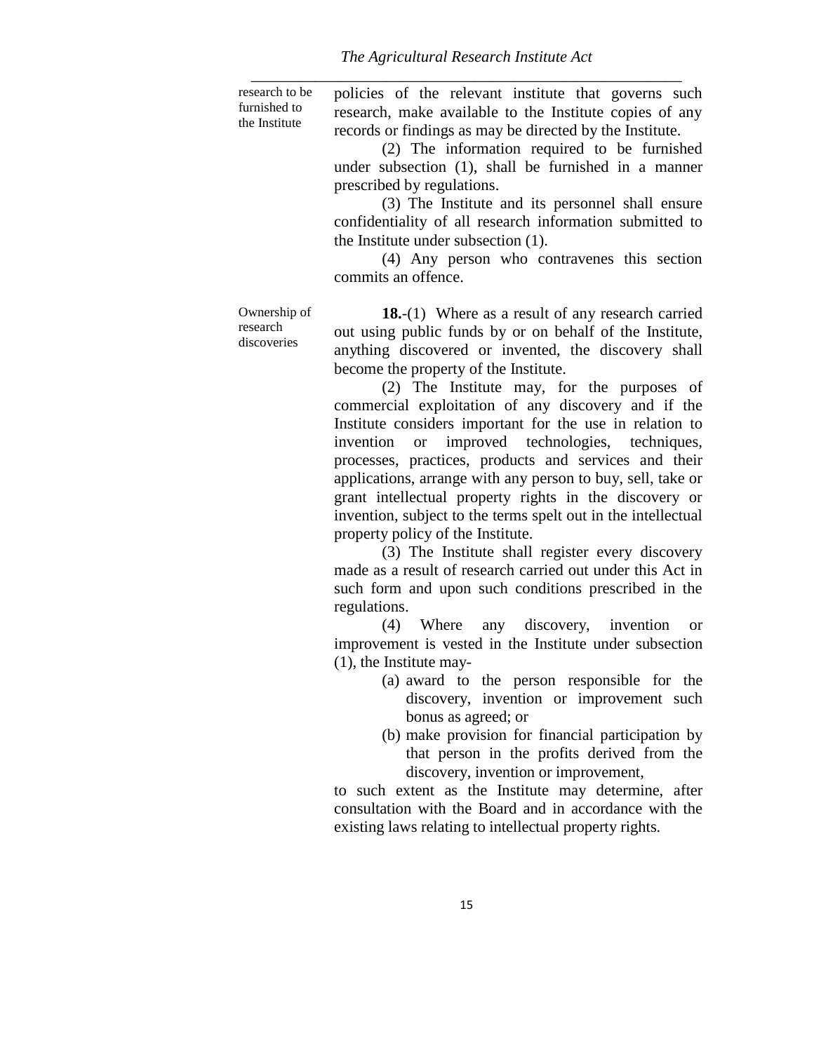research to be furnished to the Institute

policies of the relevant institute that governs such research, make available to the Institute copies of any records or findings as may be directed by the Institute.

(2) The information required to be furnished under subsection (1), shall be furnished in a manner prescribed by regulations.

(3) The Institute and its personnel shall ensure confidentiality of all research information submitted to the Institute under subsection (1).

(4) Any person who contravenes this section commits an offence.

Ownership of research discoveries

**18.**-(1) Where as a result of any research carried out using public funds by or on behalf of the Institute, anything discovered or invented, the discovery shall become the property of the Institute.

(2) The Institute may, for the purposes of commercial exploitation of any discovery and if the Institute considers important for the use in relation to invention or improved technologies, techniques, processes, practices, products and services and their applications, arrange with any person to buy, sell, take or grant intellectual property rights in the discovery or invention, subject to the terms spelt out in the intellectual property policy of the Institute.

(3) The Institute shall register every discovery made as a result of research carried out under this Act in such form and upon such conditions prescribed in the regulations.

(4) Where any discovery, invention or improvement is vested in the Institute under subsection (1), the Institute may-

(a) award to the person responsible for the discovery, invention or improvement such bonus as agreed; or

(b) make provision for financial participation by that person in the profits derived from the discovery, invention or improvement,

to such extent as the Institute may determine, after consultation with the Board and in accordance with the existing laws relating to intellectual property rights.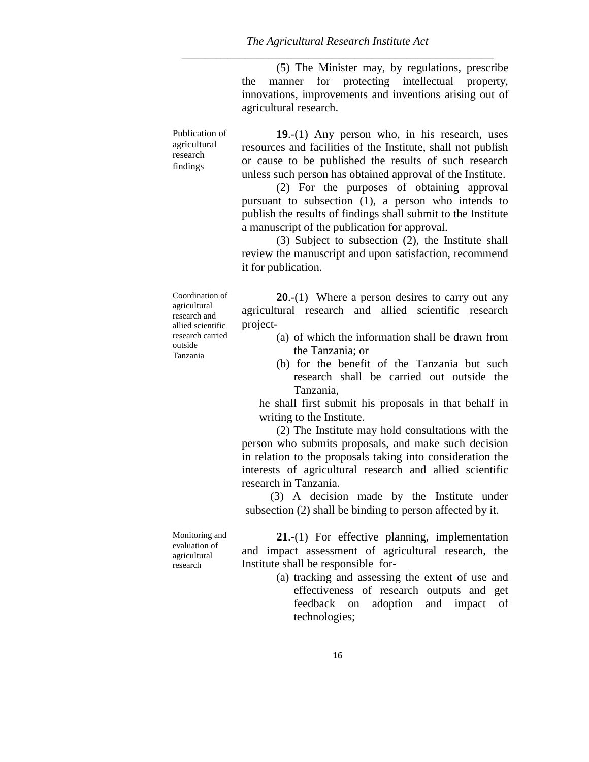(5) The Minister may, by regulations, prescribe the manner for protecting intellectual property, innovations, improvements and inventions arising out of agricultural research.

Publication of agricultural research findings

**19**.-(1) Any person who, in his research, uses resources and facilities of the Institute, shall not publish or cause to be published the results of such research unless such person has obtained approval of the Institute.

(2) For the purposes of obtaining approval pursuant to subsection (1), a person who intends to publish the results of findings shall submit to the Institute a manuscript of the publication for approval.

(3) Subject to subsection (2), the Institute shall review the manuscript and upon satisfaction, recommend it for publication.

Coordination of agricultural research and allied scientific research carried outside Tanzania

**20**.-(1) Where a person desires to carry out any agricultural research and allied scientific research project-

(a) of which the information shall be drawn from the Tanzania; or

(b) for the benefit of the Tanzania but such research shall be carried out outside the Tanzania,

he shall first submit his proposals in that behalf in writing to the Institute.

(2) The Institute may hold consultations with the person who submits proposals, and make such decision in relation to the proposals taking into consideration the interests of agricultural research and allied scientific research in Tanzania.

(3) A decision made by the Institute under subsection (2) shall be binding to person affected by it.

Monitoring and evaluation of agricultural research

**21**.-(1) For effective planning, implementation and impact assessment of agricultural research, the Institute shall be responsible for-

(a) tracking and assessing the extent of use and effectiveness of research outputs and get feedback on adoption and impact of technologies;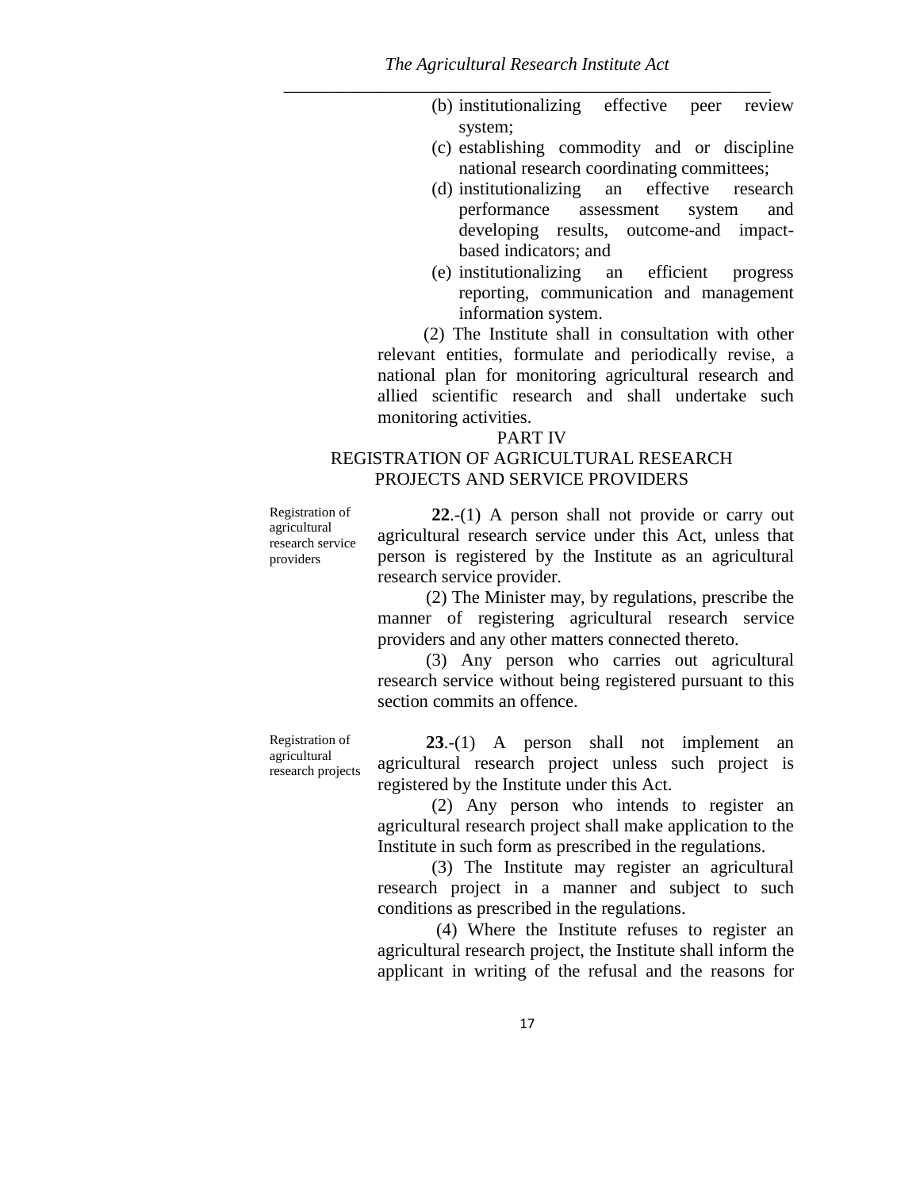(b) institutionalizing effective peer review system;

(c) establishing commodity and or discipline national research coordinating committees;

(d) institutionalizing an effective research performance assessment system and developing results, outcome-and impact-based indicators; and

(e) institutionalizing an efficient progress reporting, communication and management information system.

(2) The Institute shall in consultation with other relevant entities, formulate and periodically revise, a national plan for monitoring agricultural research and allied scientific research and shall undertake such monitoring activities.

## PART IV

## REGISTRATION OF AGRICULTURAL RESEARCH PROJECTS AND SERVICE PROVIDERS

Registration of agricultural research service providers

**22**.-(1) A person shall not provide or carry out agricultural research service under this Act, unless that person is registered by the Institute as an agricultural research service provider.

(2) The Minister may, by regulations, prescribe the manner of registering agricultural research service providers and any other matters connected thereto.

(3) Any person who carries out agricultural research service without being registered pursuant to this section commits an offence.

Registration of agricultural research projects

**23**.-(1) A person shall not implement an agricultural research project unless such project is registered by the Institute under this Act.

(2) Any person who intends to register an agricultural research project shall make application to the Institute in such form as prescribed in the regulations.

(3) The Institute may register an agricultural research project in a manner and subject to such conditions as prescribed in the regulations.

(4) Where the Institute refuses to register an agricultural research project, the Institute shall inform the applicant in writing of the refusal and the reasons for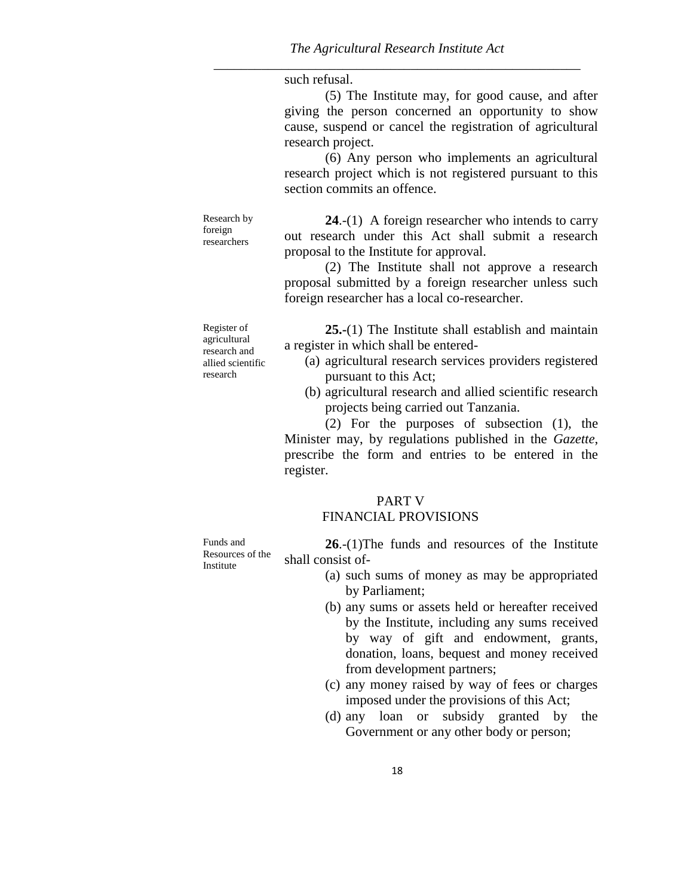such refusal.

(5) The Institute may, for good cause, and after giving the person concerned an opportunity to show cause, suspend or cancel the registration of agricultural research project.

(6) Any person who implements an agricultural research project which is not registered pursuant to this section commits an offence.

Research by foreign researchers

**24**.-(1) A foreign researcher who intends to carry out research under this Act shall submit a research proposal to the Institute for approval.

(2) The Institute shall not approve a research proposal submitted by a foreign researcher unless such foreign researcher has a local co-researcher.

Register of agricultural research and allied scientific research

**25.-**(1) The Institute shall establish and maintain a register in which shall be entered-

(a) agricultural research services providers registered pursuant to this Act;

(b) agricultural research and allied scientific research projects being carried out Tanzania.

(2) For the purposes of subsection (1), the Minister may, by regulations published in the *Gazette*, prescribe the form and entries to be entered in the register.

## PART V
## FINANCIAL PROVISIONS

Funds and Resources of the Institute

**26**.-(1)The funds and resources of the Institute shall consist of-

(a) such sums of money as may be appropriated by Parliament;

(b) any sums or assets held or hereafter received by the Institute, including any sums received by way of gift and endowment, grants, donation, loans, bequest and money received from development partners;

(c) any money raised by way of fees or charges imposed under the provisions of this Act;

(d) any loan or subsidy granted by the Government or any other body or person;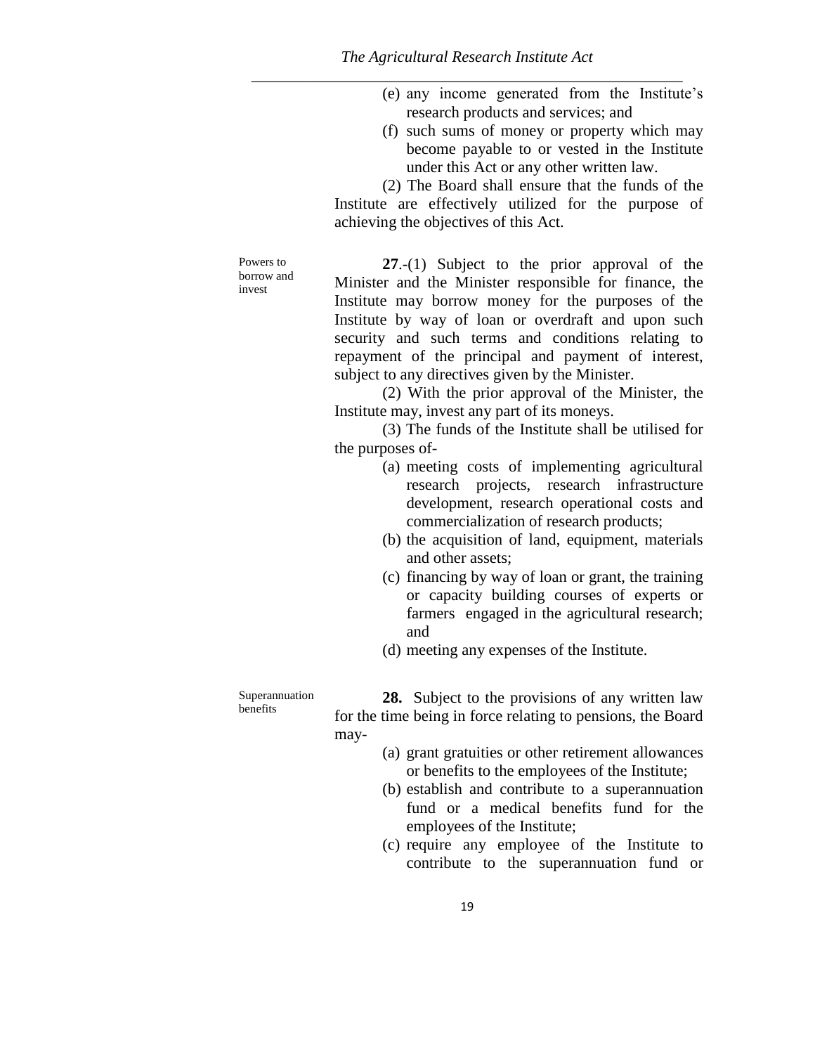(e) any income generated from the Institute's research products and services; and

(f) such sums of money or property which may become payable to or vested in the Institute under this Act or any other written law.

(2) The Board shall ensure that the funds of the Institute are effectively utilized for the purpose of achieving the objectives of this Act.

Powers to borrow and invest

**27**.-(1) Subject to the prior approval of the Minister and the Minister responsible for finance, the Institute may borrow money for the purposes of the Institute by way of loan or overdraft and upon such security and such terms and conditions relating to repayment of the principal and payment of interest, subject to any directives given by the Minister.

(2) With the prior approval of the Minister, the Institute may, invest any part of its moneys.

(3) The funds of the Institute shall be utilised for the purposes of-

(a) meeting costs of implementing agricultural research projects, research infrastructure development, research operational costs and commercialization of research products;

(b) the acquisition of land, equipment, materials and other assets;

(c) financing by way of loan or grant, the training or capacity building courses of experts or farmers engaged in the agricultural research; and

(d) meeting any expenses of the Institute.

Superannuation benefits

**28.** Subject to the provisions of any written law for the time being in force relating to pensions, the Board may-

(a) grant gratuities or other retirement allowances or benefits to the employees of the Institute;

(b) establish and contribute to a superannuation fund or a medical benefits fund for the employees of the Institute;

(c) require any employee of the Institute to contribute to the superannuation fund or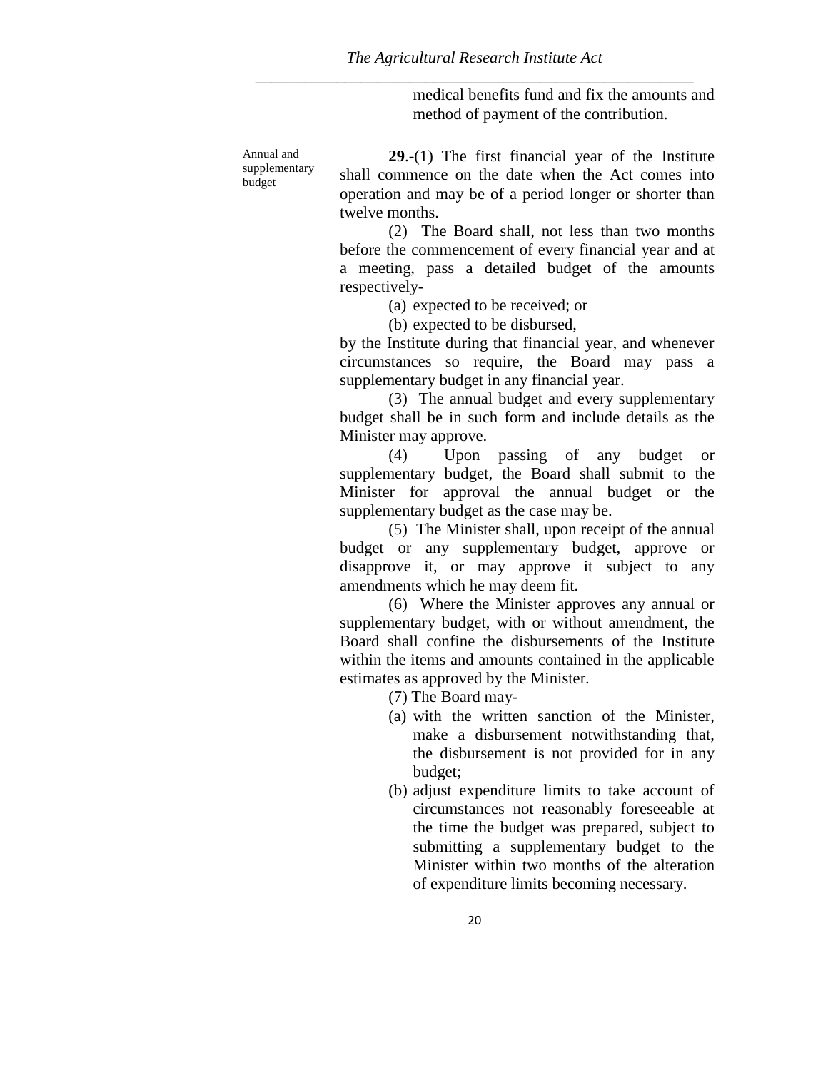medical benefits fund and fix the amounts and method of payment of the contribution.

Annual and supplementary budget

**29**.-(1) The first financial year of the Institute shall commence on the date when the Act comes into operation and may be of a period longer or shorter than twelve months.

(2) The Board shall, not less than two months before the commencement of every financial year and at a meeting, pass a detailed budget of the amounts respectively-

(a) expected to be received; or

(b) expected to be disbursed,

by the Institute during that financial year, and whenever circumstances so require, the Board may pass a supplementary budget in any financial year.

(3) The annual budget and every supplementary budget shall be in such form and include details as the Minister may approve.

(4) Upon passing of any budget or supplementary budget, the Board shall submit to the Minister for approval the annual budget or the supplementary budget as the case may be.

(5) The Minister shall, upon receipt of the annual budget or any supplementary budget, approve or disapprove it, or may approve it subject to any amendments which he may deem fit.

(6) Where the Minister approves any annual or supplementary budget, with or without amendment, the Board shall confine the disbursements of the Institute within the items and amounts contained in the applicable estimates as approved by the Minister.

(7) The Board may-

(a) with the written sanction of the Minister, make a disbursement notwithstanding that, the disbursement is not provided for in any budget;

(b) adjust expenditure limits to take account of circumstances not reasonably foreseeable at the time the budget was prepared, subject to submitting a supplementary budget to the Minister within two months of the alteration of expenditure limits becoming necessary.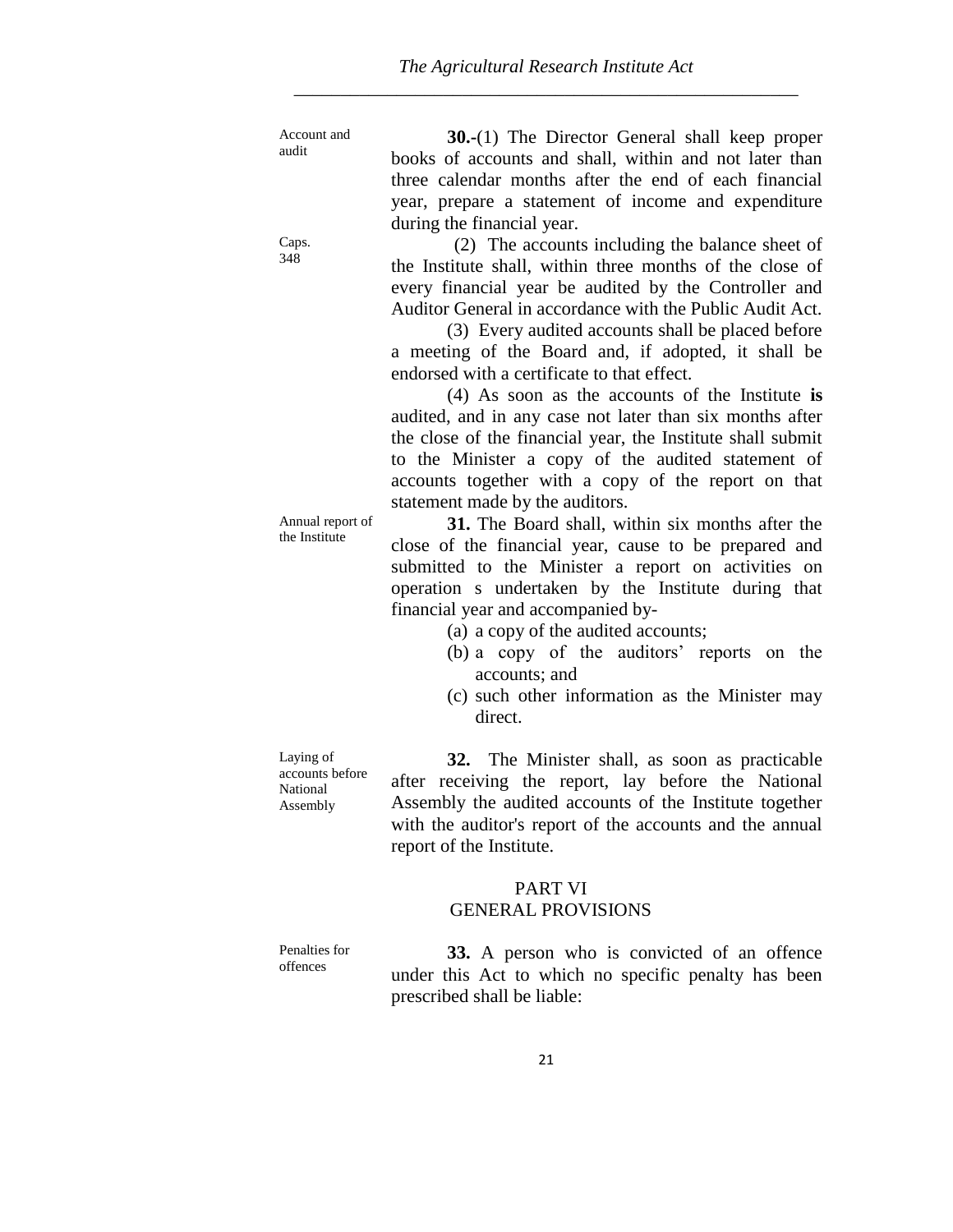Account and audit

**30.**-(1) The Director General shall keep proper books of accounts and shall, within and not later than three calendar months after the end of each financial year, prepare a statement of income and expenditure during the financial year.

Caps. 348

(2) The accounts including the balance sheet of the Institute shall, within three months of the close of every financial year be audited by the Controller and Auditor General in accordance with the Public Audit Act.

(3) Every audited accounts shall be placed before a meeting of the Board and, if adopted, it shall be endorsed with a certificate to that effect.

(4) As soon as the accounts of the Institute **is** audited, and in any case not later than six months after the close of the financial year, the Institute shall submit to the Minister a copy of the audited statement of accounts together with a copy of the report on that statement made by the auditors.

Annual report of the Institute

**31.** The Board shall, within six months after the close of the financial year, cause to be prepared and submitted to the Minister a report on activities on operation s undertaken by the Institute during that financial year and accompanied by-

(a) a copy of the audited accounts;

(b) a copy of the auditors' reports on the accounts; and

(c) such other information as the Minister may direct.

Laying of accounts before National Assembly

**32.** The Minister shall, as soon as practicable after receiving the report, lay before the National Assembly the audited accounts of the Institute together with the auditor's report of the accounts and the annual report of the Institute.

## PART VI
## GENERAL PROVISIONS

Penalties for offences

**33.** A person who is convicted of an offence under this Act to which no specific penalty has been prescribed shall be liable: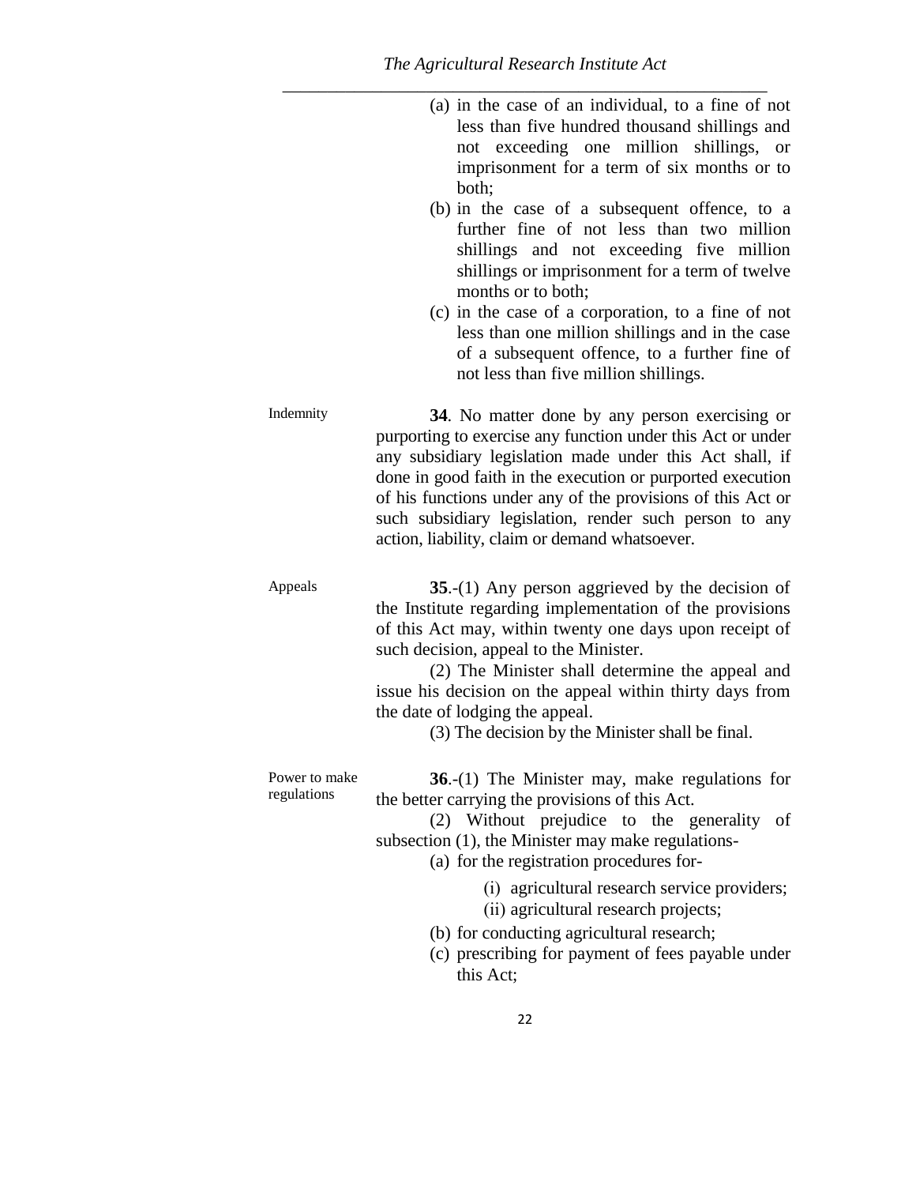(a) in the case of an individual, to a fine of not less than five hundred thousand shillings and not exceeding one million shillings, or imprisonment for a term of six months or to both;

(b) in the case of a subsequent offence, to a further fine of not less than two million shillings and not exceeding five million shillings or imprisonment for a term of twelve months or to both;

(c) in the case of a corporation, to a fine of not less than one million shillings and in the case of a subsequent offence, to a further fine of not less than five million shillings.

Indemnity

**34**. No matter done by any person exercising or purporting to exercise any function under this Act or under any subsidiary legislation made under this Act shall, if done in good faith in the execution or purported execution of his functions under any of the provisions of this Act or such subsidiary legislation, render such person to any action, liability, claim or demand whatsoever.

Appeals

**35**.-(1) Any person aggrieved by the decision of the Institute regarding implementation of the provisions of this Act may, within twenty one days upon receipt of such decision, appeal to the Minister.

(2) The Minister shall determine the appeal and issue his decision on the appeal within thirty days from the date of lodging the appeal.

(3) The decision by the Minister shall be final.

Power to make regulations

**36**.-(1) The Minister may, make regulations for the better carrying the provisions of this Act.

(2) Without prejudice to the generality of subsection (1), the Minister may make regulations-

(a) for the registration procedures for-

(i) agricultural research service providers;

(ii) agricultural research projects;

(b) for conducting agricultural research;

(c) prescribing for payment of fees payable under this Act;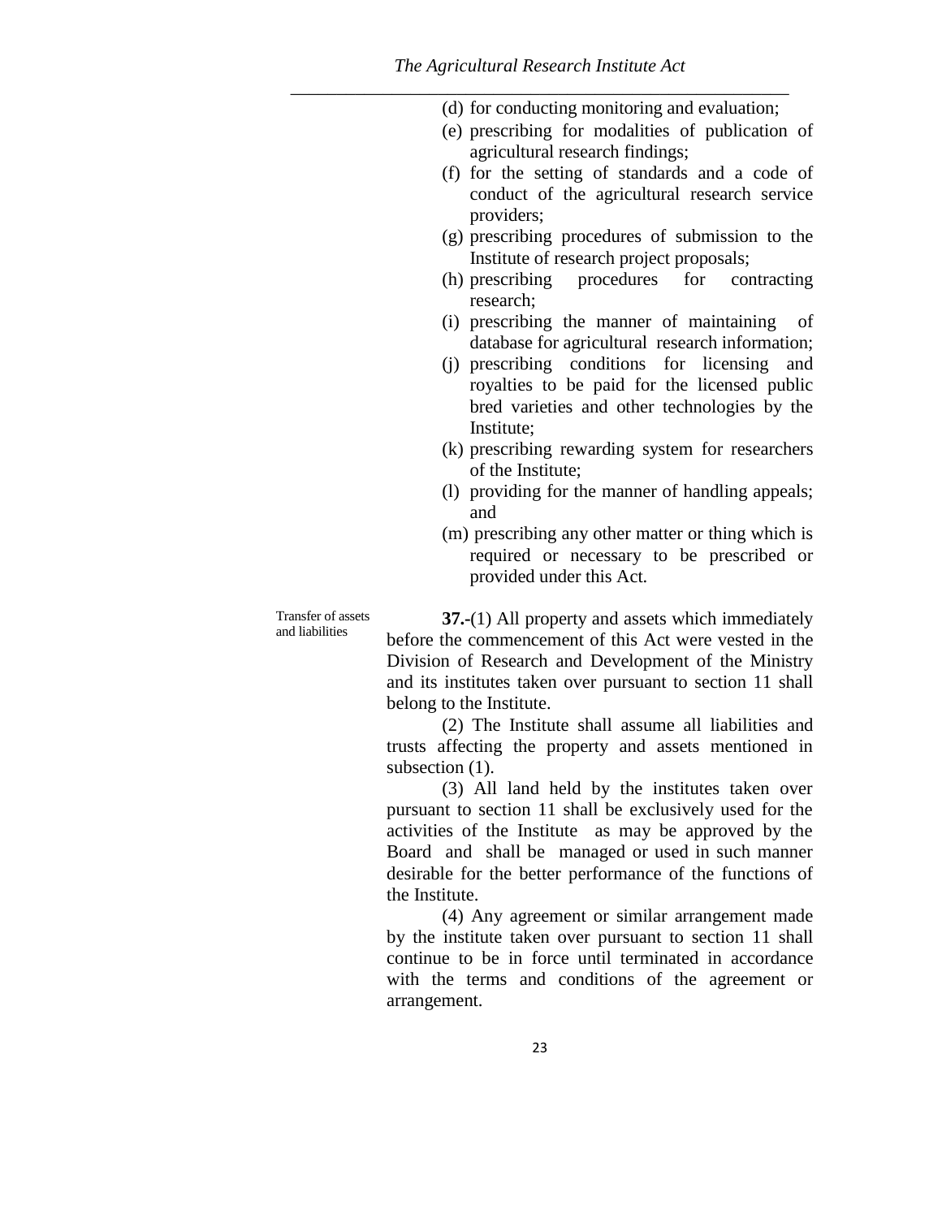(d) for conducting monitoring and evaluation;

(e) prescribing for modalities of publication of agricultural research findings;

(f) for the setting of standards and a code of conduct of the agricultural research service providers;

(g) prescribing procedures of submission to the Institute of research project proposals;

(h) prescribing procedures for contracting research;

(i) prescribing the manner of maintaining of database for agricultural research information;

(j) prescribing conditions for licensing and royalties to be paid for the licensed public bred varieties and other technologies by the Institute;

(k) prescribing rewarding system for researchers of the Institute;

(l) providing for the manner of handling appeals; and

(m) prescribing any other matter or thing which is required or necessary to be prescribed or provided under this Act.

Transfer of assets and liabilities

**37.-**(1) All property and assets which immediately before the commencement of this Act were vested in the Division of Research and Development of the Ministry and its institutes taken over pursuant to section 11 shall belong to the Institute.

(2) The Institute shall assume all liabilities and trusts affecting the property and assets mentioned in subsection (1).

(3) All land held by the institutes taken over pursuant to section 11 shall be exclusively used for the activities of the Institute as may be approved by the Board and shall be managed or used in such manner desirable for the better performance of the functions of the Institute.

(4) Any agreement or similar arrangement made by the institute taken over pursuant to section 11 shall continue to be in force until terminated in accordance with the terms and conditions of the agreement or arrangement.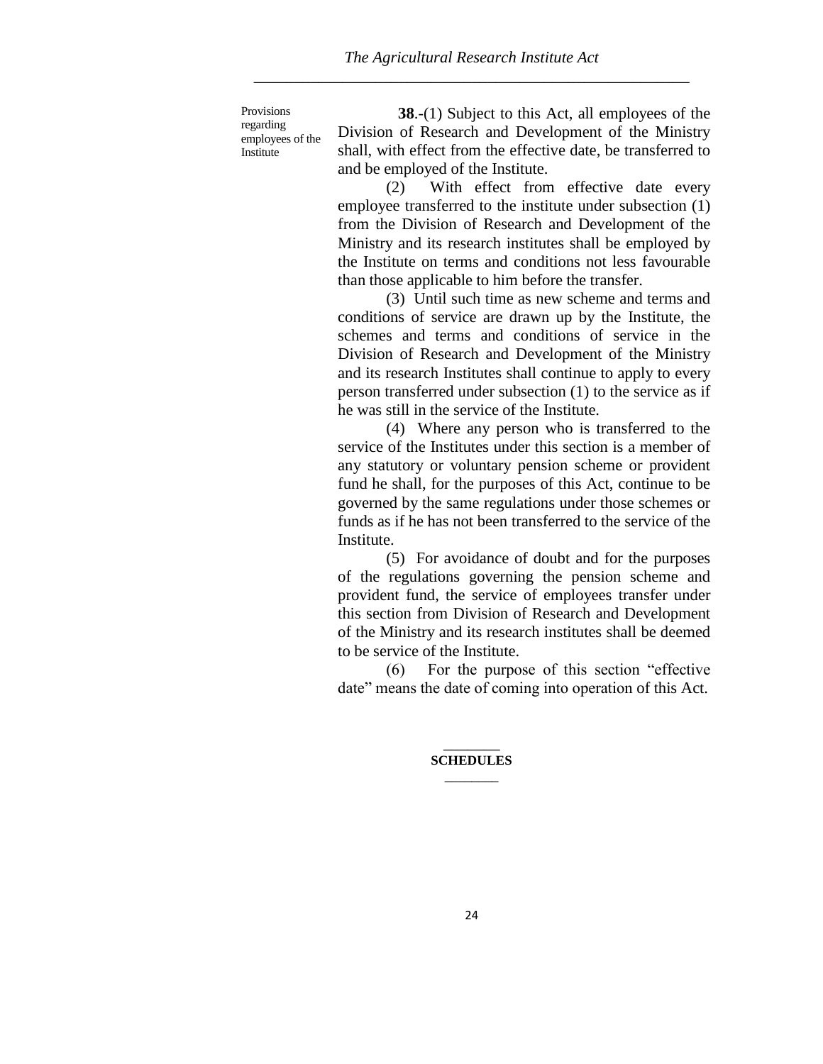Provisions regarding employees of the Institute

**38**.-(1) Subject to this Act, all employees of the Division of Research and Development of the Ministry shall, with effect from the effective date, be transferred to and be employed of the Institute.

(2) With effect from effective date every employee transferred to the institute under subsection (1) from the Division of Research and Development of the Ministry and its research institutes shall be employed by the Institute on terms and conditions not less favourable than those applicable to him before the transfer.

(3) Until such time as new scheme and terms and conditions of service are drawn up by the Institute, the schemes and terms and conditions of service in the Division of Research and Development of the Ministry and its research Institutes shall continue to apply to every person transferred under subsection (1) to the service as if he was still in the service of the Institute.

(4) Where any person who is transferred to the service of the Institutes under this section is a member of any statutory or voluntary pension scheme or provident fund he shall, for the purposes of this Act, continue to be governed by the same regulations under those schemes or funds as if he has not been transferred to the service of the Institute.

(5) For avoidance of doubt and for the purposes of the regulations governing the pension scheme and provident fund, the service of employees transfer under this section from Division of Research and Development of the Ministry and its research institutes shall be deemed to be service of the Institute.

(6) For the purpose of this section "effective date" means the date of coming into operation of this Act.

**SCHEDULES**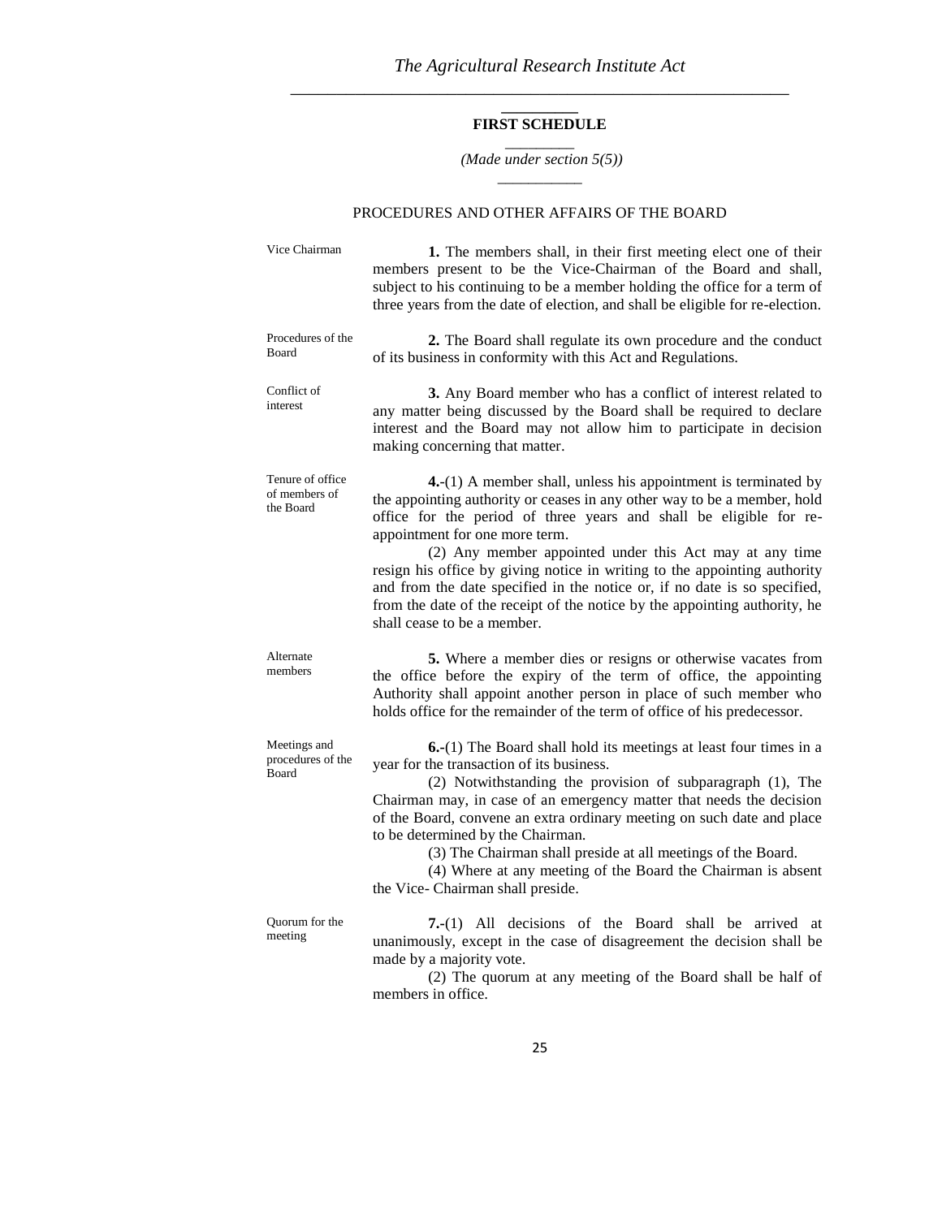## FIRST SCHEDULE

*(Made under section 5(5))*

PROCEDURES AND OTHER AFFAIRS OF THE BOARD

Vice Chairman

**1.** The members shall, in their first meeting elect one of their members present to be the Vice-Chairman of the Board and shall, subject to his continuing to be a member holding the office for a term of three years from the date of election, and shall be eligible for re-election.

Procedures of the Board

**2.** The Board shall regulate its own procedure and the conduct of its business in conformity with this Act and Regulations.

Conflict of interest

**3.** Any Board member who has a conflict of interest related to any matter being discussed by the Board shall be required to declare interest and the Board may not allow him to participate in decision making concerning that matter.

Tenure of office of members of the Board

**4.**-(1) A member shall, unless his appointment is terminated by the appointing authority or ceases in any other way to be a member, hold office for the period of three years and shall be eligible for re-appointment for one more term.

(2) Any member appointed under this Act may at any time resign his office by giving notice in writing to the appointing authority and from the date specified in the notice or, if no date is so specified, from the date of the receipt of the notice by the appointing authority, he shall cease to be a member.

Alternate members

**5.** Where a member dies or resigns or otherwise vacates from the office before the expiry of the term of office, the appointing Authority shall appoint another person in place of such member who holds office for the remainder of the term of office of his predecessor.

Meetings and procedures of the Board

**6.**-(1) The Board shall hold its meetings at least four times in a year for the transaction of its business.

(2) Notwithstanding the provision of subparagraph (1), The Chairman may, in case of an emergency matter that needs the decision of the Board, convene an extra ordinary meeting on such date and place to be determined by the Chairman.

(3) The Chairman shall preside at all meetings of the Board.

(4) Where at any meeting of the Board the Chairman is absent the Vice- Chairman shall preside.

Quorum for the meeting

**7.**-(1) All decisions of the Board shall be arrived at unanimously, except in the case of disagreement the decision shall be made by a majority vote.

(2) The quorum at any meeting of the Board shall be half of members in office.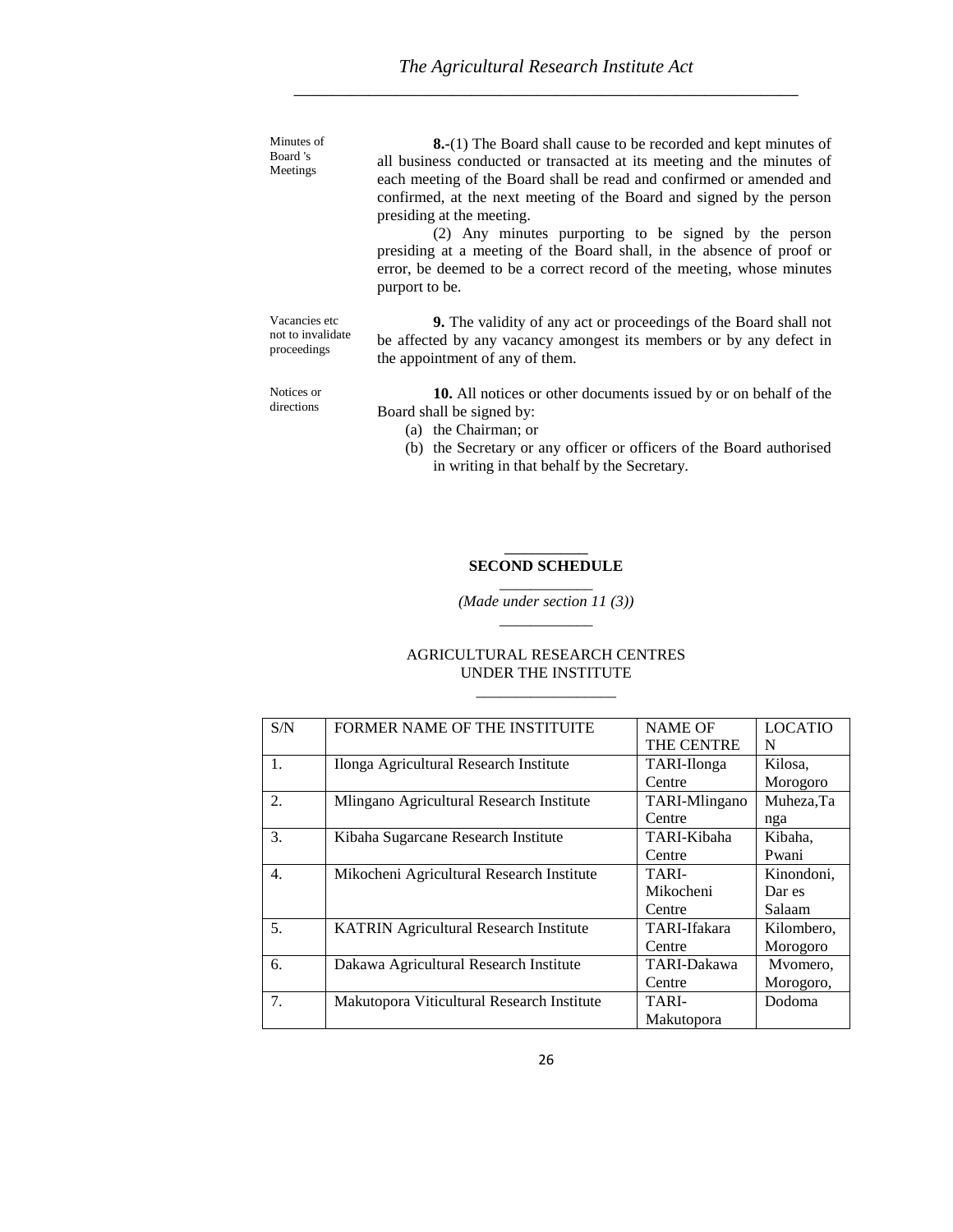Minutes of Board 's Meetings

**8.-**(1) The Board shall cause to be recorded and kept minutes of all business conducted or transacted at its meeting and the minutes of each meeting of the Board shall be read and confirmed or amended and confirmed, at the next meeting of the Board and signed by the person presiding at the meeting.

(2) Any minutes purporting to be signed by the person presiding at a meeting of the Board shall, in the absence of proof or error, be deemed to be a correct record of the meeting, whose minutes purport to be.

Vacancies etc not to invalidate proceedings

**9.** The validity of any act or proceedings of the Board shall not be affected by any vacancy amongest its members or by any defect in the appointment of any of them.

Notices or directions

**10.** All notices or other documents issued by or on behalf of the Board shall be signed by:

(a) the Chairman; or
(b) the Secretary or any officer or officers of the Board authorised in writing in that behalf by the Secretary.

## SECOND SCHEDULE

*(Made under section 11 (3))*

AGRICULTURAL RESEARCH CENTRES UNDER THE INSTITUTE

| S/N | FORMER NAME OF THE INSTITUITE | NAME OF THE CENTRE | LOCATION |
|---|---|---|---|
| 1. | Ilonga Agricultural Research Institute | TARI-Ilonga Centre | Kilosa, Morogoro |
| 2. | Mlingano Agricultural Research Institute | TARI-Mlingano Centre | Muheza,Tanga |
| 3. | Kibaha Sugarcane Research Institute | TARI-Kibaha Centre | Kibaha, Pwani |
| 4. | Mikocheni Agricultural Research Institute | TARI-Mikocheni Centre | Kinondoni, Dar es Salaam |
| 5. | KATRIN Agricultural Research Institute | TARI-Ifakara Centre | Kilombero, Morogoro |
| 6. | Dakawa Agricultural Research Institute | TARI-Dakawa Centre | Mvomero, Morogoro, |
| 7. | Makutopora Viticultural Research Institute | TARI-Makutopora | Dodoma |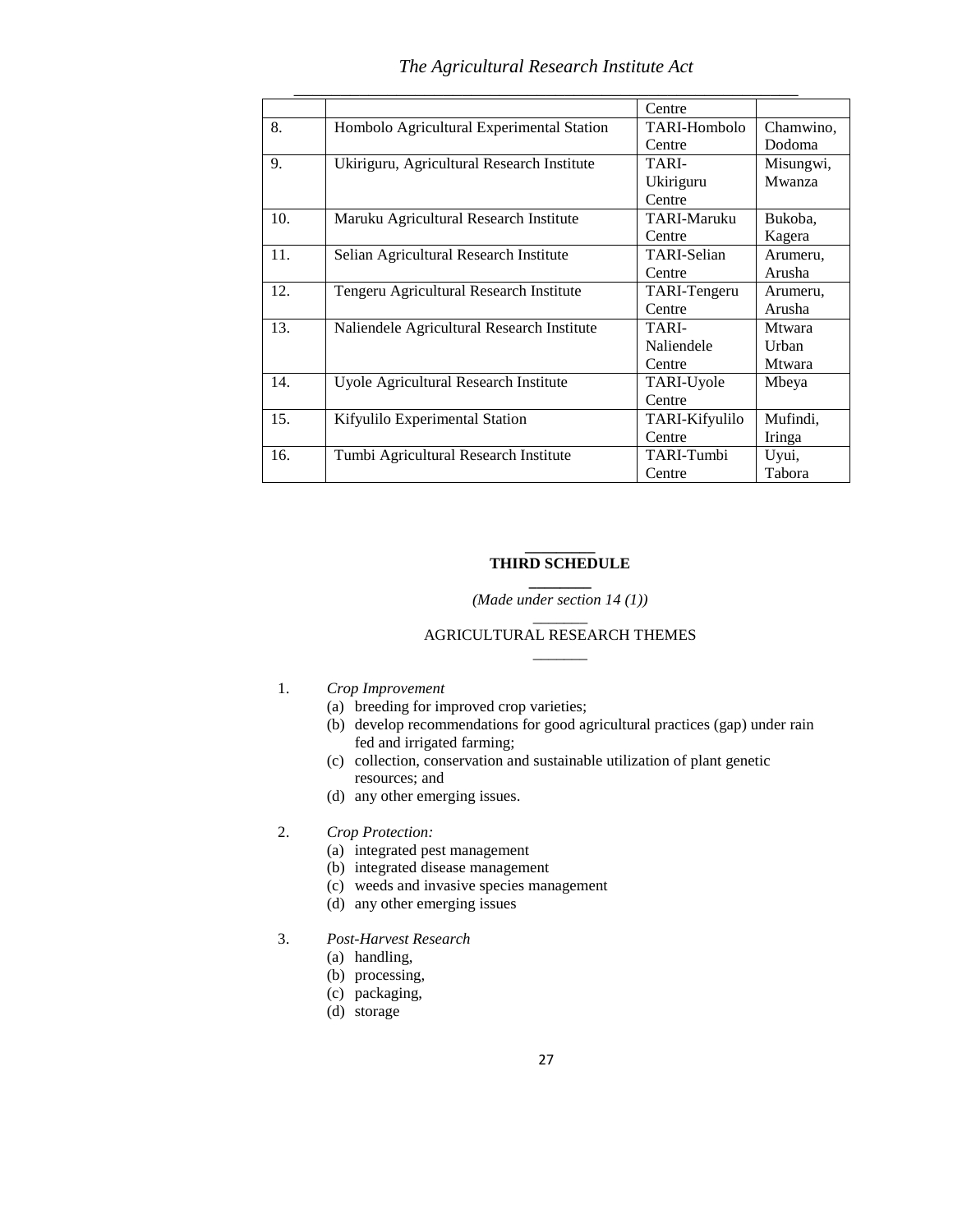| | | Centre | |
|---|---|---|---|
| 8. | Hombolo Agricultural Experimental Station | TARI-Hombolo Centre | Chamwino, Dodoma |
| 9. | Ukiriguru, Agricultural Research Institute | TARI-Ukiriguru Centre | Misungwi, Mwanza |
| 10. | Maruku Agricultural Research Institute | TARI-Maruku Centre | Bukoba, Kagera |
| 11. | Selian Agricultural Research Institute | TARI-Selian Centre | Arumeru, Arusha |
| 12. | Tengeru Agricultural Research Institute | TARI-Tengeru Centre | Arumeru, Arusha |
| 13. | Naliendele Agricultural Research Institute | TARI-Naliendele Centre | Mtwara Urban Mtwara |
| 14. | Uyole Agricultural Research Institute | TARI-Uyole Centre | Mbeya |
| 15. | Kifyulilo Experimental Station | TARI-Kifyulilo Centre | Mufindi, Iringa |
| 16. | Tumbi Agricultural Research Institute | TARI-Tumbi Centre | Uyui, Tabora |

## THIRD SCHEDULE

*(Made under section 14 (1))*

AGRICULTURAL RESEARCH THEMES

1. *Crop Improvement*
   (a) breeding for improved crop varieties;
   (b) develop recommendations for good agricultural practices (gap) under rain fed and irrigated farming;
   (c) collection, conservation and sustainable utilization of plant genetic resources; and
   (d) any other emerging issues.

2. *Crop Protection:*
   (a) integrated pest management
   (b) integrated disease management
   (c) weeds and invasive species management
   (d) any other emerging issues

3. *Post-Harvest Research*
   (a) handling,
   (b) processing,
   (c) packaging,
   (d) storage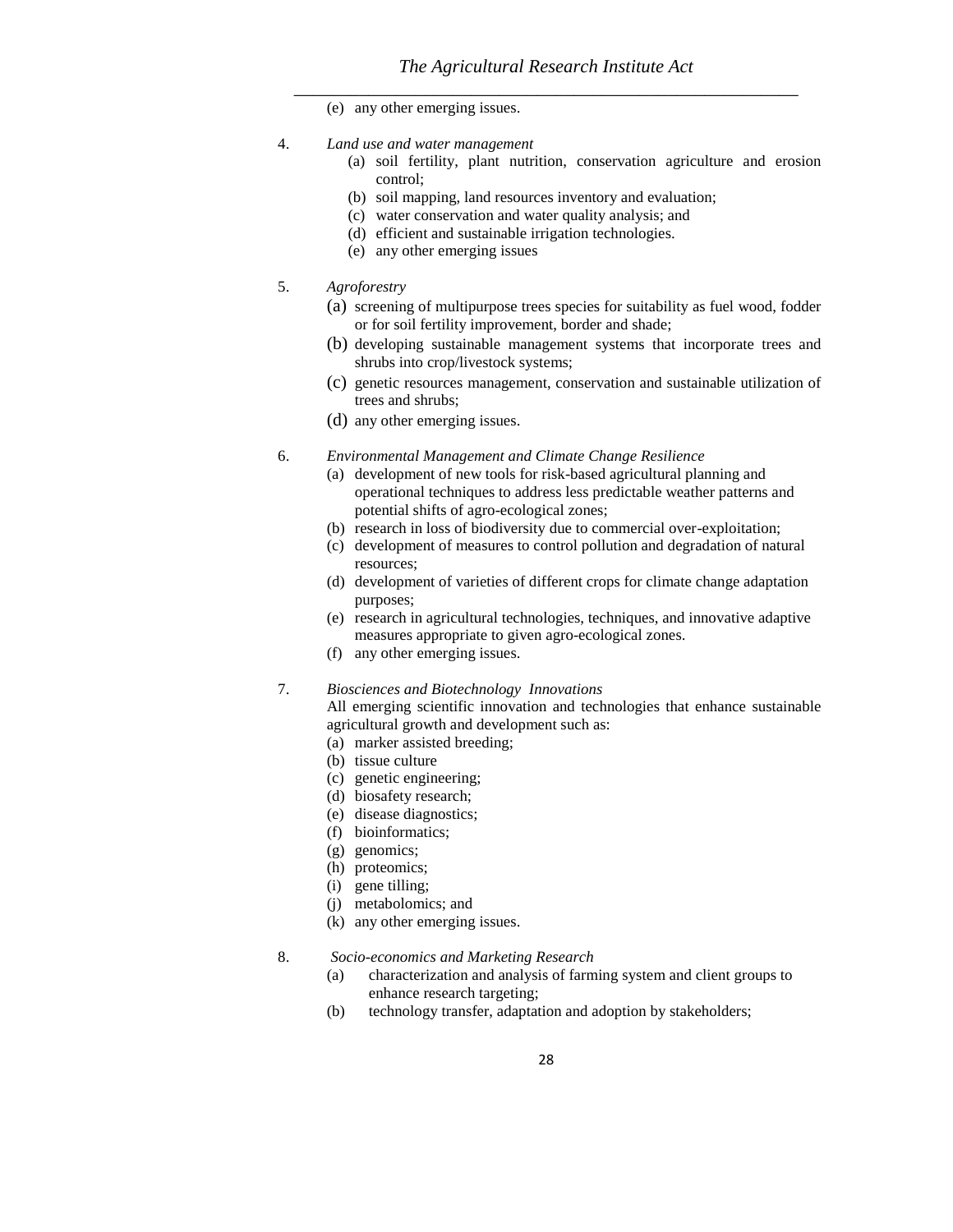(e) any other emerging issues.

4. *Land use and water management*
   (a) soil fertility, plant nutrition, conservation agriculture and erosion control;
   (b) soil mapping, land resources inventory and evaluation;
   (c) water conservation and water quality analysis; and
   (d) efficient and sustainable irrigation technologies.
   (e) any other emerging issues

5. *Agroforestry*
   (a) screening of multipurpose trees species for suitability as fuel wood, fodder or for soil fertility improvement, border and shade;
   (b) developing sustainable management systems that incorporate trees and shrubs into crop/livestock systems;
   (c) genetic resources management, conservation and sustainable utilization of trees and shrubs;
   (d) any other emerging issues.

6. *Environmental Management and Climate Change Resilience*
   (a) development of new tools for risk-based agricultural planning and operational techniques to address less predictable weather patterns and potential shifts of agro-ecological zones;
   (b) research in loss of biodiversity due to commercial over-exploitation;
   (c) development of measures to control pollution and degradation of natural resources;
   (d) development of varieties of different crops for climate change adaptation purposes;
   (e) research in agricultural technologies, techniques, and innovative adaptive measures appropriate to given agro-ecological zones.
   (f) any other emerging issues.

7. *Biosciences and Biotechnology Innovations*
   All emerging scientific innovation and technologies that enhance sustainable agricultural growth and development such as:
   (a) marker assisted breeding;
   (b) tissue culture
   (c) genetic engineering;
   (d) biosafety research;
   (e) disease diagnostics;
   (f) bioinformatics;
   (g) genomics;
   (h) proteomics;
   (i) gene tilling;
   (j) metabolomics; and
   (k) any other emerging issues.

8. *Socio-economics and Marketing Research*
   (a) characterization and analysis of farming system and client groups to enhance research targeting;
   (b) technology transfer, adaptation and adoption by stakeholders;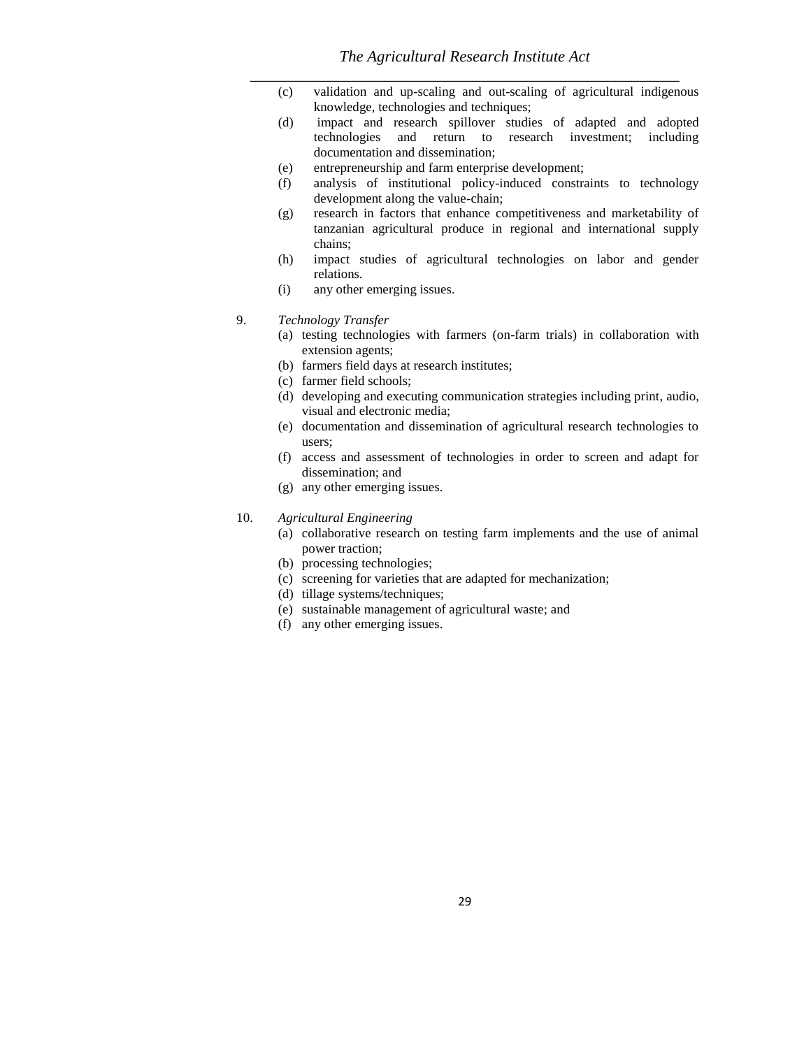(c) validation and up-scaling and out-scaling of agricultural indigenous knowledge, technologies and techniques;

(d) impact and research spillover studies of adapted and adopted technologies and return to research investment; including documentation and dissemination;

(e) entrepreneurship and farm enterprise development;

(f) analysis of institutional policy-induced constraints to technology development along the value-chain;

(g) research in factors that enhance competitiveness and marketability of tanzanian agricultural produce in regional and international supply chains;

(h) impact studies of agricultural technologies on labor and gender relations.

(i) any other emerging issues.

9. *Technology Transfer*

(a) testing technologies with farmers (on-farm trials) in collaboration with extension agents;

(b) farmers field days at research institutes;

(c) farmer field schools;

(d) developing and executing communication strategies including print, audio, visual and electronic media;

(e) documentation and dissemination of agricultural research technologies to users;

(f) access and assessment of technologies in order to screen and adapt for dissemination; and

(g) any other emerging issues.

10. *Agricultural Engineering*

(a) collaborative research on testing farm implements and the use of animal power traction;

(b) processing technologies;

(c) screening for varieties that are adapted for mechanization;

(d) tillage systems/techniques;

(e) sustainable management of agricultural waste; and

(f) any other emerging issues.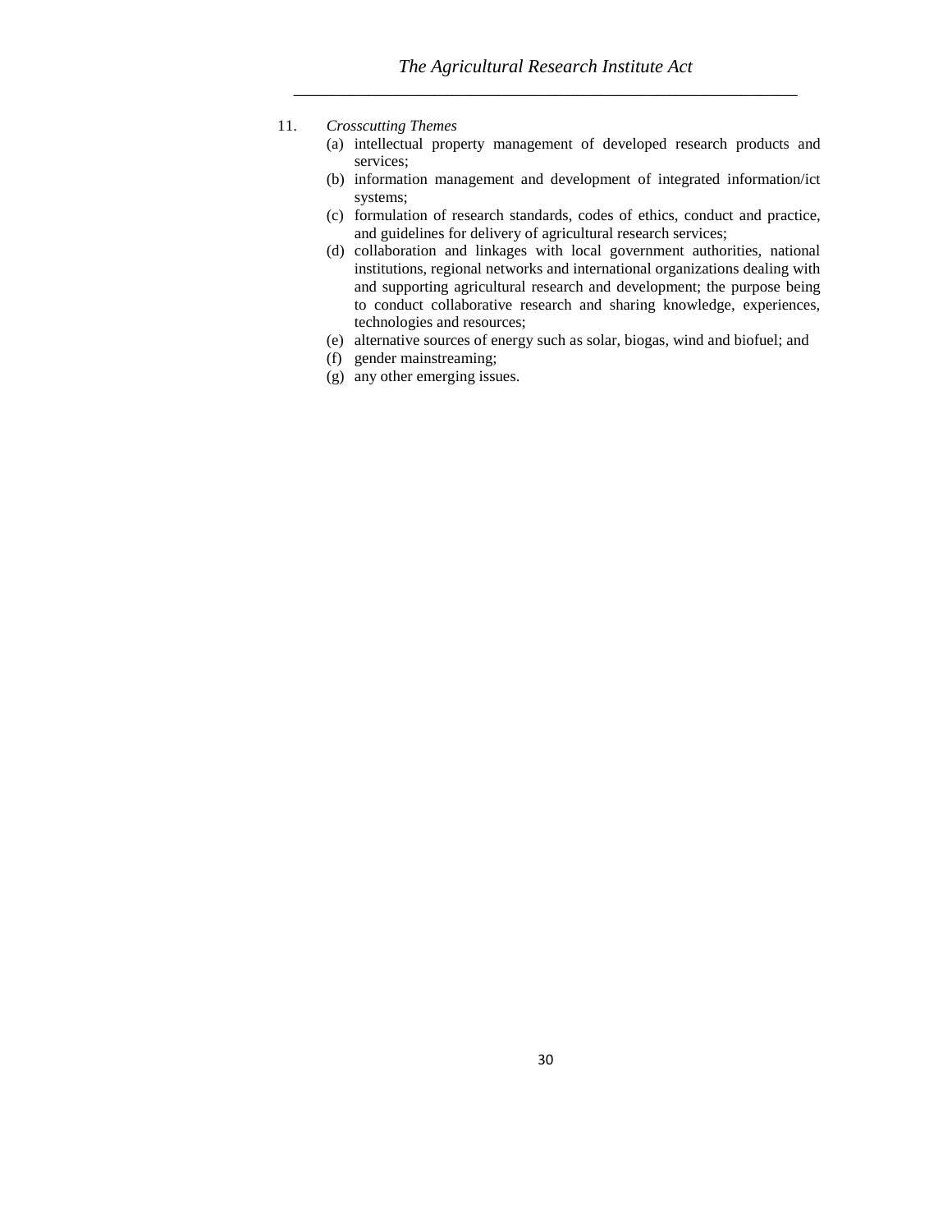11. *Crosscutting Themes*

(a) intellectual property management of developed research products and services;

(b) information management and development of integrated information/ict systems;

(c) formulation of research standards, codes of ethics, conduct and practice, and guidelines for delivery of agricultural research services;

(d) collaboration and linkages with local government authorities, national institutions, regional networks and international organizations dealing with and supporting agricultural research and development; the purpose being to conduct collaborative research and sharing knowledge, experiences, technologies and resources;

(e) alternative sources of energy such as solar, biogas, wind and biofuel; and

(f) gender mainstreaming;

(g) any other emerging issues.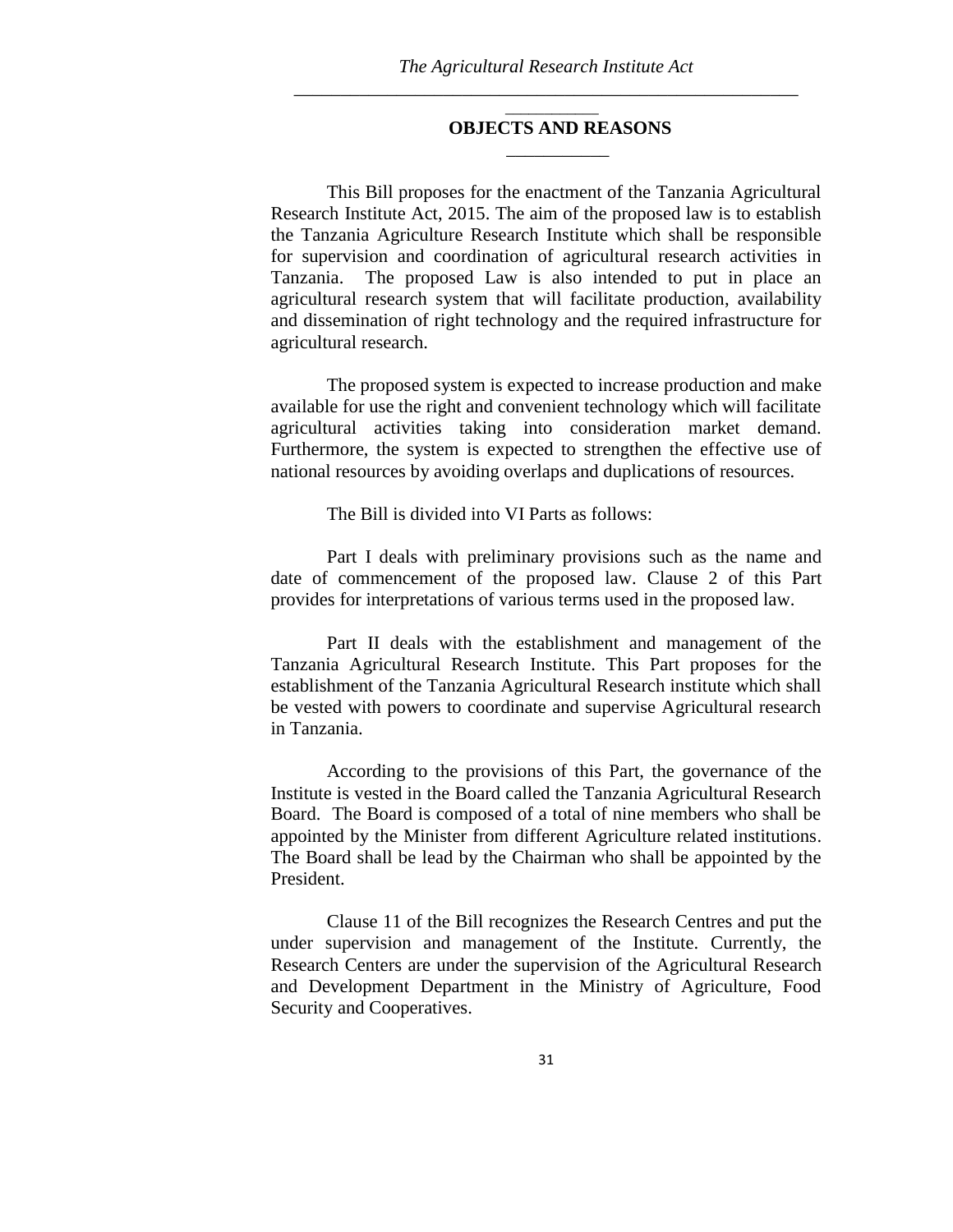## OBJECTS AND REASONS

This Bill proposes for the enactment of the Tanzania Agricultural Research Institute Act, 2015. The aim of the proposed law is to establish the Tanzania Agriculture Research Institute which shall be responsible for supervision and coordination of agricultural research activities in Tanzania. The proposed Law is also intended to put in place an agricultural research system that will facilitate production, availability and dissemination of right technology and the required infrastructure for agricultural research.

The proposed system is expected to increase production and make available for use the right and convenient technology which will facilitate agricultural activities taking into consideration market demand. Furthermore, the system is expected to strengthen the effective use of national resources by avoiding overlaps and duplications of resources.

The Bill is divided into VI Parts as follows:

Part I deals with preliminary provisions such as the name and date of commencement of the proposed law. Clause 2 of this Part provides for interpretations of various terms used in the proposed law.

Part II deals with the establishment and management of the Tanzania Agricultural Research Institute. This Part proposes for the establishment of the Tanzania Agricultural Research institute which shall be vested with powers to coordinate and supervise Agricultural research in Tanzania.

According to the provisions of this Part, the governance of the Institute is vested in the Board called the Tanzania Agricultural Research Board. The Board is composed of a total of nine members who shall be appointed by the Minister from different Agriculture related institutions. The Board shall be lead by the Chairman who shall be appointed by the President.

Clause 11 of the Bill recognizes the Research Centres and put the under supervision and management of the Institute. Currently, the Research Centers are under the supervision of the Agricultural Research and Development Department in the Ministry of Agriculture, Food Security and Cooperatives.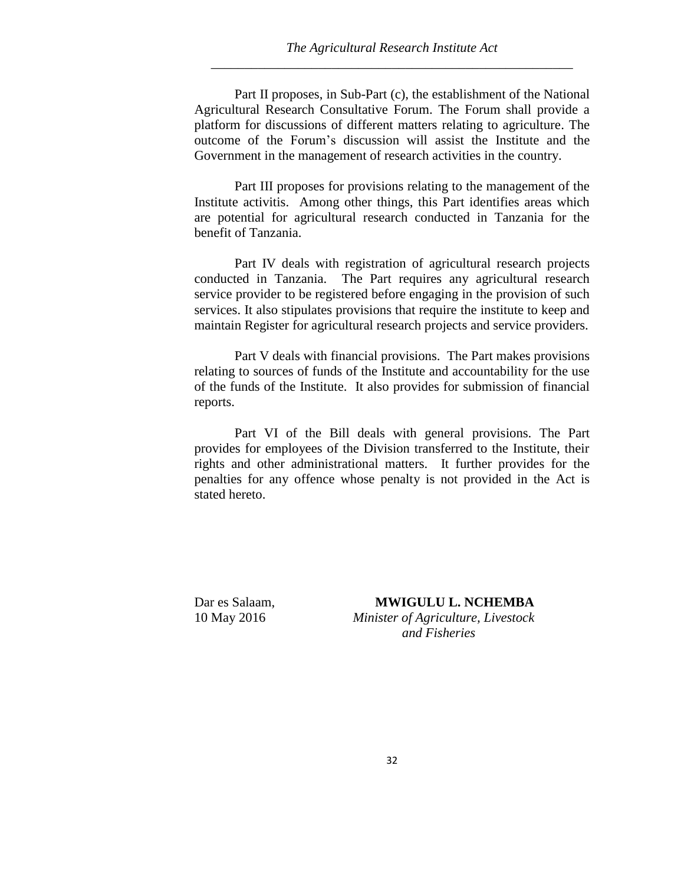Part II proposes, in Sub-Part (c), the establishment of the National Agricultural Research Consultative Forum. The Forum shall provide a platform for discussions of different matters relating to agriculture. The outcome of the Forum's discussion will assist the Institute and the Government in the management of research activities in the country.

Part III proposes for provisions relating to the management of the Institute activitis. Among other things, this Part identifies areas which are potential for agricultural research conducted in Tanzania for the benefit of Tanzania.

Part IV deals with registration of agricultural research projects conducted in Tanzania. The Part requires any agricultural research service provider to be registered before engaging in the provision of such services. It also stipulates provisions that require the institute to keep and maintain Register for agricultural research projects and service providers.

Part V deals with financial provisions. The Part makes provisions relating to sources of funds of the Institute and accountability for the use of the funds of the Institute. It also provides for submission of financial reports.

Part VI of the Bill deals with general provisions. The Part provides for employees of the Division transferred to the Institute, their rights and other administrational matters. It further provides for the penalties for any offence whose penalty is not provided in the Act is stated hereto.

Dar es Salaam,
10 May 2016

**MWIGULU L. NCHEMBA**
*Minister of Agriculture, Livestock and Fisheries*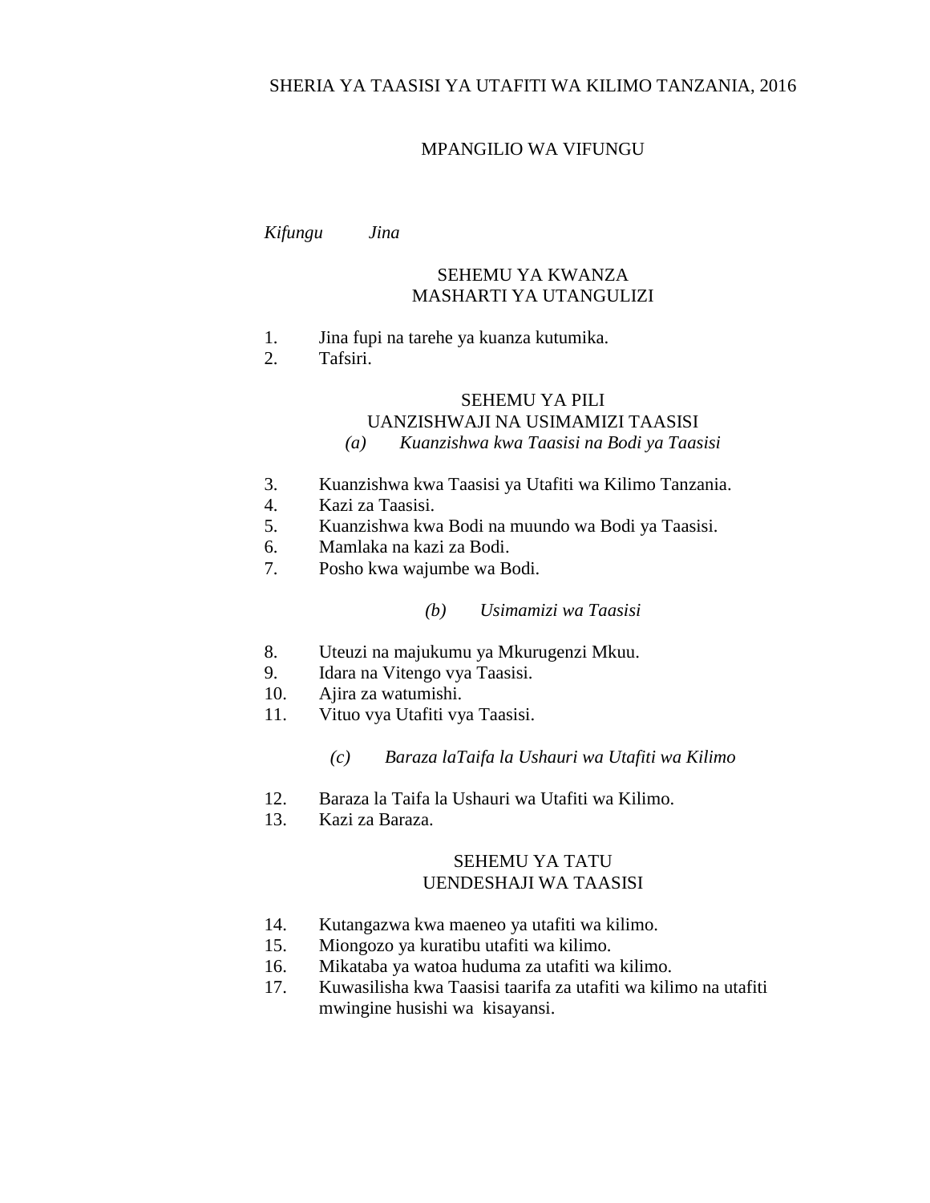# SHERIA YA TAASISI YA UTAFITI WA KILIMO TANZANIA, 2016

## MPANGILIO WA VIFUNGU

*Kifungu* *Jina*

### SEHEMU YA KWANZA
### MASHARTI YA UTANGULIZI

1. Jina fupi na tarehe ya kuanza kutumika.
2. Tafsiri.

### SEHEMU YA PILI
### UANZISHWAJI NA USIMAMIZI TAASISI

*(a) Kuanzishwa kwa Taasisi na Bodi ya Taasisi*

3. Kuanzishwa kwa Taasisi ya Utafiti wa Kilimo Tanzania.
4. Kazi za Taasisi.
5. Kuanzishwa kwa Bodi na muundo wa Bodi ya Taasisi.
6. Mamlaka na kazi za Bodi.
7. Posho kwa wajumbe wa Bodi.

*(b) Usimamizi wa Taasisi*

8. Uteuzi na majukumu ya Mkurugenzi Mkuu.
9. Idara na Vitengo vya Taasisi.
10. Ajira za watumishi.
11. Vituo vya Utafiti vya Taasisi.

*(c) Baraza laTaifa la Ushauri wa Utafiti wa Kilimo*

12. Baraza la Taifa la Ushauri wa Utafiti wa Kilimo.
13. Kazi za Baraza.

### SEHEMU YA TATU
### UENDESHAJI WA TAASISI

14. Kutangazwa kwa maeneo ya utafiti wa kilimo.
15. Miongozo ya kuratibu utafiti wa kilimo.
16. Mikataba ya watoa huduma za utafiti wa kilimo.
17. Kuwasilisha kwa Taasisi taarifa za utafiti wa kilimo na utafiti mwingine husishi wa kisayansi.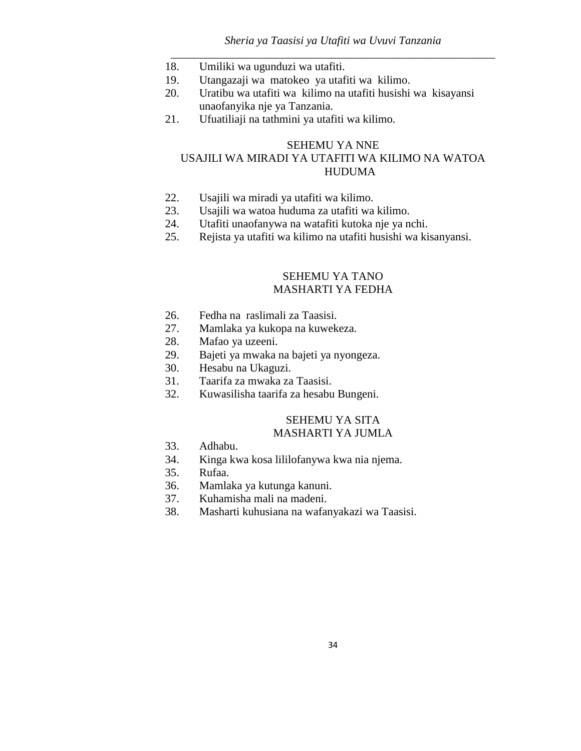18. Umiliki wa ugunduzi wa utafiti.
19. Utangazaji wa matokeo ya utafiti wa kilimo.
20. Uratibu wa utafiti wa kilimo na utafiti husishi wa kisayansi unaofanyika nje ya Tanzania.
21. Ufuatiliaji na tathmini ya utafiti wa kilimo.

## SEHEMU YA NNE
## USAJILI WA MIRADI YA UTAFITI WA KILIMO NA WATOA HUDUMA

22. Usajili wa miradi ya utafiti wa kilimo.
23. Usajili wa watoa huduma za utafiti wa kilimo.
24. Utafiti unaofanywa na watafiti kutoka nje ya nchi.
25. Rejista ya utafiti wa kilimo na utafiti husishi wa kisanyansi.

## SEHEMU YA TANO
## MASHARTI YA FEDHA

26. Fedha na raslimali za Taasisi.
27. Mamlaka ya kukopa na kuwekeza.
28. Mafao ya uzeeni.
29. Bajeti ya mwaka na bajeti ya nyongeza.
30. Hesabu na Ukaguzi.
31. Taarifa za mwaka za Taasisi.
32. Kuwasilisha taarifa za hesabu Bungeni.

## SEHEMU YA SITA
## MASHARTI YA JUMLA

33. Adhabu.
34. Kinga kwa kosa lililofanywa kwa nia njema.
35. Rufaa.
36. Mamlaka ya kutunga kanuni.
37. Kuhamisha mali na madeni.
38. Masharti kuhusiana na wafanyakazi wa Taasisi.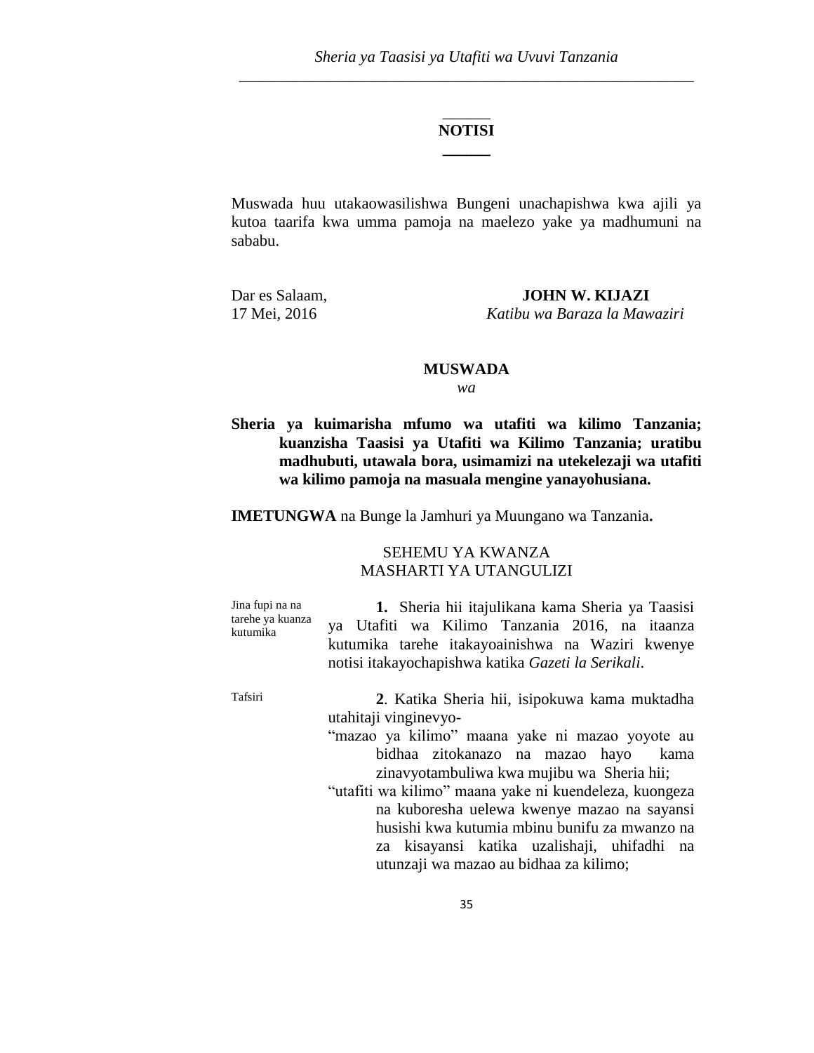## NOTISI

Muswada huu utakaowasilishwa Bungeni unachapishwa kwa ajili ya kutoa taarifa kwa umma pamoja na maelezo yake ya madhumuni na sababu.

Dar es Salaam,
17 Mei, 2016

**JOHN W. KIJAZI**
*Katibu wa Baraza la Mawaziri*

## MUSWADA

*wa*

**Sheria ya kuimarisha mfumo wa utafiti wa kilimo Tanzania; kuanzisha Taasisi ya Utafiti wa Kilimo Tanzania; uratibu madhubuti, utawala bora, usimamizi na utekelezaji wa utafiti wa kilimo pamoja na masuala mengine yanayohusiana.**

**IMETUNGWA** na Bunge la Jamhuri ya Muungano wa Tanzania**.**

### SEHEMU YA KWANZA
### MASHARTI YA UTANGULIZI

Jina fupi na na tarehe ya kuanza kutumika

**1.** Sheria hii itajulikana kama Sheria ya Taasisi ya Utafiti wa Kilimo Tanzania 2016, na itaanza kutumika tarehe itakayoainishwa na Waziri kwenye notisi itakayochapishwa katika *Gazeti la Serikali*.

Tafsiri

**2**. Katika Sheria hii, isipokuwa kama muktadha utahitaji vinginevyo-

"mazao ya kilimo" maana yake ni mazao yoyote au bidhaa zitokanazo na mazao hayo kama zinavyotambuliwa kwa mujibu wa Sheria hii;

"utafiti wa kilimo" maana yake ni kuendeleza, kuongeza na kuboresha uelewa kwenye mazao na sayansi husishi kwa kutumia mbinu bunifu za mwanzo na za kisayansi katika uzalishaji, uhifadhi na utunzaji wa mazao au bidhaa za kilimo;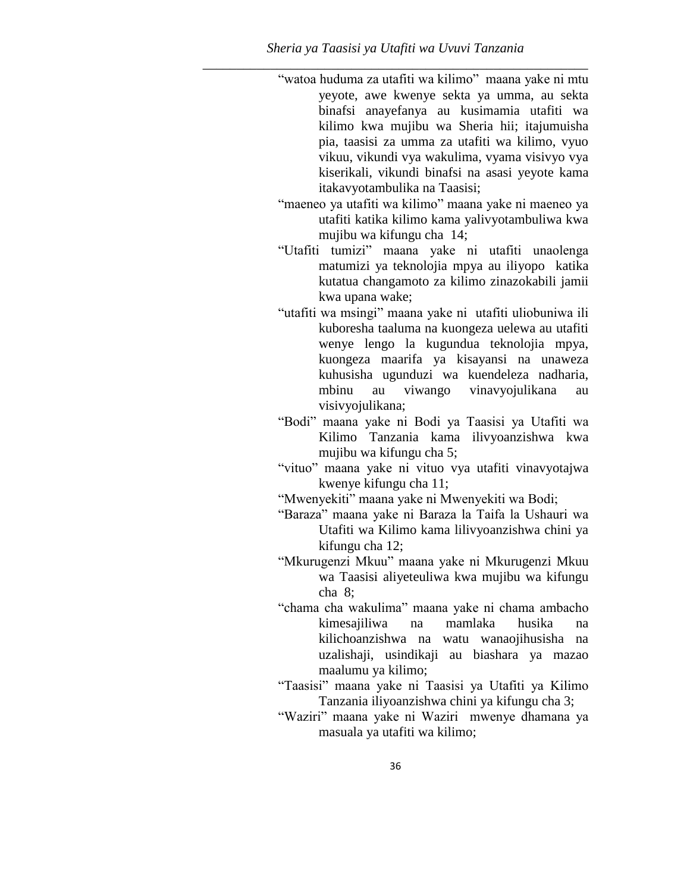"watoa huduma za utafiti wa kilimo" maana yake ni mtu yeyote, awe kwenye sekta ya umma, au sekta binafsi anayefanya au kusimamia utafiti wa kilimo kwa mujibu wa Sheria hii; itajumuisha pia, taasisi za umma za utafiti wa kilimo, vyuo vikuu, vikundi vya wakulima, vyama visivyo vya kiserikali, vikundi binafsi na asasi yeyote kama itakavyotambulika na Taasisi;

"maeneo ya utafiti wa kilimo" maana yake ni maeneo ya utafiti katika kilimo kama yalivyotambuliwa kwa mujibu wa kifungu cha 14;

"Utafiti tumizi" maana yake ni utafiti unaolenga matumizi ya teknolojia mpya au iliyopo katika kutatua changamoto za kilimo zinazokabili jamii kwa upana wake;

"utafiti wa msingi" maana yake ni utafiti uliobuniwa ili kuboresha taaluma na kuongeza uelewa au utafiti wenye lengo la kugundua teknolojia mpya, kuongeza maarifa ya kisayansi na unaweza kuhusisha ugunduzi wa kuendeleza nadharia, mbinu au viwango vinavyojulikana au visivyojulikana;

"Bodi" maana yake ni Bodi ya Taasisi ya Utafiti wa Kilimo Tanzania kama ilivyoanzishwa kwa mujibu wa kifungu cha 5;

"vituo" maana yake ni vituo vya utafiti vinavyotajwa kwenye kifungu cha 11;

"Mwenyekiti" maana yake ni Mwenyekiti wa Bodi;

"Baraza" maana yake ni Baraza la Taifa la Ushauri wa Utafiti wa Kilimo kama lilivyoanzishwa chini ya kifungu cha 12;

"Mkurugenzi Mkuu" maana yake ni Mkurugenzi Mkuu wa Taasisi aliyeteuliwa kwa mujibu wa kifungu cha 8;

"chama cha wakulima" maana yake ni chama ambacho kimesajiliwa na mamlaka husika na kilichoanzishwa na watu wanaojihusisha na uzalishaji, usindikaji au biashara ya mazao maalumu ya kilimo;

"Taasisi" maana yake ni Taasisi ya Utafiti ya Kilimo Tanzania iliyoanzishwa chini ya kifungu cha 3;

"Waziri" maana yake ni Waziri mwenye dhamana ya masuala ya utafiti wa kilimo;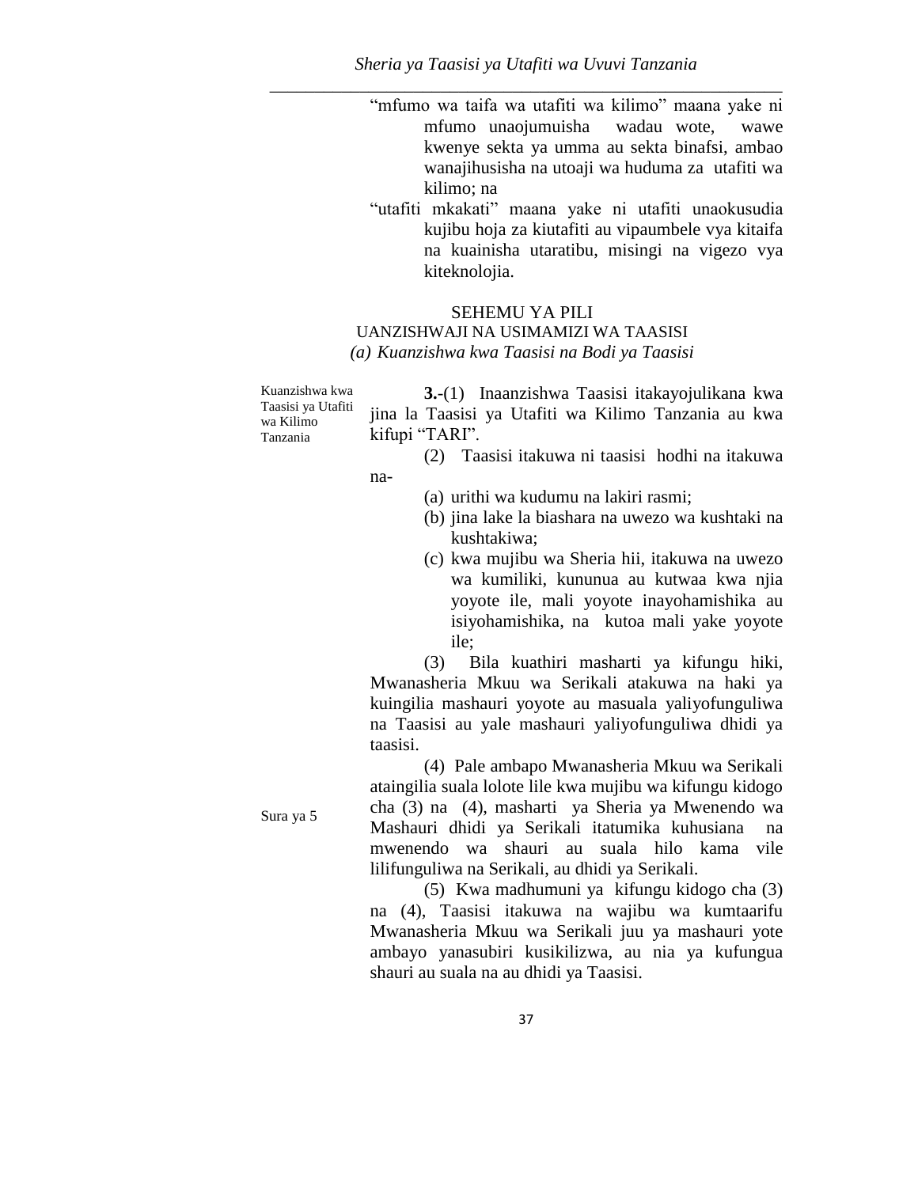"mfumo wa taifa wa utafiti wa kilimo" maana yake ni mfumo unaojumuisha wadau wote, wawe kwenye sekta ya umma au sekta binafsi, ambao wanajihusisha na utoaji wa huduma za utafiti wa kilimo; na

"utafiti mkakati" maana yake ni utafiti unaokusudia kujibu hoja za kiutafiti au vipaumbele vya kitaifa na kuainisha utaratibu, misingi na vigezo vya kiteknolojia.

## SEHEMU YA PILI
## UANZISHWAJI NA USIMAMIZI WA TAASISI

### *(a) Kuanzishwa kwa Taasisi na Bodi ya Taasisi*

Kuanzishwa kwa Taasisi ya Utafiti wa Kilimo Tanzania

**3.**-(1) Inaanzishwa Taasisi itakayojulikana kwa jina la Taasisi ya Utafiti wa Kilimo Tanzania au kwa kifupi "TARI".

(2) Taasisi itakuwa ni taasisi hodhi na itakuwa na-

(a) urithi wa kudumu na lakiri rasmi;

(b) jina lake la biashara na uwezo wa kushtaki na kushtakiwa;

(c) kwa mujibu wa Sheria hii, itakuwa na uwezo wa kumiliki, kununua au kutwaa kwa njia yoyote ile, mali yoyote inayohamishika au isiyohamishika, na kutoa mali yake yoyote ile;

(3) Bila kuathiri masharti ya kifungu hiki, Mwanasheria Mkuu wa Serikali atakuwa na haki ya kuingilia mashauri yoyote au masuala yaliyofunguliwa na Taasisi au yale mashauri yaliyofunguliwa dhidi ya taasisi.

Sura ya 5

(4) Pale ambapo Mwanasheria Mkuu wa Serikali ataingilia suala lolote lile kwa mujibu wa kifungu kidogo cha (3) na (4), masharti ya Sheria ya Mwenendo wa Mashauri dhidi ya Serikali itatumika kuhusiana na mwenendo wa shauri au suala hilo kama vile lilifunguliwa na Serikali, au dhidi ya Serikali.

(5) Kwa madhumuni ya kifungu kidogo cha (3) na (4), Taasisi itakuwa na wajibu wa kumtaarifu Mwanasheria Mkuu wa Serikali juu ya mashauri yote ambayo yanasubiri kusikilizwa, au nia ya kufungua shauri au suala na au dhidi ya Taasisi.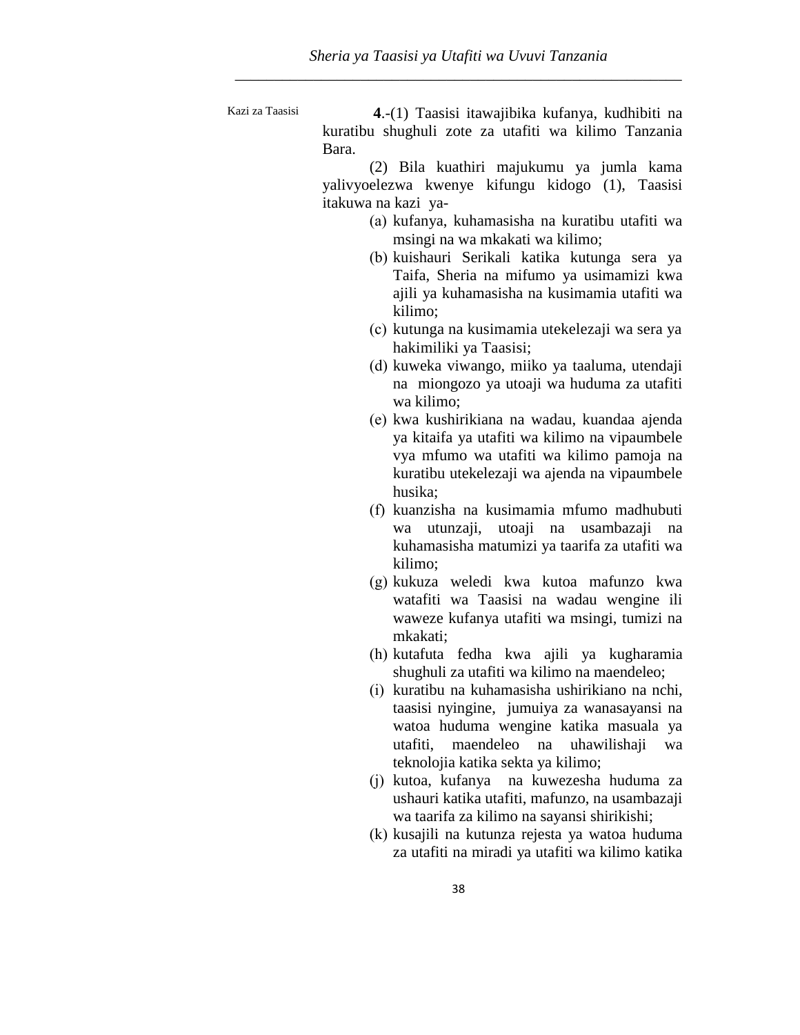Kazi za Taasisi

**4**.-(1) Taasisi itawajibika kufanya, kudhibiti na kuratibu shughuli zote za utafiti wa kilimo Tanzania Bara.

(2) Bila kuathiri majukumu ya jumla kama yalivyoelezwa kwenye kifungu kidogo (1), Taasisi itakuwa na kazi ya-

(a) kufanya, kuhamasisha na kuratibu utafiti wa msingi na wa mkakati wa kilimo;

(b) kuishauri Serikali katika kutunga sera ya Taifa, Sheria na mifumo ya usimamizi kwa ajili ya kuhamasisha na kusimamia utafiti wa kilimo;

(c) kutunga na kusimamia utekelezaji wa sera ya hakimiliki ya Taasisi;

(d) kuweka viwango, miiko ya taaluma, utendaji na miongozo ya utoaji wa huduma za utafiti wa kilimo;

(e) kwa kushirikiana na wadau, kuandaa ajenda ya kitaifa ya utafiti wa kilimo na vipaumbele vya mfumo wa utafiti wa kilimo pamoja na kuratibu utekelezaji wa ajenda na vipaumbele husika;

(f) kuanzisha na kusimamia mfumo madhubuti wa utunzaji, utoaji na usambazaji na kuhamasisha matumizi ya taarifa za utafiti wa kilimo;

(g) kukuza weledi kwa kutoa mafunzo kwa watafiti wa Taasisi na wadau wengine ili waweze kufanya utafiti wa msingi, tumizi na mkakati;

(h) kutafuta fedha kwa ajili ya kugharamia shughuli za utafiti wa kilimo na maendeleo;

(i) kuratibu na kuhamasisha ushirikiano na nchi, taasisi nyingine, jumuiya za wanasayansi na watoa huduma wengine katika masuala ya utafiti, maendeleo na uhawilishaji wa teknolojia katika sekta ya kilimo;

(j) kutoa, kufanya na kuwezesha huduma za ushauri katika utafiti, mafunzo, na usambazaji wa taarifa za kilimo na sayansi shirikishi;

(k) kusajili na kutunza rejesta ya watoa huduma za utafiti na miradi ya utafiti wa kilimo katika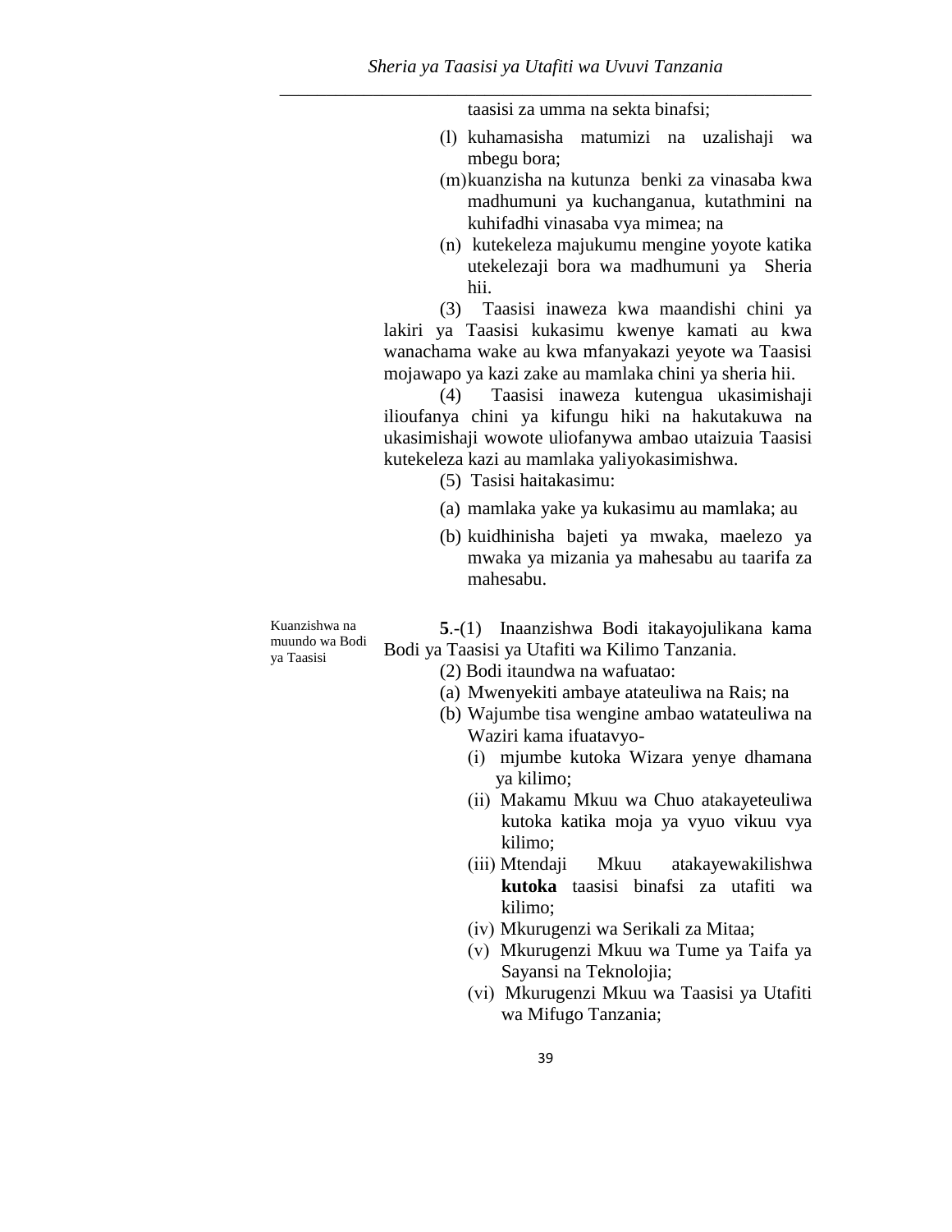taasisi za umma na sekta binafsi;

(l) kuhamasisha matumizi na uzalishaji wa mbegu bora;

(m) kuanzisha na kutunza benki za vinasaba kwa madhumuni ya kuchanganua, kutathmini na kuhifadhi vinasaba vya mimea; na

(n) kutekeleza majukumu mengine yoyote katika utekelezaji bora wa madhumuni ya Sheria hii.

(3) Taasisi inaweza kwa maandishi chini ya lakiri ya Taasisi kukasimu kwenye kamati au kwa wanachama wake au kwa mfanyakazi yeyote wa Taasisi mojawapo ya kazi zake au mamlaka chini ya sheria hii.

(4) Taasisi inaweza kutengua ukasimishaji ilioufanya chini ya kifungu hiki na hakutakuwa na ukasimishaji wowote uliofanywa ambao utaizuia Taasisi kutekeleza kazi au mamlaka yaliyokasimishwa.

(5) Tasisi haitakasimu:

(a) mamlaka yake ya kukasimu au mamlaka; au

(b) kuidhinisha bajeti ya mwaka, maelezo ya mwaka ya mizania ya mahesabu au taarifa za mahesabu.

Kuanzishwa na muundo wa Bodi ya Taasisi

**5**.-(1) Inaanzishwa Bodi itakayojulikana kama Bodi ya Taasisi ya Utafiti wa Kilimo Tanzania.

(2) Bodi itaundwa na wafuatao:

(a) Mwenyekiti ambaye atateuliwa na Rais; na

(b) Wajumbe tisa wengine ambao watateuliwa na Waziri kama ifuatavyo-

(i) mjumbe kutoka Wizara yenye dhamana ya kilimo;

(ii) Makamu Mkuu wa Chuo atakayeteuliwa kutoka katika moja ya vyuo vikuu vya kilimo;

(iii) Mtendaji Mkuu atakayewakilishwa **kutoka** taasisi binafsi za utafiti wa kilimo;

(iv) Mkurugenzi wa Serikali za Mitaa;

(v) Mkurugenzi Mkuu wa Tume ya Taifa ya Sayansi na Teknolojia;

(vi) Mkurugenzi Mkuu wa Taasisi ya Utafiti wa Mifugo Tanzania;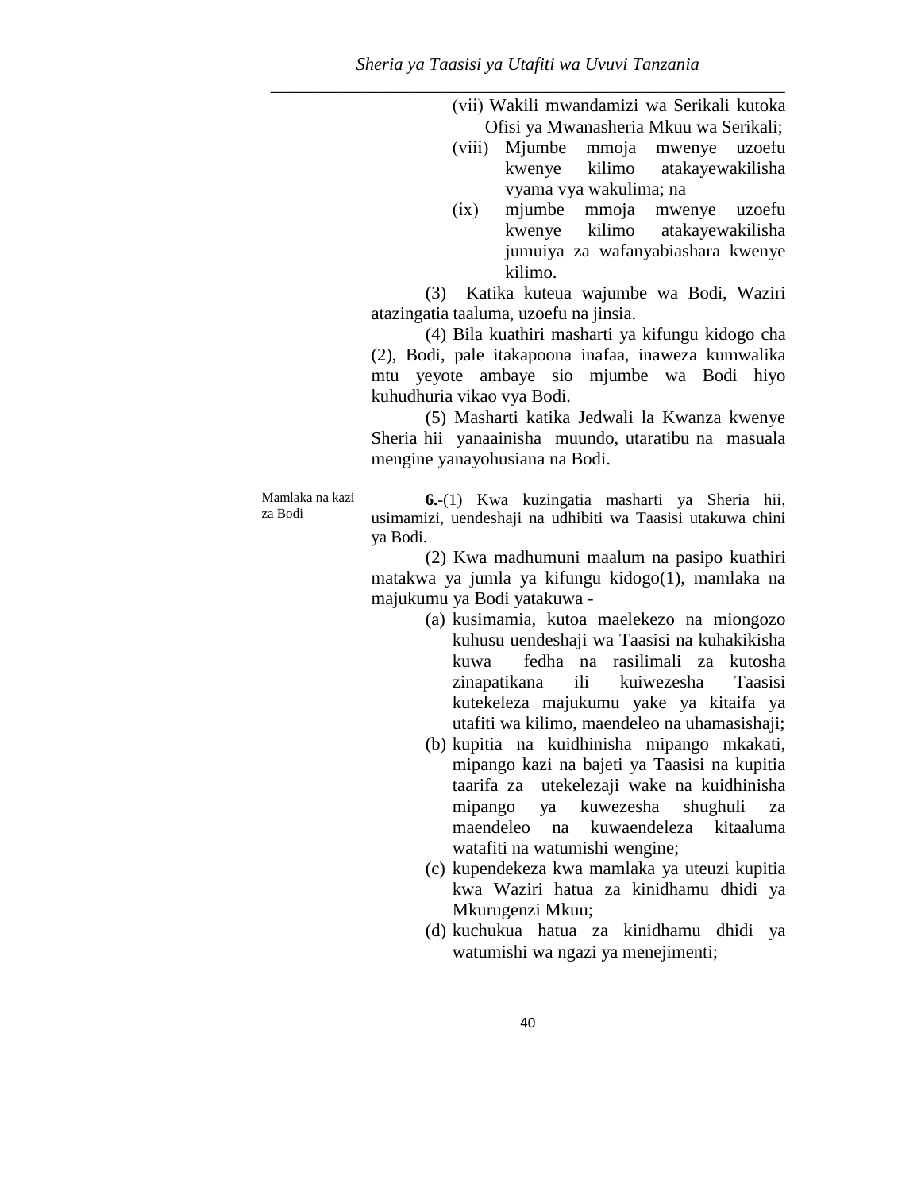(vii) Wakili mwandamizi wa Serikali kutoka Ofisi ya Mwanasheria Mkuu wa Serikali;

(viii) Mjumbe mmoja mwenye uzoefu kwenye kilimo atakayewakilisha vyama vya wakulima; na

(ix) mjumbe mmoja mwenye uzoefu kwenye kilimo atakayewakilisha jumuiya za wafanyabiashara kwenye kilimo.

(3) Katika kuteua wajumbe wa Bodi, Waziri atazingatia taaluma, uzoefu na jinsia.

(4) Bila kuathiri masharti ya kifungu kidogo cha (2), Bodi, pale itakapoona inafaa, inaweza kumwalika mtu yeyote ambaye sio mjumbe wa Bodi hiyo kuhudhuria vikao vya Bodi.

(5) Masharti katika Jedwali la Kwanza kwenye Sheria hii yanaainisha muundo, utaratibu na masuala mengine yanayohusiana na Bodi.

Mamlaka na kazi za Bodi

**6.**-(1) Kwa kuzingatia masharti ya Sheria hii, usimamizi, uendeshaji na udhibiti wa Taasisi utakuwa chini ya Bodi.

(2) Kwa madhumuni maalum na pasipo kuathiri matakwa ya jumla ya kifungu kidogo(1), mamlaka na majukumu ya Bodi yatakuwa -

(a) kusimamia, kutoa maelekezo na miongozo kuhusu uendeshaji wa Taasisi na kuhakikisha kuwa fedha na rasilimali za kutosha zinapatikana ili kuiwezesha Taasisi kutekeleza majukumu yake ya kitaifa ya utafiti wa kilimo, maendeleo na uhamasishaji;

(b) kupitia na kuidhinisha mipango mkakati, mipango kazi na bajeti ya Taasisi na kupitia taarifa za utekelezaji wake na kuidhinisha mipango ya kuwezesha shughuli za maendeleo na kuwaendeleza kitaaluma watafiti na watumishi wengine;

(c) kupendekeza kwa mamlaka ya uteuzi kupitia kwa Waziri hatua za kinidhamu dhidi ya Mkurugenzi Mkuu;

(d) kuchukua hatua za kinidhamu dhidi ya watumishi wa ngazi ya menejimenti;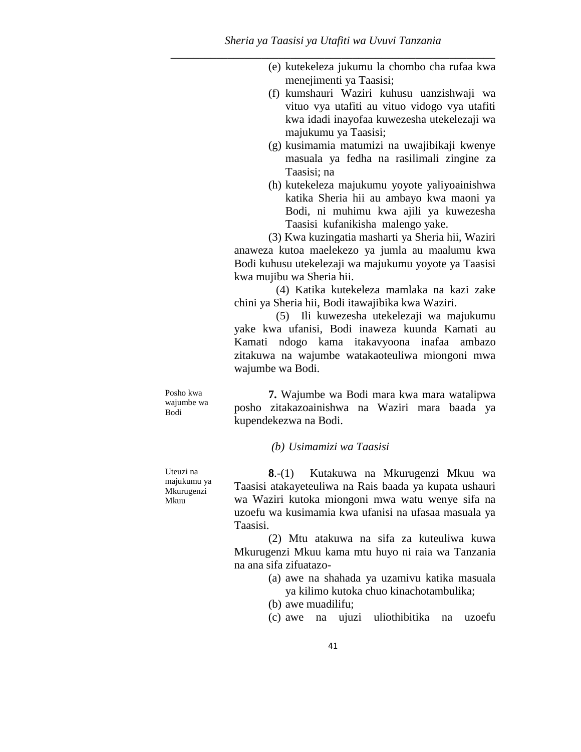(e) kutekeleza jukumu la chombo cha rufaa kwa menejimenti ya Taasisi;

(f) kumshauri Waziri kuhusu uanzishwaji wa vituo vya utafiti au vituo vidogo vya utafiti kwa idadi inayofaa kuwezesha utekelezaji wa majukumu ya Taasisi;

(g) kusimamia matumizi na uwajibikaji kwenye masuala ya fedha na rasilimali zingine za Taasisi; na

(h) kutekeleza majukumu yoyote yaliyoainishwa katika Sheria hii au ambayo kwa maoni ya Bodi, ni muhimu kwa ajili ya kuwezesha Taasisi kufanikisha malengo yake.

(3) Kwa kuzingatia masharti ya Sheria hii, Waziri anaweza kutoa maelekezo ya jumla au maalumu kwa Bodi kuhusu utekelezaji wa majukumu yoyote ya Taasisi kwa mujibu wa Sheria hii.

(4) Katika kutekeleza mamlaka na kazi zake chini ya Sheria hii, Bodi itawajibika kwa Waziri.

(5) Ili kuwezesha utekelezaji wa majukumu yake kwa ufanisi, Bodi inaweza kuunda Kamati au Kamati ndogo kama itakavyoona inafaa ambazo zitakuwa na wajumbe watakaoteuliwa miongoni mwa wajumbe wa Bodi.

Posho kwa wajumbe wa Bodi

**7.** Wajumbe wa Bodi mara kwa mara watalipwa posho zitakazoainishwa na Waziri mara baada ya kupendekezwa na Bodi.

*(b) Usimamizi wa Taasisi*

Uteuzi na majukumu ya Mkurugenzi Mkuu

**8**.-(1) Kutakuwa na Mkurugenzi Mkuu wa Taasisi atakayeteuliwa na Rais baada ya kupata ushauri wa Waziri kutoka miongoni mwa watu wenye sifa na uzoefu wa kusimamia kwa ufanisi na ufasaa masuala ya Taasisi.

(2) Mtu atakuwa na sifa za kuteuliwa kuwa Mkurugenzi Mkuu kama mtu huyo ni raia wa Tanzania na ana sifa zifuatazo-

(a) awe na shahada ya uzamivu katika masuala ya kilimo kutoka chuo kinachotambulika;

(b) awe muadilifu;

(c) awe na ujuzi uliothibitika na uzoefu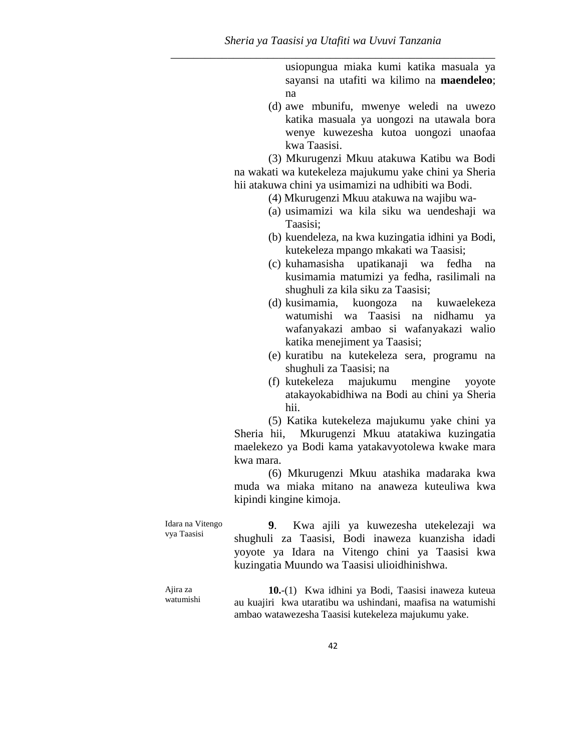usiopungua miaka kumi katika masuala ya sayansi na utafiti wa kilimo na **maendeleo**; na

(d) awe mbunifu, mwenye weledi na uwezo katika masuala ya uongozi na utawala bora wenye kuwezesha kutoa uongozi unaofaa kwa Taasisi.

(3) Mkurugenzi Mkuu atakuwa Katibu wa Bodi na wakati wa kutekeleza majukumu yake chini ya Sheria hii atakuwa chini ya usimamizi na udhibiti wa Bodi.

(4) Mkurugenzi Mkuu atakuwa na wajibu wa-

(a) usimamizi wa kila siku wa uendeshaji wa Taasisi;

(b) kuendeleza, na kwa kuzingatia idhini ya Bodi, kutekeleza mpango mkakati wa Taasisi;

(c) kuhamasisha upatikanaji wa fedha na kusimamia matumizi ya fedha, rasilimali na shughuli za kila siku za Taasisi;

(d) kusimamia, kuongoza na kuwaelekeza watumishi wa Taasisi na nidhamu ya wafanyakazi ambao si wafanyakazi walio katika menejiment ya Taasisi;

(e) kuratibu na kutekeleza sera, programu na shughuli za Taasisi; na

(f) kutekeleza majukumu mengine yoyote atakayokabidhiwa na Bodi au chini ya Sheria hii.

(5) Katika kutekeleza majukumu yake chini ya Sheria hii, Mkurugenzi Mkuu atatakiwa kuzingatia maelekezo ya Bodi kama yatakavyotolewa kwake mara kwa mara.

(6) Mkurugenzi Mkuu atashika madaraka kwa muda wa miaka mitano na anaweza kuteuliwa kwa kipindi kingine kimoja.

Idara na Vitengo vya Taasisi

**9**. Kwa ajili ya kuwezesha utekelezaji wa shughuli za Taasisi, Bodi inaweza kuanzisha idadi yoyote ya Idara na Vitengo chini ya Taasisi kwa kuzingatia Muundo wa Taasisi ulioidhinishwa.

Ajira za watumishi

**10.**-(1) Kwa idhini ya Bodi, Taasisi inaweza kuteua au kuajiri kwa utaratibu wa ushindani, maafisa na watumishi ambao watawezesha Taasisi kutekeleza majukumu yake.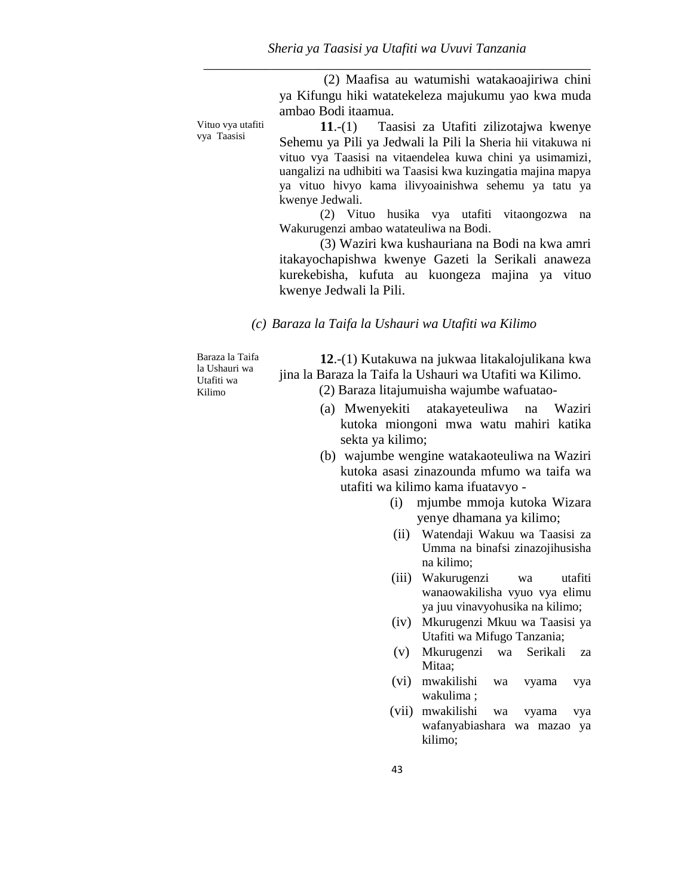(2) Maafisa au watumishi watakaoajiriwa chini ya Kifungu hiki watatekeleza majukumu yao kwa muda ambao Bodi itaamua.

Vituo vya utafiti vya Taasisi

**11**.-(1) Taasisi za Utafiti zilizotajwa kwenye Sehemu ya Pili ya Jedwali la Pili la Sheria hii vitakuwa ni vituo vya Taasisi na vitaendelea kuwa chini ya usimamizi, uangalizi na udhibiti wa Taasisi kwa kuzingatia majina mapya ya vituo hivyo kama ilivyoainishwa sehemu ya tatu ya kwenye Jedwali.

(2) Vituo husika vya utafiti vitaongozwa na Wakurugenzi ambao watateuliwa na Bodi.

(3) Waziri kwa kushauriana na Bodi na kwa amri itakayochapishwa kwenye Gazeti la Serikali anaweza kurekebisha, kufuta au kuongeza majina ya vituo kwenye Jedwali la Pili.

*(c) Baraza la Taifa la Ushauri wa Utafiti wa Kilimo*

Baraza la Taifa la Ushauri wa Utafiti wa Kilimo

**12**.-(1) Kutakuwa na jukwaa litakalojulikana kwa jina la Baraza la Taifa la Ushauri wa Utafiti wa Kilimo.

(2) Baraza litajumuisha wajumbe wafuatao-

(a) Mwenyekiti atakayeteuliwa na Waziri kutoka miongoni mwa watu mahiri katika sekta ya kilimo;

(b) wajumbe wengine watakaoteuliwa na Waziri kutoka asasi zinazounda mfumo wa taifa wa utafiti wa kilimo kama ifuatavyo -

(i) mjumbe mmoja kutoka Wizara yenye dhamana ya kilimo;

(ii) Watendaji Wakuu wa Taasisi za Umma na binafsi zinazojihusisha na kilimo;

(iii) Wakurugenzi wa utafiti wanaowakilisha vyuo vya elimu ya juu vinavyohusika na kilimo;

(iv) Mkurugenzi Mkuu wa Taasisi ya Utafiti wa Mifugo Tanzania;

(v) Mkurugenzi wa Serikali za Mitaa;

(vi) mwakilishi wa vyama vya wakulima ;

(vii) mwakilishi wa vyama vya wafanyabiashara wa mazao ya kilimo;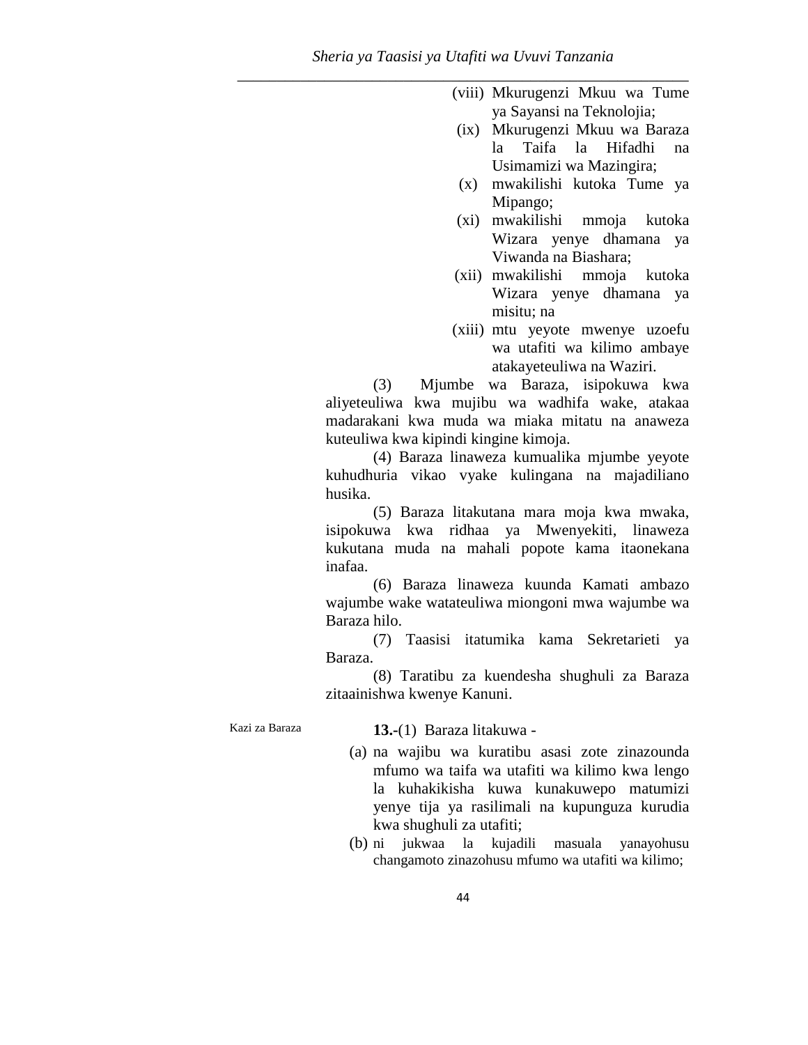(viii) Mkurugenzi Mkuu wa Tume ya Sayansi na Teknolojia;

(ix) Mkurugenzi Mkuu wa Baraza la Taifa la Hifadhi na Usimamizi wa Mazingira;

(x) mwakilishi kutoka Tume ya Mipango;

(xi) mwakilishi mmoja kutoka Wizara yenye dhamana ya Viwanda na Biashara;

(xii) mwakilishi mmoja kutoka Wizara yenye dhamana ya misitu; na

(xiii) mtu yeyote mwenye uzoefu wa utafiti wa kilimo ambaye atakayeteuliwa na Waziri.

(3) Mjumbe wa Baraza, isipokuwa kwa aliyeteuliwa kwa mujibu wa wadhifa wake, atakaa madarakani kwa muda wa miaka mitatu na anaweza kuteuliwa kwa kipindi kingine kimoja.

(4) Baraza linaweza kumualika mjumbe yeyote kuhudhuria vikao vyake kulingana na majadiliano husika.

(5) Baraza litakutana mara moja kwa mwaka, isipokuwa kwa ridhaa ya Mwenyekiti, linaweza kukutana muda na mahali popote kama itaonekana inafaa.

(6) Baraza linaweza kuunda Kamati ambazo wajumbe wake watateuliwa miongoni mwa wajumbe wa Baraza hilo.

(7) Taasisi itatumika kama Sekretarieti ya Baraza.

(8) Taratibu za kuendesha shughuli za Baraza zitaainishwa kwenye Kanuni.

Kazi za Baraza

**13.-**(1) Baraza litakuwa -

(a) na wajibu wa kuratibu asasi zote zinazounda mfumo wa taifa wa utafiti wa kilimo kwa lengo la kuhakikisha kuwa kunakuwepo matumizi yenye tija ya rasilimali na kupunguza kurudia kwa shughuli za utafiti;

(b) ni jukwaa la kujadili masuala yanayohusu changamoto zinazohusu mfumo wa utafiti wa kilimo;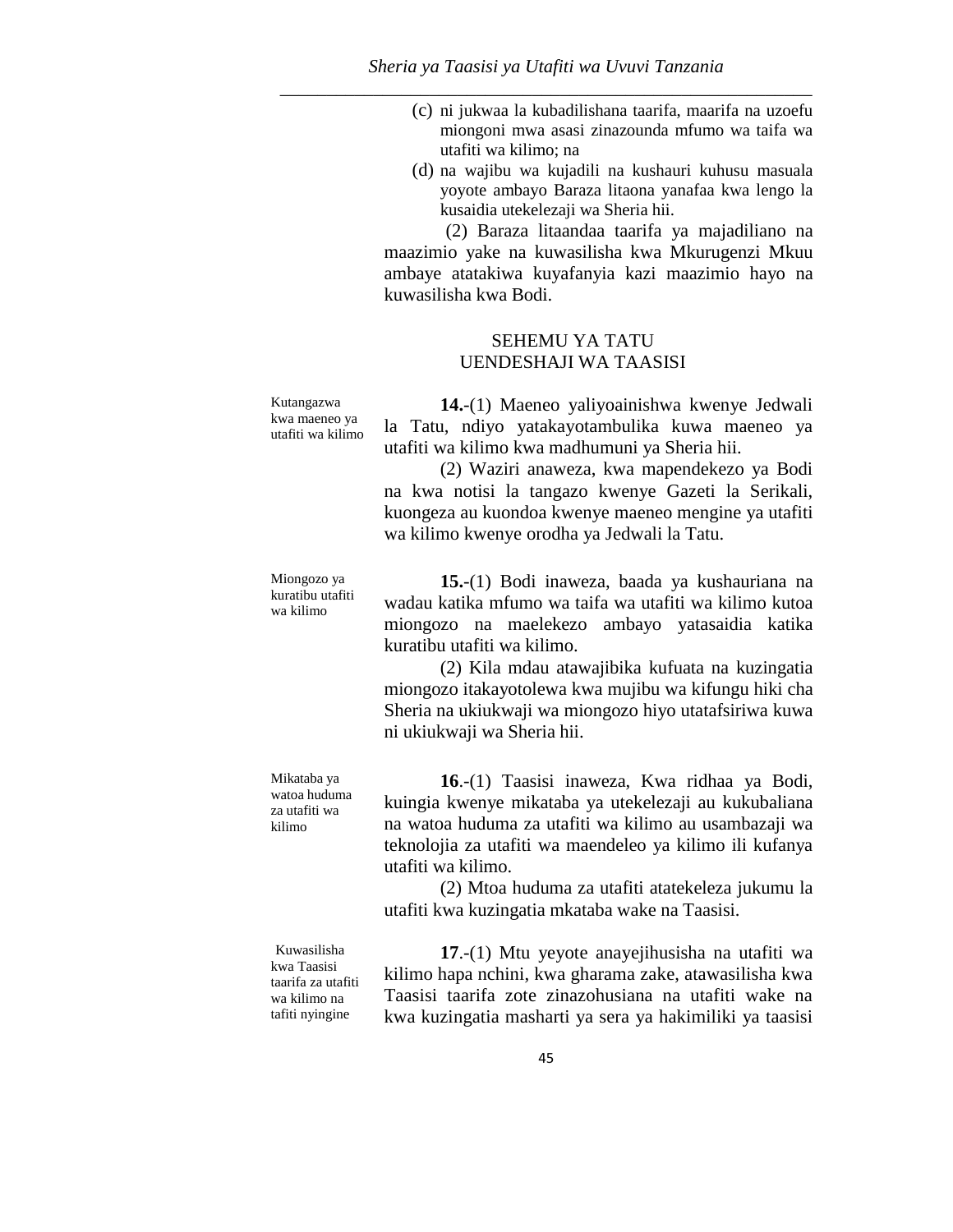(c) ni jukwaa la kubadilishana taarifa, maarifa na uzoefu miongoni mwa asasi zinazounda mfumo wa taifa wa utafiti wa kilimo; na

(d) na wajibu wa kujadili na kushauri kuhusu masuala yoyote ambayo Baraza litaona yanafaa kwa lengo la kusaidia utekelezaji wa Sheria hii.

(2) Baraza litaandaa taarifa ya majadiliano na maazimio yake na kuwasilisha kwa Mkurugenzi Mkuu ambaye atatakiwa kuyafanyia kazi maazimio hayo na kuwasilisha kwa Bodi.

## SEHEMU YA TATU
## UENDESHAJI WA TAASISI

*Kutangazwa kwa maeneo ya utafiti wa kilimo*

**14.**-(1) Maeneo yaliyoainishwa kwenye Jedwali la Tatu, ndiyo yatakayotambulika kuwa maeneo ya utafiti wa kilimo kwa madhumuni ya Sheria hii.

(2) Waziri anaweza, kwa mapendekezo ya Bodi na kwa notisi la tangazo kwenye Gazeti la Serikali, kuongeza au kuondoa kwenye maeneo mengine ya utafiti wa kilimo kwenye orodha ya Jedwali la Tatu.

*Miongozo ya kuratibu utafiti wa kilimo*

**15.**-(1) Bodi inaweza, baada ya kushauriana na wadau katika mfumo wa taifa wa utafiti wa kilimo kutoa miongozo na maelekezo ambayo yatasaidia katika kuratibu utafiti wa kilimo.

(2) Kila mdau atawajibika kufuata na kuzingatia miongozo itakayotolewa kwa mujibu wa kifungu hiki cha Sheria na ukiukwaji wa miongozo hiyo utatafsiriwa kuwa ni ukiukwaji wa Sheria hii.

*Mikataba ya watoa huduma za utafiti wa kilimo*

**16**.-(1) Taasisi inaweza, Kwa ridhaa ya Bodi, kuingia kwenye mikataba ya utekelezaji au kukubaliana na watoa huduma za utafiti wa kilimo au usambazaji wa teknolojia za utafiti wa maendeleo ya kilimo ili kufanya utafiti wa kilimo.

(2) Mtoa huduma za utafiti atatekeleza jukumu la utafiti kwa kuzingatia mkataba wake na Taasisi.

*Kuwasilisha kwa Taasisi taarifa za utafiti wa kilimo na tafiti nyingine*

**17**.-(1) Mtu yeyote anayejihusisha na utafiti wa kilimo hapa nchini, kwa gharama zake, atawasilisha kwa Taasisi taarifa zote zinazohusiana na utafiti wake na kwa kuzingatia masharti ya sera ya hakimiliki ya taasisi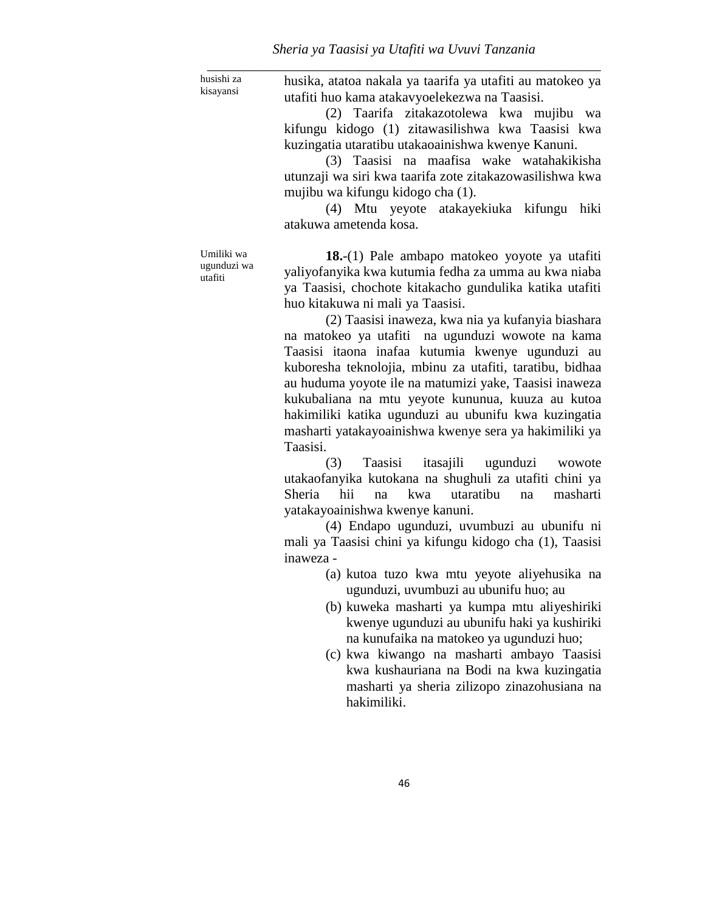husishi za kisayansi

husika, atatoa nakala ya taarifa ya utafiti au matokeo ya utafiti huo kama atakavyoelekezwa na Taasisi.

(2) Taarifa zitakazotolewa kwa mujibu wa kifungu kidogo (1) zitawasilishwa kwa Taasisi kwa kuzingatia utaratibu utakaoainishwa kwenye Kanuni.

(3) Taasisi na maafisa wake watahakikisha utunzaji wa siri kwa taarifa zote zitakazowasilishwa kwa mujibu wa kifungu kidogo cha (1).

(4) Mtu yeyote atakayekiuka kifungu hiki atakuwa ametenda kosa.

Umiliki wa ugunduzi wa utafiti

**18.**-(1) Pale ambapo matokeo yoyote ya utafiti yaliyofanyika kwa kutumia fedha za umma au kwa niaba ya Taasisi, chochote kitakacho gundulika katika utafiti huo kitakuwa ni mali ya Taasisi.

(2) Taasisi inaweza, kwa nia ya kufanyia biashara na matokeo ya utafiti na ugunduzi wowote na kama Taasisi itaona inafaa kutumia kwenye ugunduzi au kuboresha teknolojia, mbinu za utafiti, taratibu, bidhaa au huduma yoyote ile na matumizi yake, Taasisi inaweza kukubaliana na mtu yeyote kununua, kuuza au kutoa hakimiliki katika ugunduzi au ubunifu kwa kuzingatia masharti yatakayoainishwa kwenye sera ya hakimiliki ya Taasisi.

(3) Taasisi itasajili ugunduzi wowote utakaofanyika kutokana na shughuli za utafiti chini ya Sheria hii na kwa utaratibu na masharti yatakayoainishwa kwenye kanuni.

(4) Endapo ugunduzi, uvumbuzi au ubunifu ni mali ya Taasisi chini ya kifungu kidogo cha (1), Taasisi inaweza -

(a) kutoa tuzo kwa mtu yeyote aliyehusika na ugunduzi, uvumbuzi au ubunifu huo; au

(b) kuweka masharti ya kumpa mtu aliyeshiriki kwenye ugunduzi au ubunifu haki ya kushiriki na kunufaika na matokeo ya ugunduzi huo;

(c) kwa kiwango na masharti ambayo Taasisi kwa kushauriana na Bodi na kwa kuzingatia masharti ya sheria zilizopo zinazohusiana na hakimiliki.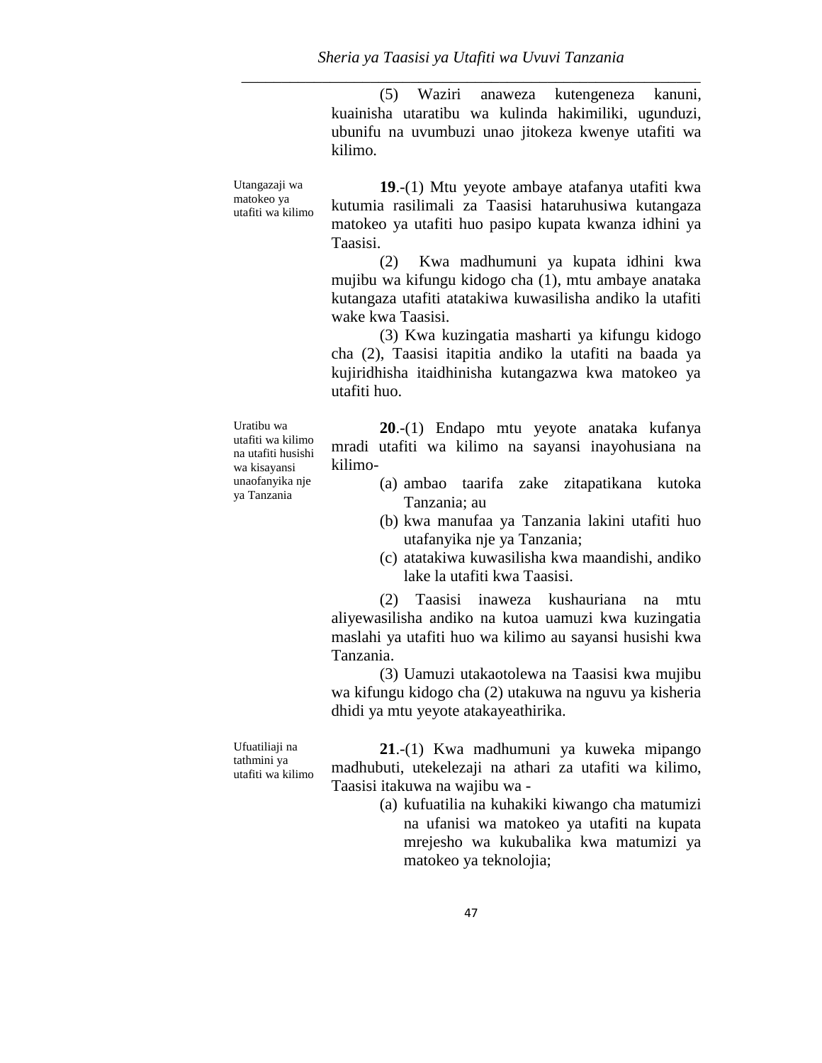(5) Waziri anaweza kutengeneza kanuni, kuainisha utaratibu wa kulinda hakimiliki, ugunduzi, ubunifu na uvumbuzi unao jitokeza kwenye utafiti wa kilimo.

Utangazaji wa matokeo ya utafiti wa kilimo

**19**.-(1) Mtu yeyote ambaye atafanya utafiti kwa kutumia rasilimali za Taasisi hataruhusiwa kutangaza matokeo ya utafiti huo pasipo kupata kwanza idhini ya Taasisi.

(2) Kwa madhumuni ya kupata idhini kwa mujibu wa kifungu kidogo cha (1), mtu ambaye anataka kutangaza utafiti atatakiwa kuwasilisha andiko la utafiti wake kwa Taasisi.

(3) Kwa kuzingatia masharti ya kifungu kidogo cha (2), Taasisi itapitia andiko la utafiti na baada ya kujiridhisha itaidhinisha kutangazwa kwa matokeo ya utafiti huo.

Uratibu wa utafiti wa kilimo na utafiti husishi wa kisayansi unaofanyika nje ya Tanzania

**20**.-(1) Endapo mtu yeyote anataka kufanya mradi utafiti wa kilimo na sayansi inayohusiana na kilimo-

(a) ambao taarifa zake zitapatikana kutoka Tanzania; au
(b) kwa manufaa ya Tanzania lakini utafiti huo utafanyika nje ya Tanzania;
(c) atatakiwa kuwasilisha kwa maandishi, andiko lake la utafiti kwa Taasisi.

(2) Taasisi inaweza kushauriana na mtu aliyewasilisha andiko na kutoa uamuzi kwa kuzingatia maslahi ya utafiti huo wa kilimo au sayansi husishi kwa Tanzania.

(3) Uamuzi utakaotolewa na Taasisi kwa mujibu wa kifungu kidogo cha (2) utakuwa na nguvu ya kisheria dhidi ya mtu yeyote atakayeathirika.

Ufuatiliaji na tathmini ya utafiti wa kilimo

**21**.-(1) Kwa madhumuni ya kuweka mipango madhubuti, utekelezaji na athari za utafiti wa kilimo, Taasisi itakuwa na wajibu wa -

(a) kufuatilia na kuhakiki kiwango cha matumizi na ufanisi wa matokeo ya utafiti na kupata mrejesho wa kukubalika kwa matumizi ya matokeo ya teknolojia;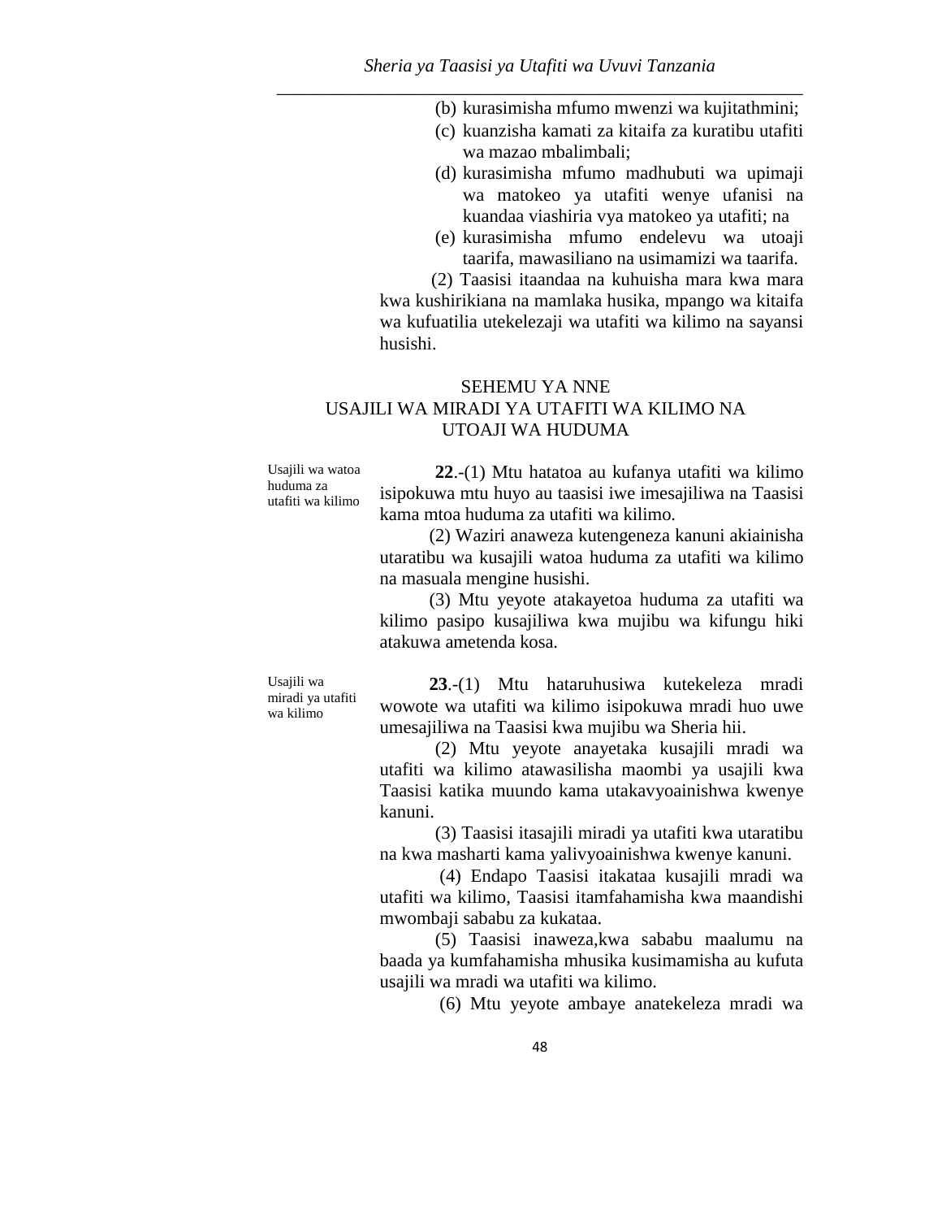(b) kurasimisha mfumo mwenzi wa kujitathmini;

(c) kuanzisha kamati za kitaifa za kuratibu utafiti wa mazao mbalimbali;

(d) kurasimisha mfumo madhubuti wa upimaji wa matokeo ya utafiti wenye ufanisi na kuandaa viashiria vya matokeo ya utafiti; na

(e) kurasimisha mfumo endelevu wa utoaji taarifa, mawasiliano na usimamizi wa taarifa.

(2) Taasisi itaandaa na kuhuisha mara kwa mara kwa kushirikiana na mamlaka husika, mpango wa kitaifa wa kufuatilia utekelezaji wa utafiti wa kilimo na sayansi husishi.

## SEHEMU YA NNE
## USAJILI WA MIRADI YA UTAFITI WA KILIMO NA UTOAJI WA HUDUMA

*Usajili wa watoa huduma za utafiti wa kilimo*

**22**.-(1) Mtu hatatoa au kufanya utafiti wa kilimo isipokuwa mtu huyo au taasisi iwe imesajiliwa na Taasisi kama mtoa huduma za utafiti wa kilimo.

(2) Waziri anaweza kutengeneza kanuni akiainisha utaratibu wa kusajili watoa huduma za utafiti wa kilimo na masuala mengine husishi.

(3) Mtu yeyote atakayetoa huduma za utafiti wa kilimo pasipo kusajiliwa kwa mujibu wa kifungu hiki atakuwa ametenda kosa.

*Usajili wa miradi ya utafiti wa kilimo*

**23**.-(1) Mtu hataruhusiwa kutekeleza mradi wowote wa utafiti wa kilimo isipokuwa mradi huo uwe umesajiliwa na Taasisi kwa mujibu wa Sheria hii.

(2) Mtu yeyote anayetaka kusajili mradi wa utafiti wa kilimo atawasilisha maombi ya usajili kwa Taasisi katika muundo kama utakavyoainishwa kwenye kanuni.

(3) Taasisi itasajili miradi ya utafiti kwa utaratibu na kwa masharti kama yalivyoainishwa kwenye kanuni.

(4) Endapo Taasisi itakataa kusajili mradi wa utafiti wa kilimo, Taasisi itamfahamisha kwa maandishi mwombaji sababu za kukataa.

(5) Taasisi inaweza,kwa sababu maalumu na baada ya kumfahamisha mhusika kusimamisha au kufuta usajili wa mradi wa utafiti wa kilimo.

(6) Mtu yeyote ambaye anatekeleza mradi wa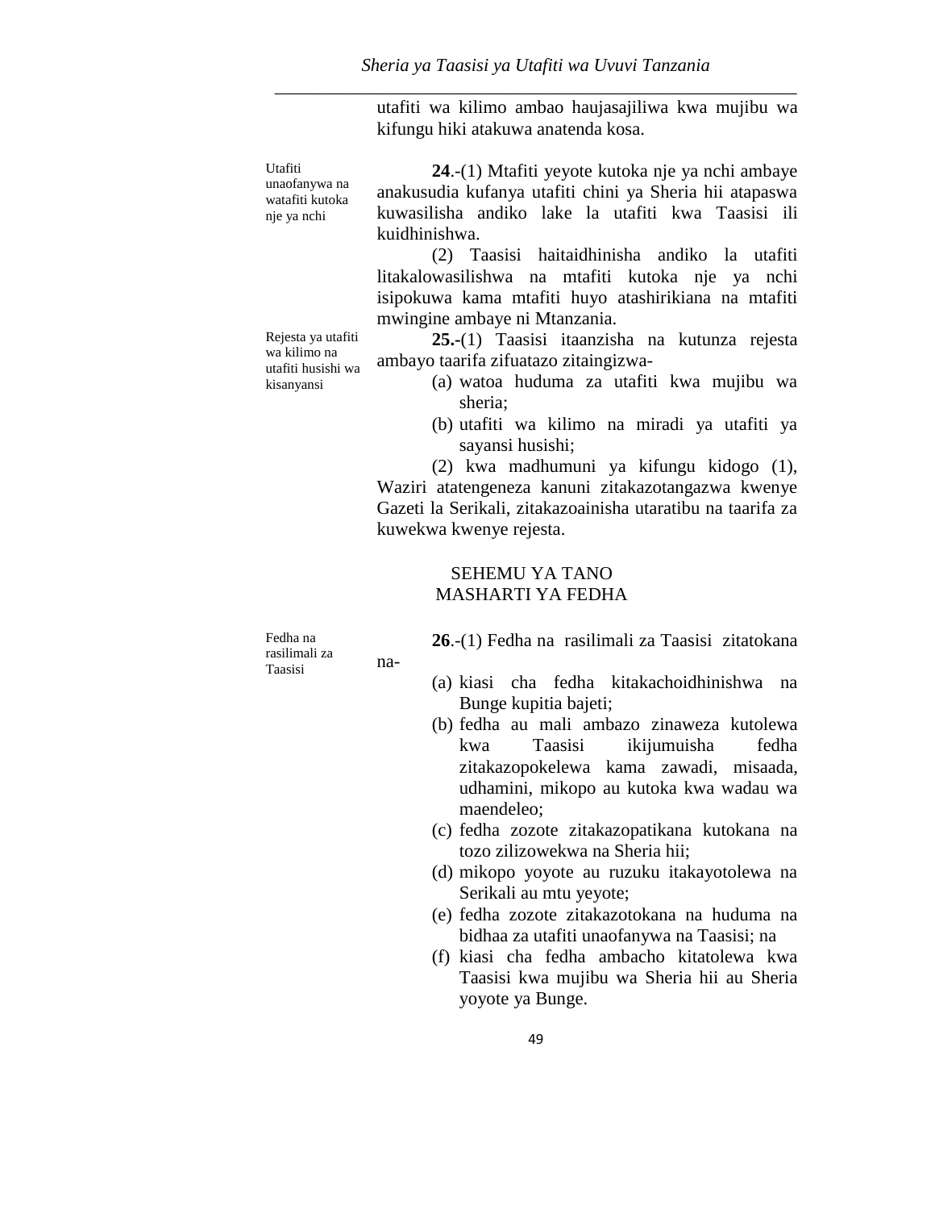utafiti wa kilimo ambao haujasajiliwa kwa mujibu wa kifungu hiki atakuwa anatenda kosa.

Utafiti unaofanywa na watafiti kutoka nje ya nchi

**24**.-(1) Mtafiti yeyote kutoka nje ya nchi ambaye anakusudia kufanya utafiti chini ya Sheria hii atapaswa kuwasilisha andiko lake la utafiti kwa Taasisi ili kuidhinishwa.

(2) Taasisi haitaidhinisha andiko la utafiti litakalowasilishwa na mtafiti kutoka nje ya nchi isipokuwa kama mtafiti huyo atashirikiana na mtafiti mwingine ambaye ni Mtanzania.

Rejesta ya utafiti wa kilimo na utafiti husishi wa kisanyansi

**25.**-(1) Taasisi itaanzisha na kutunza rejesta ambayo taarifa zifuatazo zitaingizwa-

(a) watoa huduma za utafiti kwa mujibu wa sheria;

(b) utafiti wa kilimo na miradi ya utafiti ya sayansi husishi;

(2) kwa madhumuni ya kifungu kidogo (1), Waziri atatengeneza kanuni zitakazotangazwa kwenye Gazeti la Serikali, zitakazoainisha utaratibu na taarifa za kuwekwa kwenye rejesta.

## SEHEMU YA TANO
## MASHARTI YA FEDHA

Fedha na rasilimali za Taasisi

**26**.-(1) Fedha na rasilimali za Taasisi zitatokana na-

(a) kiasi cha fedha kitakachoidhinishwa na Bunge kupitia bajeti;

(b) fedha au mali ambazo zinaweza kutolewa kwa Taasisi ikijumuisha fedha zitakazopokelewa kama zawadi, misaada, udhamini, mikopo au kutoka kwa wadau wa maendeleo;

(c) fedha zozote zitakazopatikana kutokana na tozo zilizowekwa na Sheria hii;

(d) mikopo yoyote au ruzuku itakayotolewa na Serikali au mtu yeyote;

(e) fedha zozote zitakazotokana na huduma na bidhaa za utafiti unaofanywa na Taasisi; na

(f) kiasi cha fedha ambacho kitatolewa kwa Taasisi kwa mujibu wa Sheria hii au Sheria yoyote ya Bunge.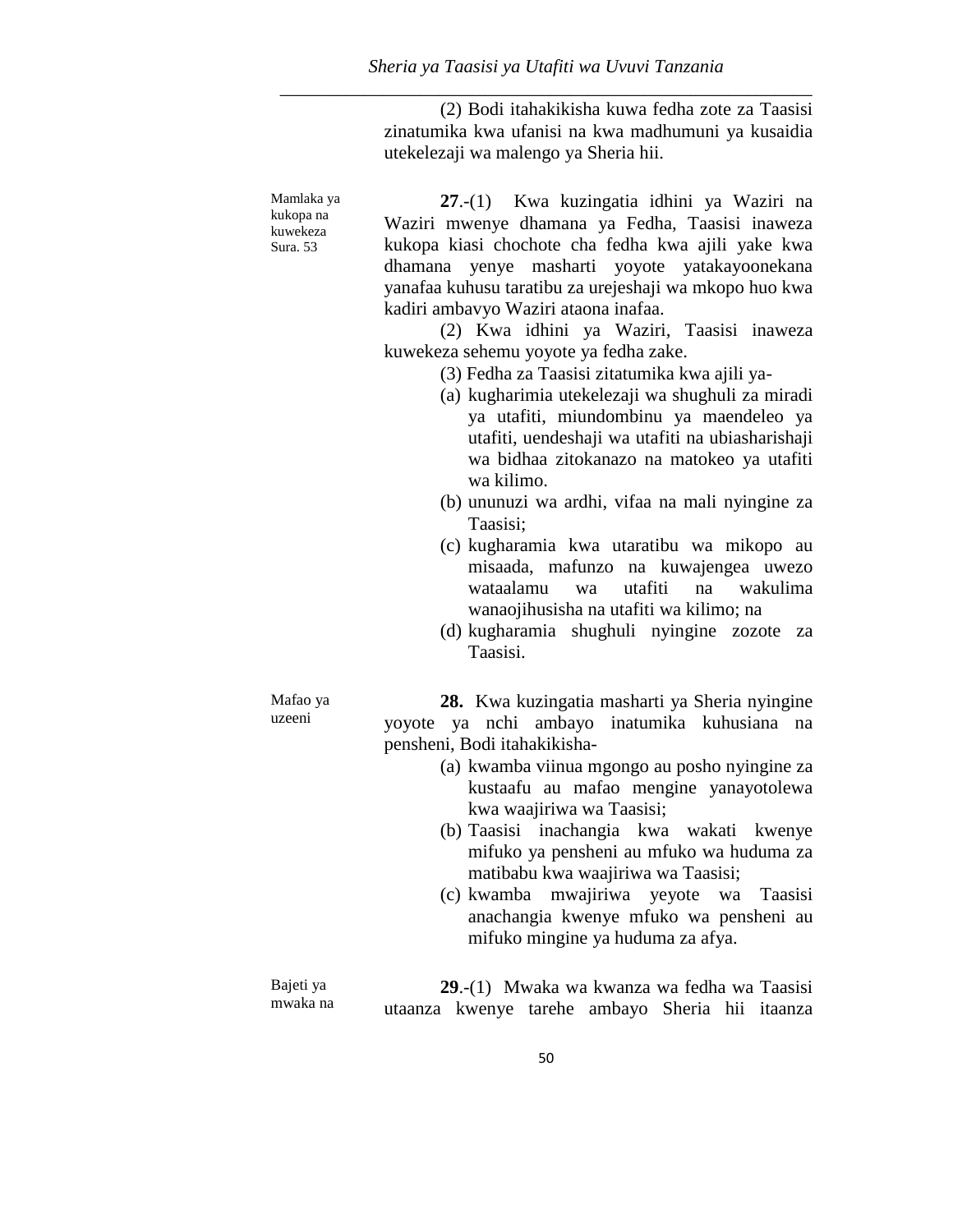(2) Bodi itahakikisha kuwa fedha zote za Taasisi zinatumika kwa ufanisi na kwa madhumuni ya kusaidia utekelezaji wa malengo ya Sheria hii.

Mamlaka ya kukopa na kuwekeza
Sura. 53

**27**.-(1) Kwa kuzingatia idhini ya Waziri na Waziri mwenye dhamana ya Fedha, Taasisi inaweza kukopa kiasi chochote cha fedha kwa ajili yake kwa dhamana yenye masharti yoyote yatakayoonekana yanafaa kuhusu taratibu za urejeshaji wa mkopo huo kwa kadiri ambavyo Waziri ataona inafaa.

(2) Kwa idhini ya Waziri, Taasisi inaweza kuwekeza sehemu yoyote ya fedha zake.

(3) Fedha za Taasisi zitatumika kwa ajili ya-

(a) kugharimia utekelezaji wa shughuli za miradi ya utafiti, miundombinu ya maendeleo ya utafiti, uendeshaji wa utafiti na ubiasharishaji wa bidhaa zitokanazo na matokeo ya utafiti wa kilimo.

(b) ununuzi wa ardhi, vifaa na mali nyingine za Taasisi;

(c) kugharamia kwa utaratibu wa mikopo au misaada, mafunzo na kuwajengea uwezo wataalamu wa utafiti na wakulima wanaojihusisha na utafiti wa kilimo; na

(d) kugharamia shughuli nyingine zozote za Taasisi.

Mafao ya uzeeni

**28.** Kwa kuzingatia masharti ya Sheria nyingine yoyote ya nchi ambayo inatumika kuhusiana na pensheni, Bodi itahakikisha-

(a) kwamba viinua mgongo au posho nyingine za kustaafu au mafao mengine yanayotolewa kwa waajiriwa wa Taasisi;

(b) Taasisi inachangia kwa wakati kwenye mifuko ya pensheni au mfuko wa huduma za matibabu kwa waajiriwa wa Taasisi;

(c) kwamba mwajiriwa yeyote wa Taasisi anachangia kwenye mfuko wa pensheni au mifuko mingine ya huduma za afya.

Bajeti ya mwaka na

**29**.-(1) Mwaka wa kwanza wa fedha wa Taasisi utaanza kwenye tarehe ambayo Sheria hii itaanza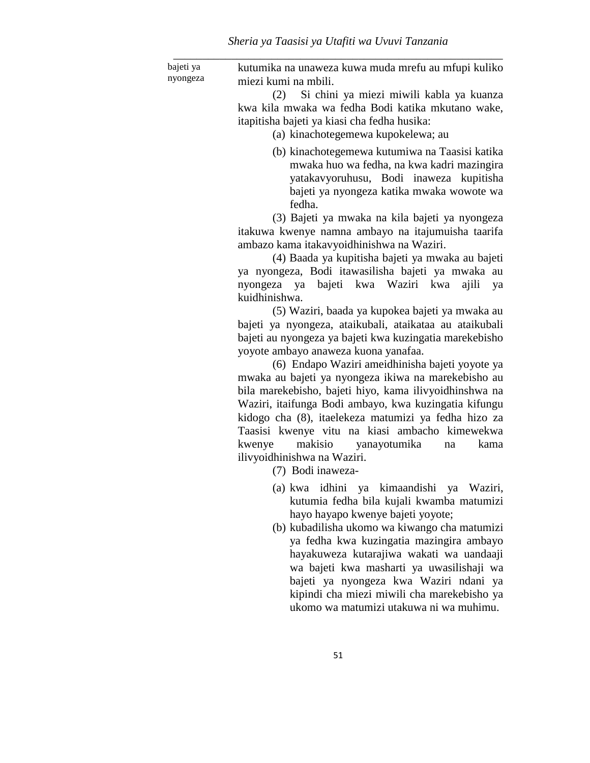bajeti ya nyongeza

kutumika na unaweza kuwa muda mrefu au mfupi kuliko miezi kumi na mbili.

(2) Si chini ya miezi miwili kabla ya kuanza kwa kila mwaka wa fedha Bodi katika mkutano wake, itapitisha bajeti ya kiasi cha fedha husika:

(a) kinachotegemewa kupokelewa; au

(b) kinachotegemewa kutumiwa na Taasisi katika mwaka huo wa fedha, na kwa kadri mazingira yatakavyoruhusu, Bodi inaweza kupitisha bajeti ya nyongeza katika mwaka wowote wa fedha.

(3) Bajeti ya mwaka na kila bajeti ya nyongeza itakuwa kwenye namna ambayo na itajumuisha taarifa ambazo kama itakavyoidhinishwa na Waziri.

(4) Baada ya kupitisha bajeti ya mwaka au bajeti ya nyongeza, Bodi itawasilisha bajeti ya mwaka au nyongeza ya bajeti kwa Waziri kwa ajili ya kuidhinishwa.

(5) Waziri, baada ya kupokea bajeti ya mwaka au bajeti ya nyongeza, ataikubali, ataikataa au ataikubali bajeti au nyongeza ya bajeti kwa kuzingatia marekebisho yoyote ambayo anaweza kuona yanafaa.

(6) Endapo Waziri ameidhinisha bajeti yoyote ya mwaka au bajeti ya nyongeza ikiwa na marekebisho au bila marekebisho, bajeti hiyo, kama ilivyoidhinshwa na Waziri, itaifunga Bodi ambayo, kwa kuzingatia kifungu kidogo cha (8), itaelekeza matumizi ya fedha hizo za Taasisi kwenye vitu na kiasi ambacho kimewekwa kwenye makisio yanayotumika na kama ilivyoidhinishwa na Waziri.

(7) Bodi inaweza-

(a) kwa idhini ya kimaandishi ya Waziri, kutumia fedha bila kujali kwamba matumizi hayo hayapo kwenye bajeti yoyote;

(b) kubadilisha ukomo wa kiwango cha matumizi ya fedha kwa kuzingatia mazingira ambayo hayakuweza kutarajiwa wakati wa uandaaji wa bajeti kwa masharti ya uwasilishaji wa bajeti ya nyongeza kwa Waziri ndani ya kipindi cha miezi miwili cha marekebisho ya ukomo wa matumizi utakuwa ni wa muhimu.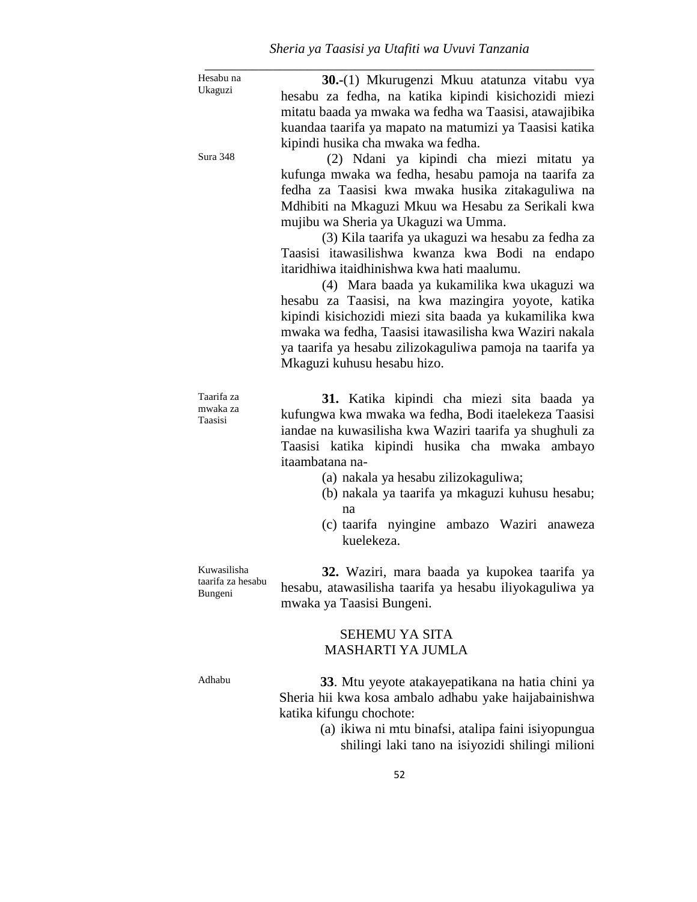Hesabu na Ukaguzi

**30.**-(1) Mkurugenzi Mkuu atatunza vitabu vya hesabu za fedha, na katika kipindi kisichozidi miezi mitatu baada ya mwaka wa fedha wa Taasisi, atawajibika kuandaa taarifa ya mapato na matumizi ya Taasisi katika kipindi husika cha mwaka wa fedha.

Sura 348

(2) Ndani ya kipindi cha miezi mitatu ya kufunga mwaka wa fedha, hesabu pamoja na taarifa za fedha za Taasisi kwa mwaka husika zitakaguliwa na Mdhibiti na Mkaguzi Mkuu wa Hesabu za Serikali kwa mujibu wa Sheria ya Ukaguzi wa Umma.

(3) Kila taarifa ya ukaguzi wa hesabu za fedha za Taasisi itawasilishwa kwanza kwa Bodi na endapo itaridhiwa itaidhinishwa kwa hati maalumu.

(4) Mara baada ya kukamilika kwa ukaguzi wa hesabu za Taasisi, na kwa mazingira yoyote, katika kipindi kisichozidi miezi sita baada ya kukamilika kwa mwaka wa fedha, Taasisi itawasilisha kwa Waziri nakala ya taarifa ya hesabu zilizokaguliwa pamoja na taarifa ya Mkaguzi kuhusu hesabu hizo.

Taarifa za mwaka za Taasisi

**31.** Katika kipindi cha miezi sita baada ya kufungwa kwa mwaka wa fedha, Bodi itaelekeza Taasisi iandae na kuwasilisha kwa Waziri taarifa ya shughuli za Taasisi katika kipindi husika cha mwaka ambayo itaambatana na-

(a) nakala ya hesabu zilizokaguliwa;
(b) nakala ya taarifa ya mkaguzi kuhusu hesabu; na
(c) taarifa nyingine ambazo Waziri anaweza kuelekeza.

Kuwasilisha taarifa za hesabu Bungeni

**32.** Waziri, mara baada ya kupokea taarifa ya hesabu, atawasilisha taarifa ya hesabu iliyokaguliwa ya mwaka ya Taasisi Bungeni.

## SEHEMU YA SITA
## MASHARTI YA JUMLA

Adhabu

**33**. Mtu yeyote atakayepatikana na hatia chini ya Sheria hii kwa kosa ambalo adhabu yake haijabainishwa katika kifungu chochote:

(a) ikiwa ni mtu binafsi, atalipa faini isiyopungua shilingi laki tano na isiyozidi shilingi milioni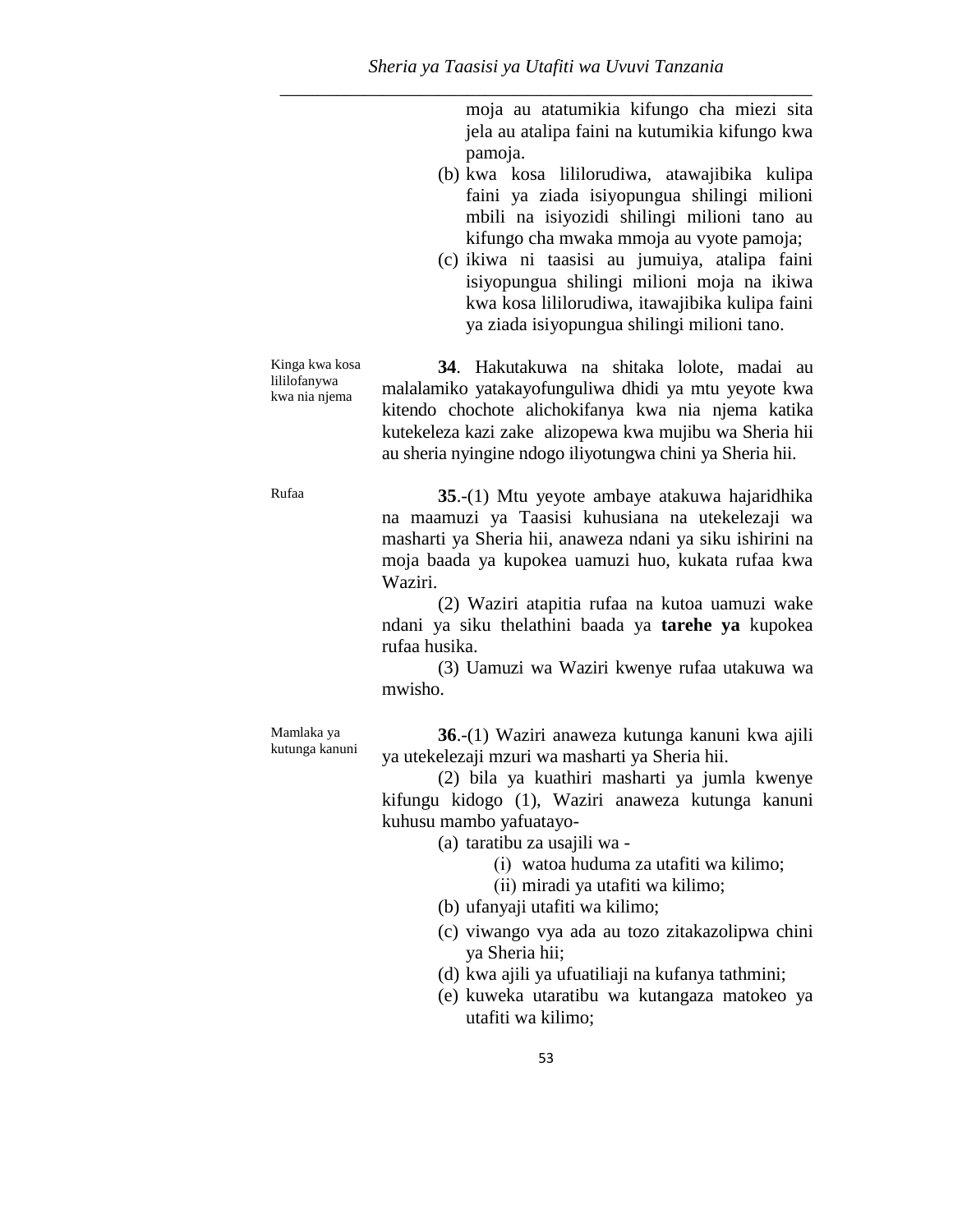moja au atatumikia kifungo cha miezi sita jela au atalipa faini na kutumikia kifungo kwa pamoja.

(b) kwa kosa lililorudiwa, atawajibika kulipa faini ya ziada isiyopungua shilingi milioni mbili na isiyozidi shilingi milioni tano au kifungo cha mwaka mmoja au vyote pamoja;

(c) ikiwa ni taasisi au jumuiya, atalipa faini isiyopungua shilingi milioni moja na ikiwa kwa kosa lililorudiwa, itawajibika kulipa faini ya ziada isiyopungua shilingi milioni tano.

Kinga kwa kosa lililofanywa kwa nia njema

**34**. Hakutakuwa na shitaka lolote, madai au malalamiko yatakayofunguliwa dhidi ya mtu yeyote kwa kitendo chochote alichokifanya kwa nia njema katika kutekeleza kazi zake alizopewa kwa mujibu wa Sheria hii au sheria nyingine ndogo iliyotungwa chini ya Sheria hii.

Rufaa

**35**.-(1) Mtu yeyote ambaye atakuwa hajaridhika na maamuzi ya Taasisi kuhusiana na utekelezaji wa masharti ya Sheria hii, anaweza ndani ya siku ishirini na moja baada ya kupokea uamuzi huo, kukata rufaa kwa Waziri.

(2) Waziri atapitia rufaa na kutoa uamuzi wake ndani ya siku thelathini baada ya **tarehe ya** kupokea rufaa husika.

(3) Uamuzi wa Waziri kwenye rufaa utakuwa wa mwisho.

Mamlaka ya kutunga kanuni

**36**.-(1) Waziri anaweza kutunga kanuni kwa ajili ya utekelezaji mzuri wa masharti ya Sheria hii.

(2) bila ya kuathiri masharti ya jumla kwenye kifungu kidogo (1), Waziri anaweza kutunga kanuni kuhusu mambo yafuatayo-

(a) taratibu za usajili wa -
   (i) watoa huduma za utafiti wa kilimo;
   (ii) miradi ya utafiti wa kilimo;

(b) ufanyaji utafiti wa kilimo;

(c) viwango vya ada au tozo zitakazolipwa chini ya Sheria hii;

(d) kwa ajili ya ufuatiliaji na kufanya tathmini;

(e) kuweka utaratibu wa kutangaza matokeo ya utafiti wa kilimo;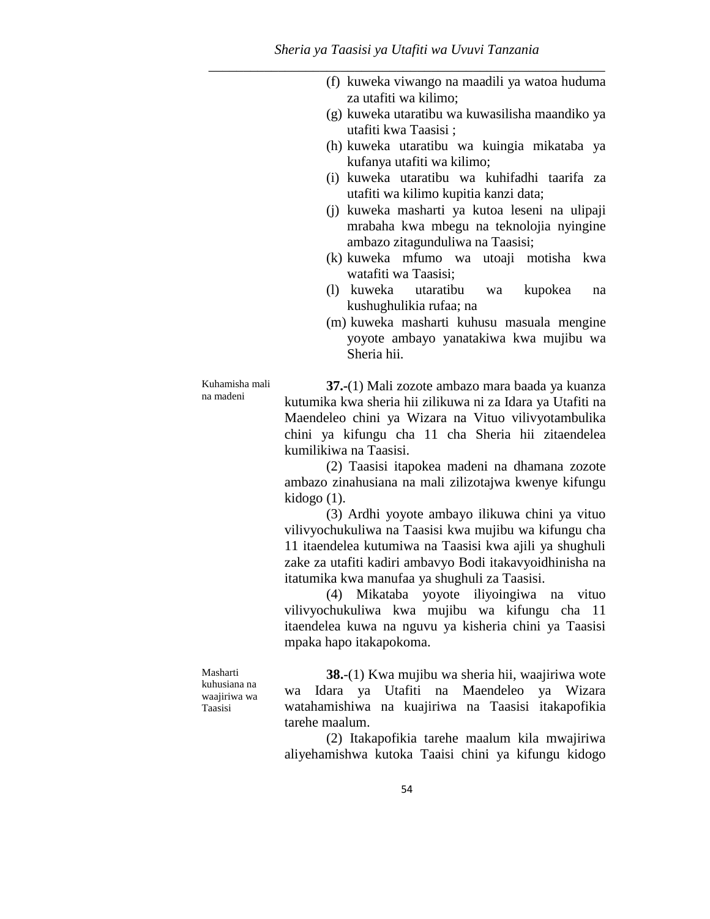(f) kuweka viwango na maadili ya watoa huduma za utafiti wa kilimo;

(g) kuweka utaratibu wa kuwasilisha maandiko ya utafiti kwa Taasisi ;

(h) kuweka utaratibu wa kuingia mikataba ya kufanya utafiti wa kilimo;

(i) kuweka utaratibu wa kuhifadhi taarifa za utafiti wa kilimo kupitia kanzi data;

(j) kuweka masharti ya kutoa leseni na ulipaji mrabaha kwa mbegu na teknolojia nyingine ambazo zitagunduliwa na Taasisi;

(k) kuweka mfumo wa utoaji motisha kwa watafiti wa Taasisi;

(l) kuweka utaratibu wa kupokea na kushughulikia rufaa; na

(m) kuweka masharti kuhusu masuala mengine yoyote ambayo yanatakiwa kwa mujibu wa Sheria hii.

Kuhamisha mali na madeni

**37.**-(1) Mali zozote ambazo mara baada ya kuanza kutumika kwa sheria hii zilikuwa ni za Idara ya Utafiti na Maendeleo chini ya Wizara na Vituo vilivyotambulika chini ya kifungu cha 11 cha Sheria hii zitaendelea kumilikiwa na Taasisi.

(2) Taasisi itapokea madeni na dhamana zozote ambazo zinahusiana na mali zilizotajwa kwenye kifungu kidogo (1).

(3) Ardhi yoyote ambayo ilikuwa chini ya vituo vilivyochukuliwa na Taasisi kwa mujibu wa kifungu cha 11 itaendelea kutumiwa na Taasisi kwa ajili ya shughuli zake za utafiti kadiri ambavyo Bodi itakavyoidhinisha na itatumika kwa manufaa ya shughuli za Taasisi.

(4) Mikataba yoyote iliyoingiwa na vituo vilivyochukuliwa kwa mujibu wa kifungu cha 11 itaendelea kuwa na nguvu ya kisheria chini ya Taasisi mpaka hapo itakapokoma.

Masharti kuhusiana na waajiriwa wa Taasisi

**38.**-(1) Kwa mujibu wa sheria hii, waajiriwa wote wa Idara ya Utafiti na Maendeleo ya Wizara watahamishiwa na kuajiriwa na Taasisi itakapofikia tarehe maalum.

(2) Itakapofikia tarehe maalum kila mwajiriwa aliyehamishwa kutoka Taaisi chini ya kifungu kidogo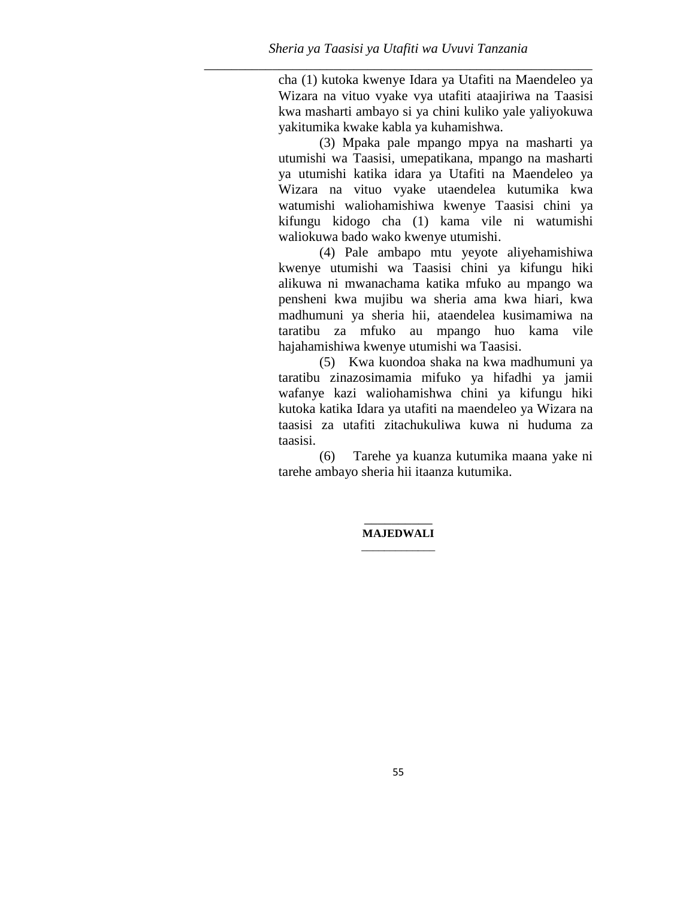cha (1) kutoka kwenye Idara ya Utafiti na Maendeleo ya Wizara na vituo vyake vya utafiti ataajiriwa na Taasisi kwa masharti ambayo si ya chini kuliko yale yaliyokuwa yakitumika kwake kabla ya kuhamishwa.

(3) Mpaka pale mpango mpya na masharti ya utumishi wa Taasisi, umepatikana, mpango na masharti ya utumishi katika idara ya Utafiti na Maendeleo ya Wizara na vituo vyake utaendelea kutumika kwa watumishi waliohamishiwa kwenye Taasisi chini ya kifungu kidogo cha (1) kama vile ni watumishi waliokuwa bado wako kwenye utumishi.

(4) Pale ambapo mtu yeyote aliyehamishiwa kwenye utumishi wa Taasisi chini ya kifungu hiki alikuwa ni mwanachama katika mfuko au mpango wa pensheni kwa mujibu wa sheria ama kwa hiari, kwa madhumuni ya sheria hii, ataendelea kusimamiwa na taratibu za mfuko au mpango huo kama vile hajahamishiwa kwenye utumishi wa Taasisi.

(5) Kwa kuondoa shaka na kwa madhumuni ya taratibu zinazosimamia mifuko ya hifadhi ya jamii wafanye kazi waliohamishwa chini ya kifungu hiki kutoka katika Idara ya utafiti na maendeleo ya Wizara na taasisi za utafiti zitachukuliwa kuwa ni huduma za taasisi.

(6) Tarehe ya kuanza kutumika maana yake ni tarehe ambayo sheria hii itaanza kutumika.

**MAJEDWALI**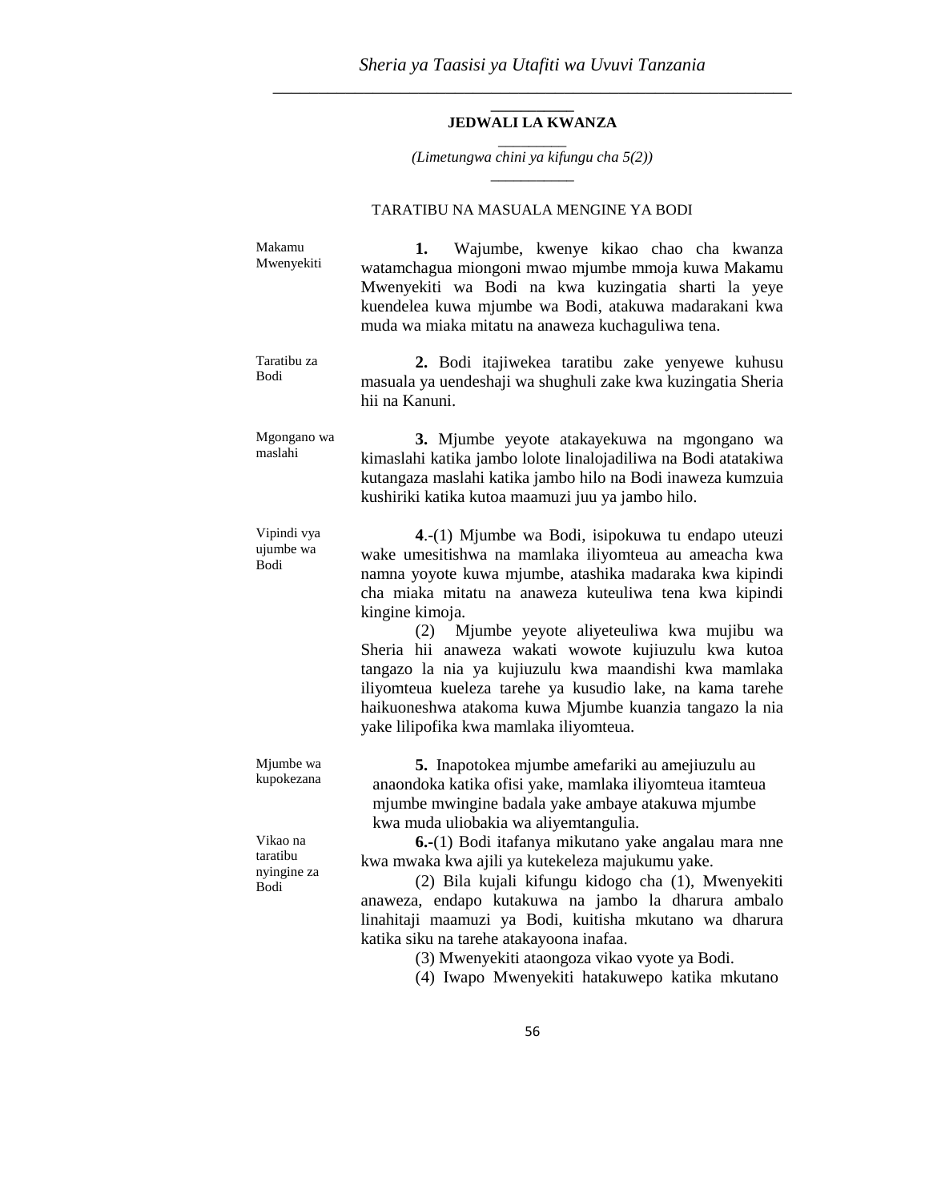## JEDWALI LA KWANZA

*(Limetungwa chini ya kifungu cha 5(2))*

TARATIBU NA MASUALA MENGINE YA BODI

Makamu Mwenyekiti

**1.** Wajumbe, kwenye kikao chao cha kwanza watamchagua miongoni mwao mjumbe mmoja kuwa Makamu Mwenyekiti wa Bodi na kwa kuzingatia sharti la yeye kuendelea kuwa mjumbe wa Bodi, atakuwa madarakani kwa muda wa miaka mitatu na anaweza kuchaguliwa tena.

Taratibu za Bodi

**2.** Bodi itajiwekea taratibu zake yenyewe kuhusu masuala ya uendeshaji wa shughuli zake kwa kuzingatia Sheria hii na Kanuni.

Mgongano wa maslahi

**3.** Mjumbe yeyote atakayekuwa na mgongano wa kimaslahi katika jambo lolote linalojadiliwa na Bodi atatakiwa kutangaza maslahi katika jambo hilo na Bodi inaweza kumzuia kushiriki katika kutoa maamuzi juu ya jambo hilo.

Vipindi vya ujumbe wa Bodi

**4**.-(1) Mjumbe wa Bodi, isipokuwa tu endapo uteuzi wake umesitishwa na mamlaka iliyomteua au ameacha kwa namna yoyote kuwa mjumbe, atashika madaraka kwa kipindi cha miaka mitatu na anaweza kuteuliwa tena kwa kipindi kingine kimoja.

(2) Mjumbe yeyote aliyeteuliwa kwa mujibu wa Sheria hii anaweza wakati wowote kujiuzulu kwa kutoa tangazo la nia ya kujiuzulu kwa maandishi kwa mamlaka iliyomteua kueleza tarehe ya kusudio lake, na kama tarehe haikuoneshwa atakoma kuwa Mjumbe kuanzia tangazo la nia yake lilipofika kwa mamlaka iliyomteua.

Mjumbe wa kupokezana

**5.** Inapotokea mjumbe amefariki au amejiuzulu au anaondoka katika ofisi yake, mamlaka iliyomteua itamteua mjumbe mwingine badala yake ambaye atakuwa mjumbe kwa muda uliobakia wa aliyemtangulia.

Vikao na taratibu nyingine za Bodi

**6.-**(1) Bodi itafanya mikutano yake angalau mara nne kwa mwaka kwa ajili ya kutekeleza majukumu yake.

(2) Bila kujali kifungu kidogo cha (1), Mwenyekiti anaweza, endapo kutakuwa na jambo la dharura ambalo linahitaji maamuzi ya Bodi, kuitisha mkutano wa dharura katika siku na tarehe atakayoona inafaa.

(3) Mwenyekiti ataongoza vikao vyote ya Bodi.

(4) Iwapo Mwenyekiti hatakuwepo katika mkutano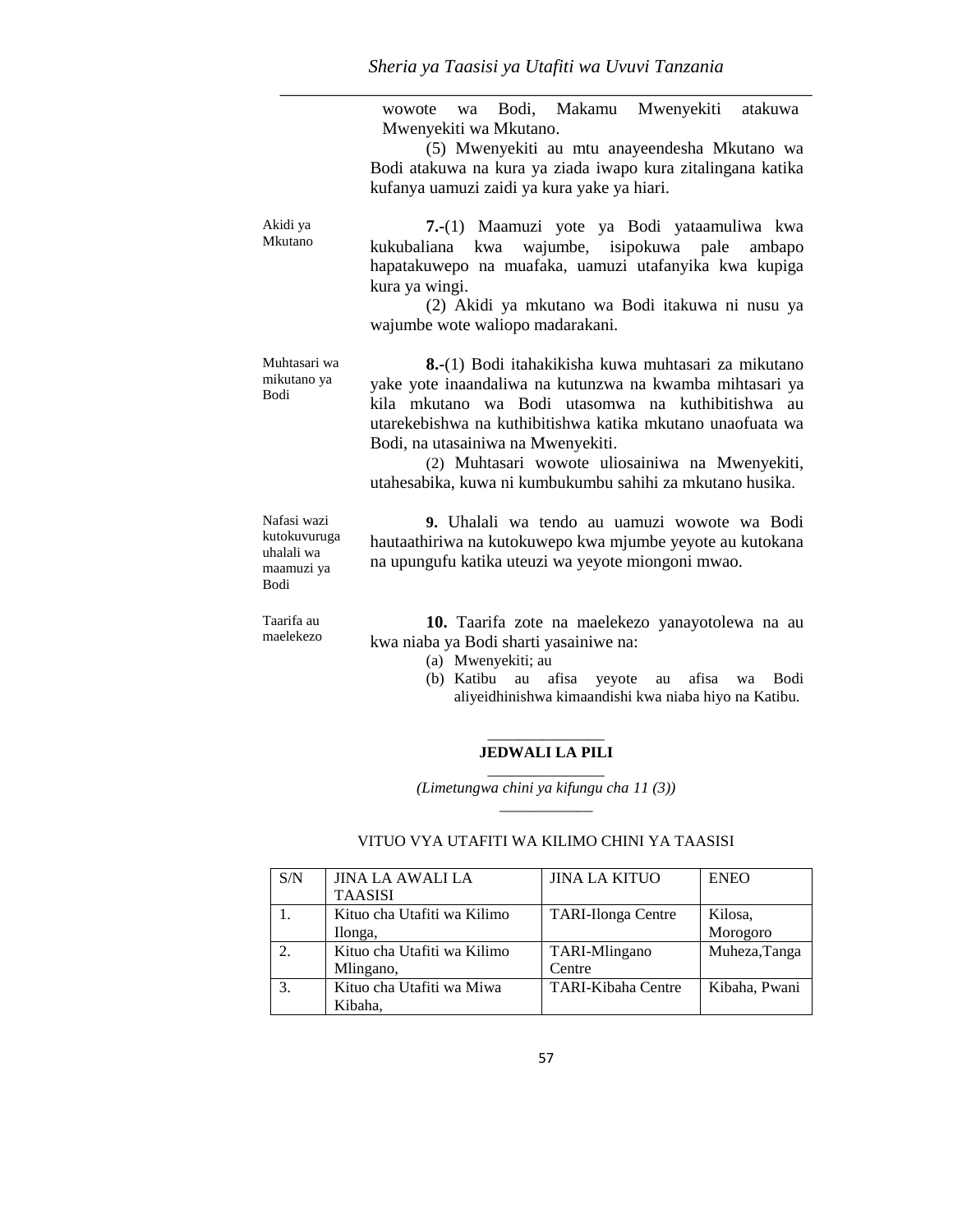wowote wa Bodi, Makamu Mwenyekiti atakuwa Mwenyekiti wa Mkutano.

(5) Mwenyekiti au mtu anayeendesha Mkutano wa Bodi atakuwa na kura ya ziada iwapo kura zitalingana katika kufanya uamuzi zaidi ya kura yake ya hiari.

Akidi ya Mkutano

**7.-**(1) Maamuzi yote ya Bodi yataamuliwa kwa kukubaliana kwa wajumbe, isipokuwa pale ambapo hapatakuwepo na muafaka, uamuzi utafanyika kwa kupiga kura ya wingi.

(2) Akidi ya mkutano wa Bodi itakuwa ni nusu ya wajumbe wote waliopo madarakani.

Muhtasari wa mikutano ya Bodi

**8.-**(1) Bodi itahakikisha kuwa muhtasari za mikutano yake yote inaandaliwa na kutunzwa na kwamba mihtasari ya kila mkutano wa Bodi utasomwa na kuthibitishwa au utarekebishwa na kuthibitishwa katika mkutano unaofuata wa Bodi, na utasainiwa na Mwenyekiti.

(2) Muhtasari wowote uliosainiwa na Mwenyekiti, utahesabika, kuwa ni kumbukumbu sahihi za mkutano husika.

Nafasi wazi kutokuvuruga uhalali wa maamuzi ya Bodi

**9.** Uhalali wa tendo au uamuzi wowote wa Bodi hautaathiriwa na kutokuwepo kwa mjumbe yeyote au kutokana na upungufu katika uteuzi wa yeyote miongoni mwao.

Taarifa au maelekezo

**10.** Taarifa zote na maelekezo yanayotolewa na au kwa niaba ya Bodi sharti yasainiwe na:

(a) Mwenyekiti; au
(b) Katibu au afisa yeyote au afisa wa Bodi aliyeidhinishwa kimaandishi kwa niaba hiyo na Katibu.

## JEDWALI LA PILI

*(Limetungwa chini ya kifungu cha 11 (3))*

VITUO VYA UTAFITI WA KILIMO CHINI YA TAASISI

| S/N | JINA LA AWALI LA TAASISI | JINA LA KITUO | ENEO |
|---|---|---|---|
| 1. | Kituo cha Utafiti wa Kilimo Ilonga, | TARI-Ilonga Centre | Kilosa, Morogoro |
| 2. | Kituo cha Utafiti wa Kilimo Mlingano, | TARI-Mlingano Centre | Muheza,Tanga |
| 3. | Kituo cha Utafiti wa Miwa Kibaha, | TARI-Kibaha Centre | Kibaha, Pwani |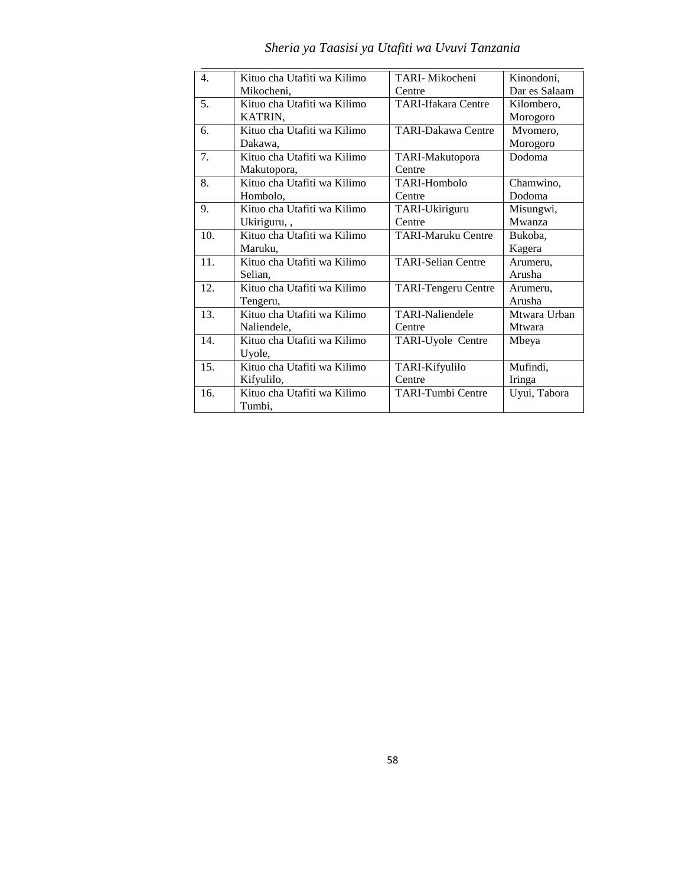| 4. | Kituo cha Utafiti wa Kilimo Mikocheni, | TARI- Mikocheni Centre | Kinondoni, Dar es Salaam |
|---|---|---|---|
| 5. | Kituo cha Utafiti wa Kilimo KATRIN, | TARI-Ifakara Centre | Kilombero, Morogoro |
| 6. | Kituo cha Utafiti wa Kilimo Dakawa, | TARI-Dakawa Centre | Mvomero, Morogoro |
| 7. | Kituo cha Utafiti wa Kilimo Makutopora, | TARI-Makutopora Centre | Dodoma |
| 8. | Kituo cha Utafiti wa Kilimo Hombolo, | TARI-Hombolo Centre | Chamwino, Dodoma |
| 9. | Kituo cha Utafiti wa Kilimo Ukiriguru, , | TARI-Ukiriguru Centre | Misungwi, Mwanza |
| 10. | Kituo cha Utafiti wa Kilimo Maruku, | TARI-Maruku Centre | Bukoba, Kagera |
| 11. | Kituo cha Utafiti wa Kilimo Selian, | TARI-Selian Centre | Arumeru, Arusha |
| 12. | Kituo cha Utafiti wa Kilimo Tengeru, | TARI-Tengeru Centre | Arumeru, Arusha |
| 13. | Kituo cha Utafiti wa Kilimo Naliendele, | TARI-Naliendele Centre | Mtwara Urban Mtwara |
| 14. | Kituo cha Utafiti wa Kilimo Uyole, | TARI-Uyole Centre | Mbeya |
| 15. | Kituo cha Utafiti wa Kilimo Kifyulilo, | TARI-Kifyulilo Centre | Mufindi, Iringa |
| 16. | Kituo cha Utafiti wa Kilimo Tumbi, | TARI-Tumbi Centre | Uyui, Tabora |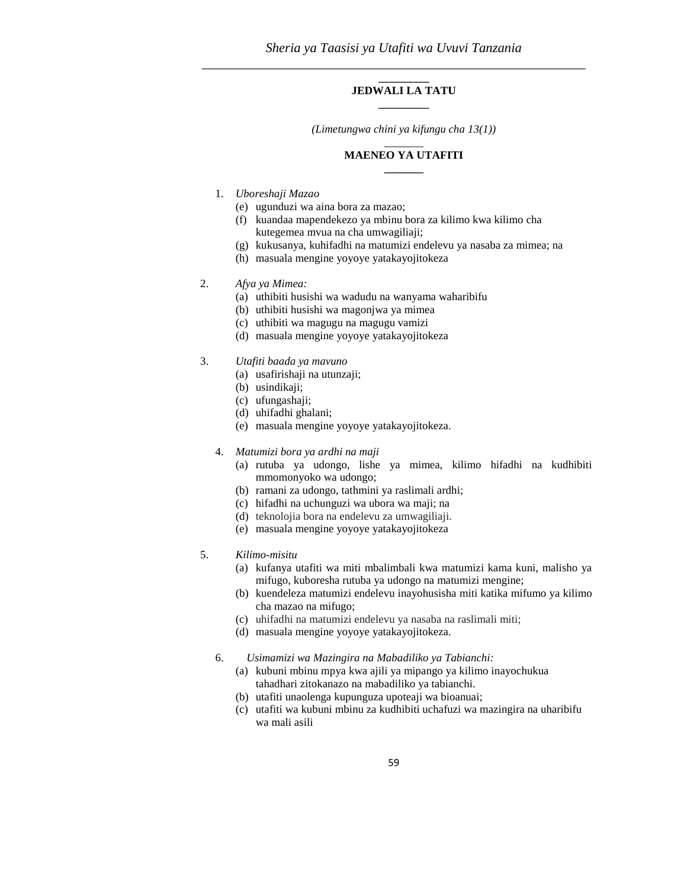## JEDWALI LA TATU

*(Limetungwa chini ya kifungu cha 13(1))*

## MAENEO YA UTAFITI

1. *Uboreshaji Mazao*
   - (e) ugunduzi wa aina bora za mazao;
   - (f) kuandaa mapendekezo ya mbinu bora za kilimo kwa kilimo cha kutegemea mvua na cha umwagiliaji;
   - (g) kukusanya, kuhifadhi na matumizi endelevu ya nasaba za mimea; na
   - (h) masuala mengine yoyoye yatakayojitokeza

2. *Afya ya Mimea:*
   - (a) uthibiti husishi wa wadudu na wanyama waharibifu
   - (b) uthibiti husishi wa magonjwa ya mimea
   - (c) uthibiti wa magugu na magugu vamizi
   - (d) masuala mengine yoyoye yatakayojitokeza

3. *Utafiti baada ya mavuno*
   - (a) usafirishaji na utunzaji;
   - (b) usindikaji;
   - (c) ufungashaji;
   - (d) uhifadhi ghalani;
   - (e) masuala mengine yoyoye yatakayojitokeza.

4. *Matumizi bora ya ardhi na maji*
   - (a) rutuba ya udongo, lishe ya mimea, kilimo hifadhi na kudhibiti mmomonyoko wa udongo;
   - (b) ramani za udongo, tathmini ya raslimali ardhi;
   - (c) hifadhi na uchunguzi wa ubora wa maji; na
   - (d) teknolojia bora na endelevu za umwagiliaji.
   - (e) masuala mengine yoyoye yatakayojitokeza

5. *Kilimo-misitu*
   - (a) kufanya utafiti wa miti mbalimbali kwa matumizi kama kuni, malisho ya mifugo, kuboresha rutuba ya udongo na matumizi mengine;
   - (b) kuendeleza matumizi endelevu inayohusisha miti katika mifumo ya kilimo cha mazao na mifugo;
   - (c) uhifadhi na matumizi endelevu ya nasaba na raslimali miti;
   - (d) masuala mengine yoyoye yatakayojitokeza.

6. *Usimamizi wa Mazingira na Mabadiliko ya Tabianchi:*
   - (a) kubuni mbinu mpya kwa ajili ya mipango ya kilimo inayochukua tahadhari zitokanazo na mabadiliko ya tabianchi.
   - (b) utafiti unaolenga kupunguza upoteaji wa bioanuai;
   - (c) utafiti wa kubuni mbinu za kudhibiti uchafuzi wa mazingira na uharibifu wa mali asili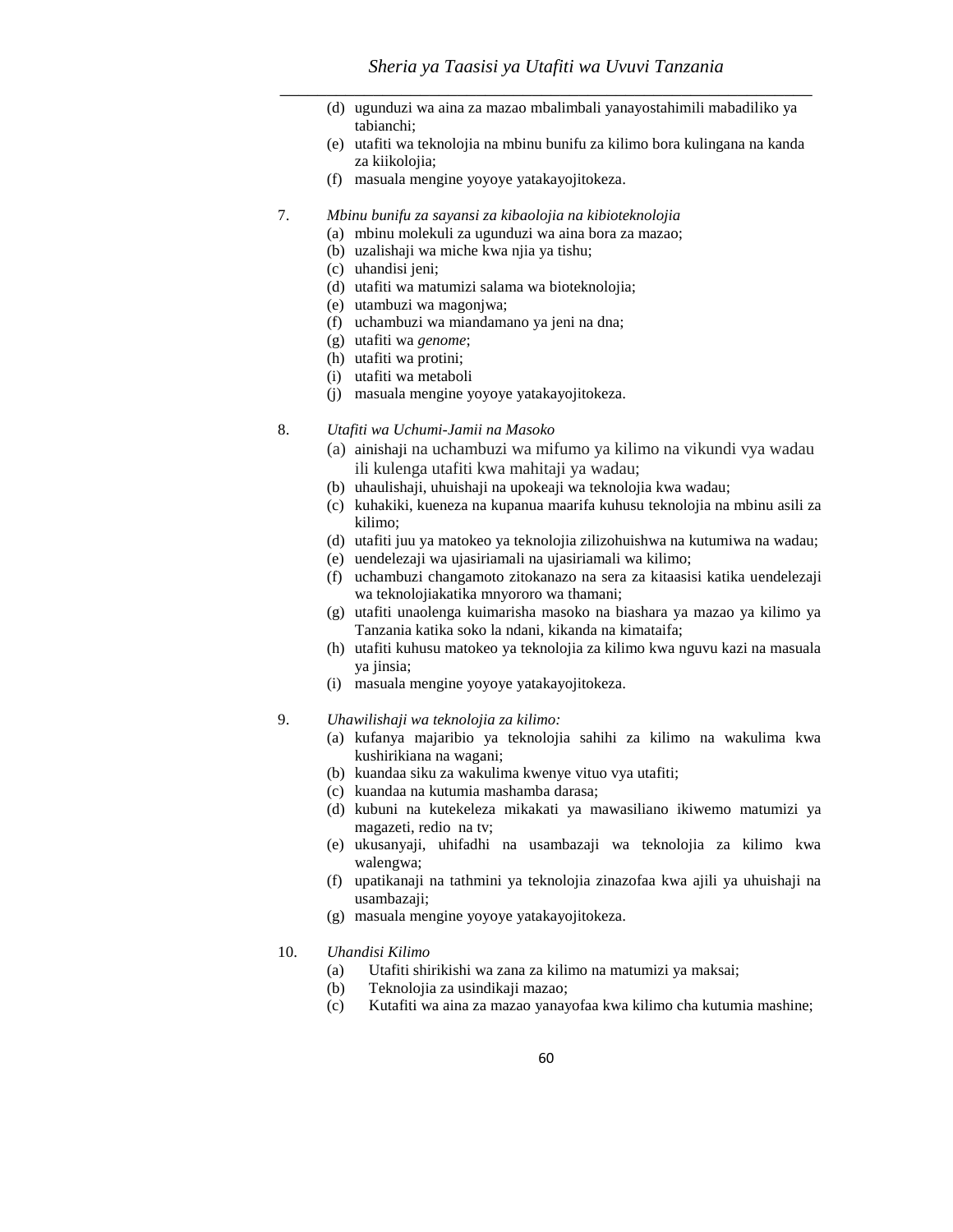(d) ugunduzi wa aina za mazao mbalimbali yanayostahimili mabadiliko ya tabianchi;
(e) utafiti wa teknolojia na mbinu bunifu za kilimo bora kulingana na kanda za kiikolojia;
(f) masuala mengine yoyoye yatakayojitokeza.

7. *Mbinu bunifu za sayansi za kibaolojia na kibioteknolojia*
(a) mbinu molekuli za ugunduzi wa aina bora za mazao;
(b) uzalishaji wa miche kwa njia ya tishu;
(c) uhandisi jeni;
(d) utafiti wa matumizi salama wa bioteknolojia;
(e) utambuzi wa magonjwa;
(f) uchambuzi wa miandamano ya jeni na dna;
(g) utafiti wa *genome*;
(h) utafiti wa protini;
(i) utafiti wa metaboli
(j) masuala mengine yoyoye yatakayojitokeza.

8. *Utafiti wa Uchumi-Jamii na Masoko*
(a) ainishaji na uchambuzi wa mifumo ya kilimo na vikundi vya wadau ili kulenga utafiti kwa mahitaji ya wadau;
(b) uhaulishaji, uhuishaji na upokeaji wa teknolojia kwa wadau;
(c) kuhakiki, kueneza na kupanua maarifa kuhusu teknolojia na mbinu asili za kilimo;
(d) utafiti juu ya matokeo ya teknolojia zilizohuishwa na kutumiwa na wadau;
(e) uendelezaji wa ujasiriamali na ujasiriamali wa kilimo;
(f) uchambuzi changamoto zitokanazo na sera za kitaasisi katika uendelezaji wa teknolojiakatika mnyororo wa thamani;
(g) utafiti unaolenga kuimarisha masoko na biashara ya mazao ya kilimo ya Tanzania katika soko la ndani, kikanda na kimataifa;
(h) utafiti kuhusu matokeo ya teknolojia za kilimo kwa nguvu kazi na masuala ya jinsia;
(i) masuala mengine yoyoye yatakayojitokeza.

9. *Uhawilishaji wa teknolojia za kilimo:*
(a) kufanya majaribio ya teknolojia sahihi za kilimo na wakulima kwa kushirikiana na wagani;
(b) kuandaa siku za wakulima kwenye vituo vya utafiti;
(c) kuandaa na kutumia mashamba darasa;
(d) kubuni na kutekeleza mikakati ya mawasiliano ikiwemo matumizi ya magazeti, redio na tv;
(e) ukusanyaji, uhifadhi na usambazaji wa teknolojia za kilimo kwa walengwa;
(f) upatikanaji na tathmini ya teknolojia zinazofaa kwa ajili ya uhuishaji na usambazaji;
(g) masuala mengine yoyoye yatakayojitokeza.

10. *Uhandisi Kilimo*
(a) Utafiti shirikishi wa zana za kilimo na matumizi ya maksai;
(b) Teknolojia za usindikaji mazao;
(c) Kutafiti wa aina za mazao yanayofaa kwa kilimo cha kutumia mashine;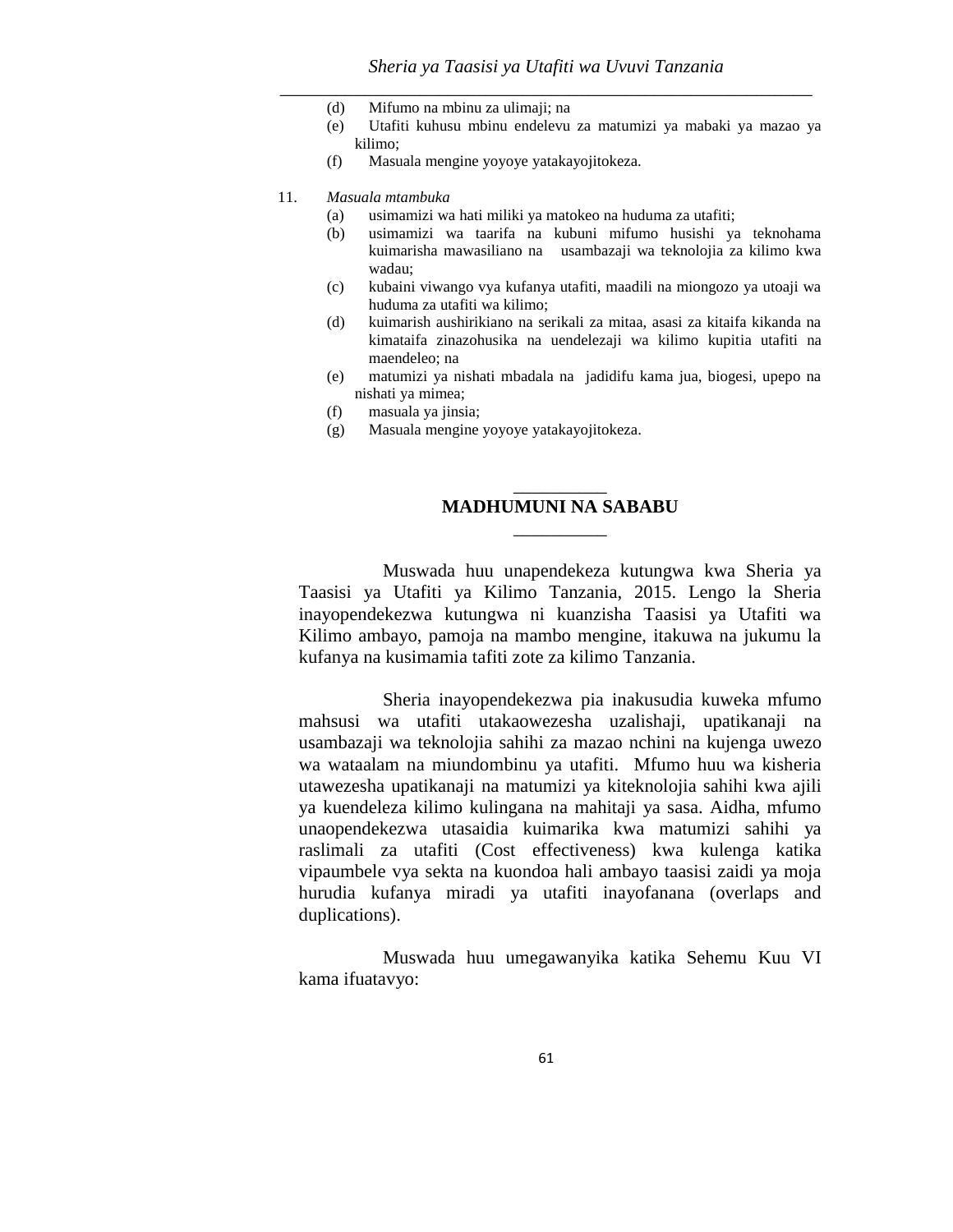(d) Mifumo na mbinu za ulimaji; na

(e) Utafiti kuhusu mbinu endelevu za matumizi ya mabaki ya mazao ya kilimo;

(f) Masuala mengine yoyoye yatakayojitokeza.

11. *Masuala mtambuka*

(a) usimamizi wa hati miliki ya matokeo na huduma za utafiti;

(b) usimamizi wa taarifa na kubuni mifumo husishi ya teknohama kuimarisha mawasiliano na usambazaji wa teknolojia za kilimo kwa wadau;

(c) kubaini viwango vya kufanya utafiti, maadili na miongozo ya utoaji wa huduma za utafiti wa kilimo;

(d) kuimarish aushirikiano na serikali za mitaa, asasi za kitaifa kikanda na kimataifa zinazohusika na uendelezaji wa kilimo kupitia utafiti na maendeleo; na

(e) matumizi ya nishati mbadala na jadidifu kama jua, biogesi, upepo na nishati ya mimea;

(f) masuala ya jinsia;

(g) Masuala mengine yoyoye yatakayojitokeza.

## MADHUMUNI NA SABABU

Muswada huu unapendekeza kutungwa kwa Sheria ya Taasisi ya Utafiti ya Kilimo Tanzania, 2015. Lengo la Sheria inayopendekezwa kutungwa ni kuanzisha Taasisi ya Utafiti wa Kilimo ambayo, pamoja na mambo mengine, itakuwa na jukumu la kufanya na kusimamia tafiti zote za kilimo Tanzania.

Sheria inayopendekezwa pia inakusudia kuweka mfumo mahsusi wa utafiti utakaowezesha uzalishaji, upatikanaji na usambazaji wa teknolojia sahihi za mazao nchini na kujenga uwezo wa wataalam na miundombinu ya utafiti. Mfumo huu wa kisheria utawezesha upatikanaji na matumizi ya kiteknolojia sahihi kwa ajili ya kuendeleza kilimo kulingana na mahitaji ya sasa. Aidha, mfumo unaopendekezwa utasaidia kuimarika kwa matumizi sahihi ya raslimali za utafiti (Cost effectiveness) kwa kulenga katika vipaumbele vya sekta na kuondoa hali ambayo taasisi zaidi ya moja hurudia kufanya miradi ya utafiti inayofanana (overlaps and duplications).

Muswada huu umegawanyika katika Sehemu Kuu VI kama ifuatavyo: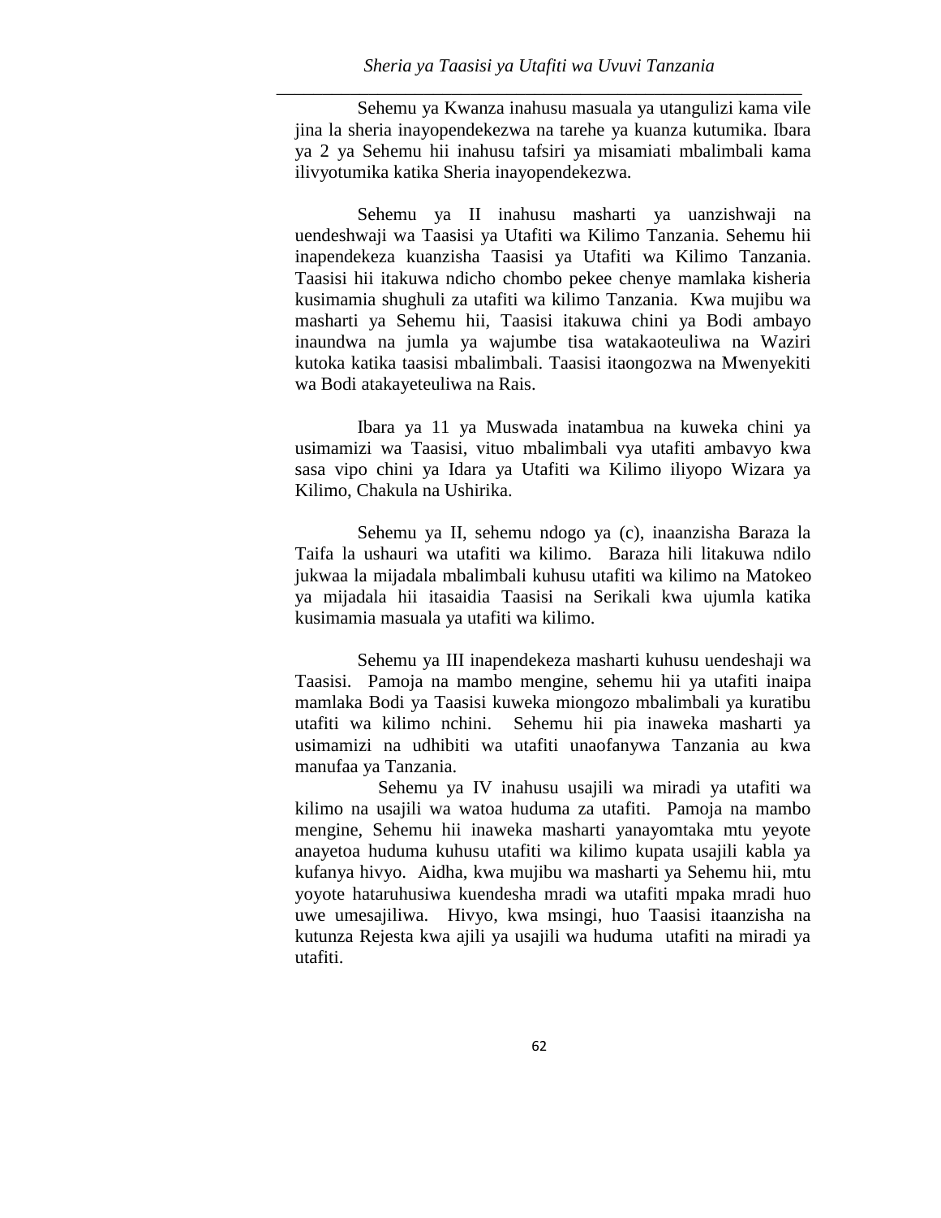Sehemu ya Kwanza inahusu masuala ya utangulizi kama vile jina la sheria inayopendekezwa na tarehe ya kuanza kutumika. Ibara ya 2 ya Sehemu hii inahusu tafsiri ya misamiati mbalimbali kama ilivyotumika katika Sheria inayopendekezwa.

Sehemu ya II inahusu masharti ya uanzishwaji na uendeshwaji wa Taasisi ya Utafiti wa Kilimo Tanzania. Sehemu hii inapendekeza kuanzisha Taasisi ya Utafiti wa Kilimo Tanzania. Taasisi hii itakuwa ndicho chombo pekee chenye mamlaka kisheria kusimamia shughuli za utafiti wa kilimo Tanzania. Kwa mujibu wa masharti ya Sehemu hii, Taasisi itakuwa chini ya Bodi ambayo inaundwa na jumla ya wajumbe tisa watakaoteuliwa na Waziri kutoka katika taasisi mbalimbali. Taasisi itaongozwa na Mwenyekiti wa Bodi atakayeteuliwa na Rais.

Ibara ya 11 ya Muswada inatambua na kuweka chini ya usimamizi wa Taasisi, vituo mbalimbali vya utafiti ambavyo kwa sasa vipo chini ya Idara ya Utafiti wa Kilimo iliyopo Wizara ya Kilimo, Chakula na Ushirika.

Sehemu ya II, sehemu ndogo ya (c), inaanzisha Baraza la Taifa la ushauri wa utafiti wa kilimo. Baraza hili litakuwa ndilo jukwaa la mijadala mbalimbali kuhusu utafiti wa kilimo na Matokeo ya mijadala hii itasaidia Taasisi na Serikali kwa ujumla katika kusimamia masuala ya utafiti wa kilimo.

Sehemu ya III inapendekeza masharti kuhusu uendeshaji wa Taasisi. Pamoja na mambo mengine, sehemu hii ya utafiti inaipa mamlaka Bodi ya Taasisi kuweka miongozo mbalimbali ya kuratibu utafiti wa kilimo nchini. Sehemu hii pia inaweka masharti ya usimamizi na udhibiti wa utafiti unaofanywa Tanzania au kwa manufaa ya Tanzania.

Sehemu ya IV inahusu usajili wa miradi ya utafiti wa kilimo na usajili wa watoa huduma za utafiti. Pamoja na mambo mengine, Sehemu hii inaweka masharti yanayomtaka mtu yeyote anayetoa huduma kuhusu utafiti wa kilimo kupata usajili kabla ya kufanya hivyo. Aidha, kwa mujibu wa masharti ya Sehemu hii, mtu yoyote hataruhusiwa kuendesha mradi wa utafiti mpaka mradi huo uwe umesajiliwa. Hivyo, kwa msingi, huo Taasisi itaanzisha na kutunza Rejesta kwa ajili ya usajili wa huduma utafiti na miradi ya utafiti.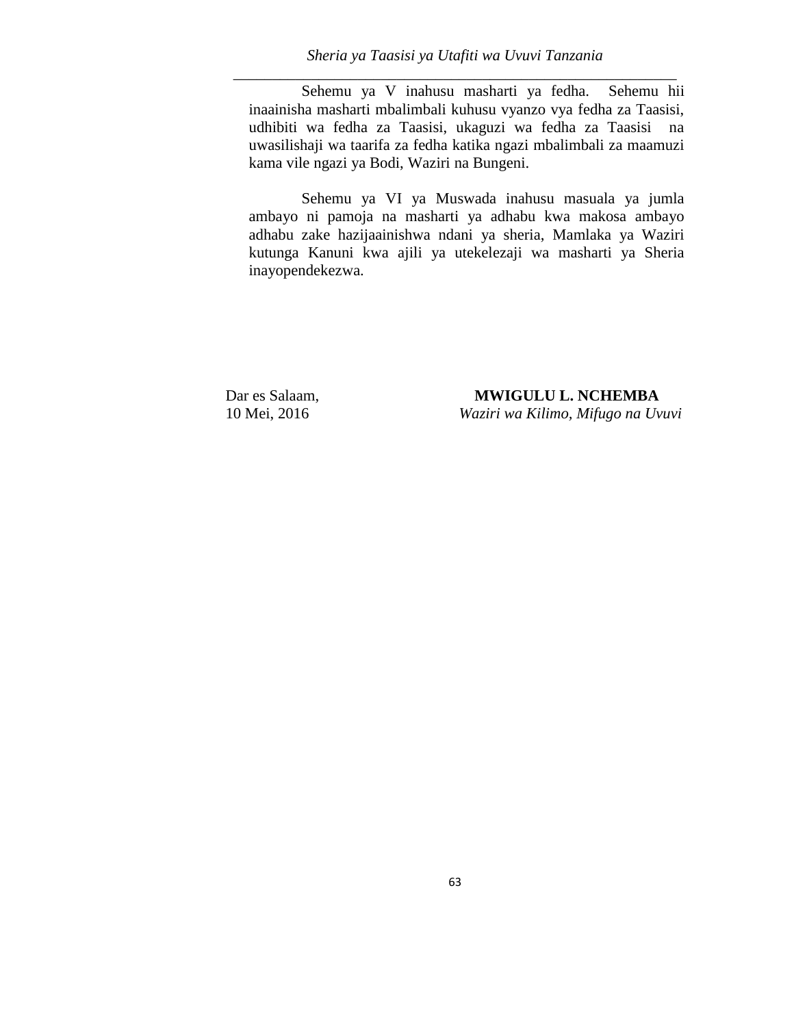Sehemu ya V inahusu masharti ya fedha. Sehemu hii inaainisha masharti mbalimbali kuhusu vyanzo vya fedha za Taasisi, udhibiti wa fedha za Taasisi, ukaguzi wa fedha za Taasisi na uwasilishaji wa taarifa za fedha katika ngazi mbalimbali za maamuzi kama vile ngazi ya Bodi, Waziri na Bungeni.

Sehemu ya VI ya Muswada inahusu masuala ya jumla ambayo ni pamoja na masharti ya adhabu kwa makosa ambayo adhabu zake hazijaainishwa ndani ya sheria, Mamlaka ya Waziri kutunga Kanuni kwa ajili ya utekelezaji wa masharti ya Sheria inayopendekezwa.

Dar es Salaam,
10 Mei, 2016

**MWIGULU L. NCHEMBA**
*Waziri wa Kilimo, Mifugo na Uvuvi*